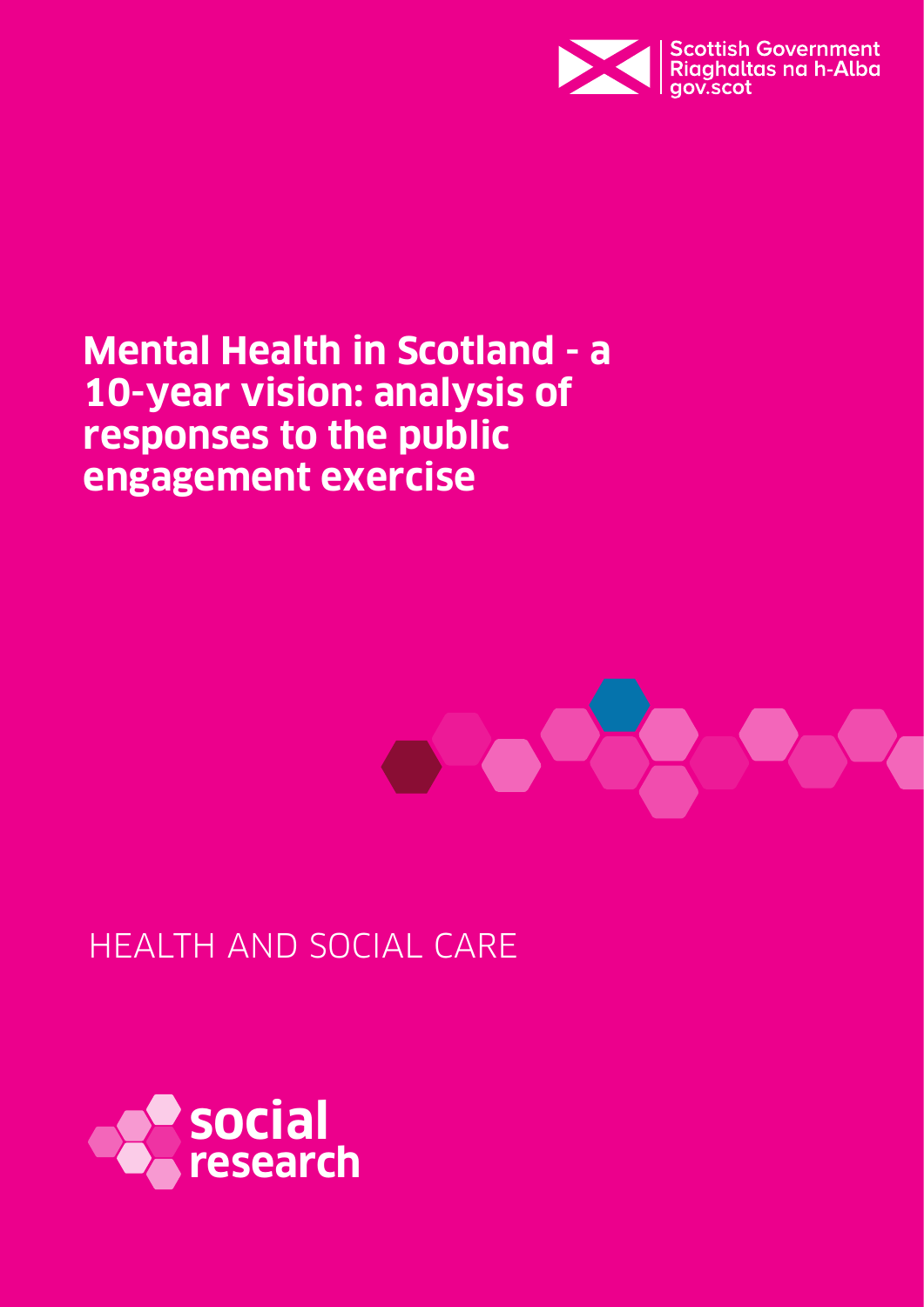Scottish Government
Riaghaltas na h-Alba
gov.scot

# Mental Health in Scotland - a 10-year vision: analysis of responses to the public engagement exercise

HEALTH AND SOCIAL CARE

social research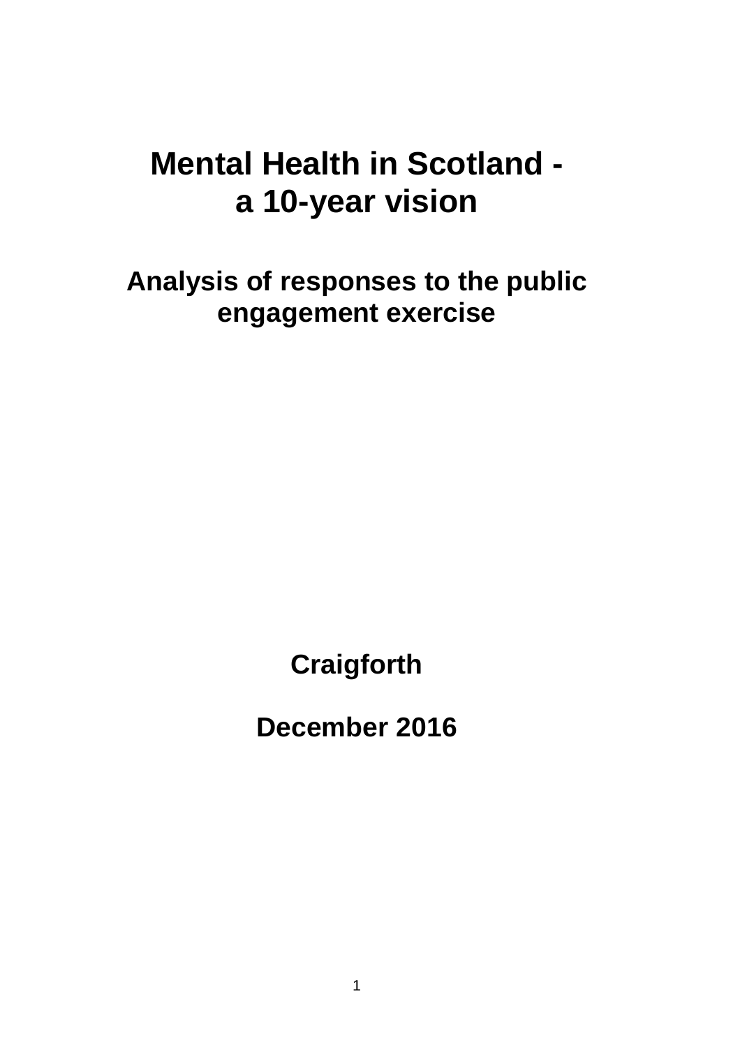# Mental Health in Scotland - a 10-year vision

## Analysis of responses to the public engagement exercise

**Craigforth**

**December 2016**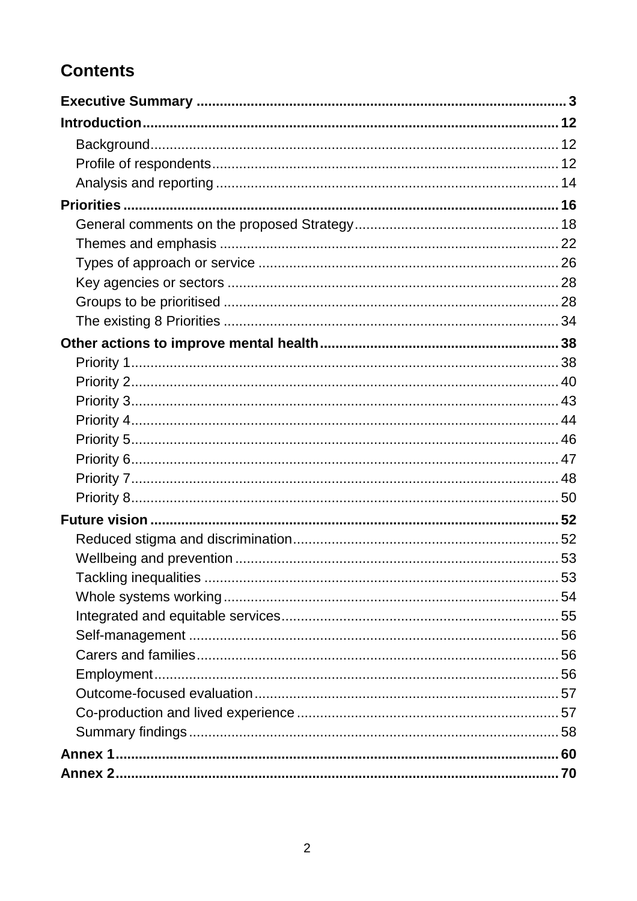## Contents

**Executive Summary** .......... **3**

**Introduction** .......... **12**

- Background .......... 12
- Profile of respondents .......... 12
- Analysis and reporting .......... 14

**Priorities** .......... **16**

- General comments on the proposed Strategy .......... 18
- Themes and emphasis .......... 22
- Types of approach or service .......... 26
- Key agencies or sectors .......... 28
- Groups to be prioritised .......... 28
- The existing 8 Priorities .......... 34

**Other actions to improve mental health** .......... **38**

- Priority 1 .......... 38
- Priority 2 .......... 40
- Priority 3 .......... 43
- Priority 4 .......... 44
- Priority 5 .......... 46
- Priority 6 .......... 47
- Priority 7 .......... 48
- Priority 8 .......... 50

**Future vision** .......... **52**

- Reduced stigma and discrimination .......... 52
- Wellbeing and prevention .......... 53
- Tackling inequalities .......... 53
- Whole systems working .......... 54
- Integrated and equitable services .......... 55
- Self-management .......... 56
- Carers and families .......... 56
- Employment .......... 56
- Outcome-focused evaluation .......... 57
- Co-production and lived experience .......... 57
- Summary findings .......... 58

**Annex 1** .......... **60**

**Annex 2** .......... **70**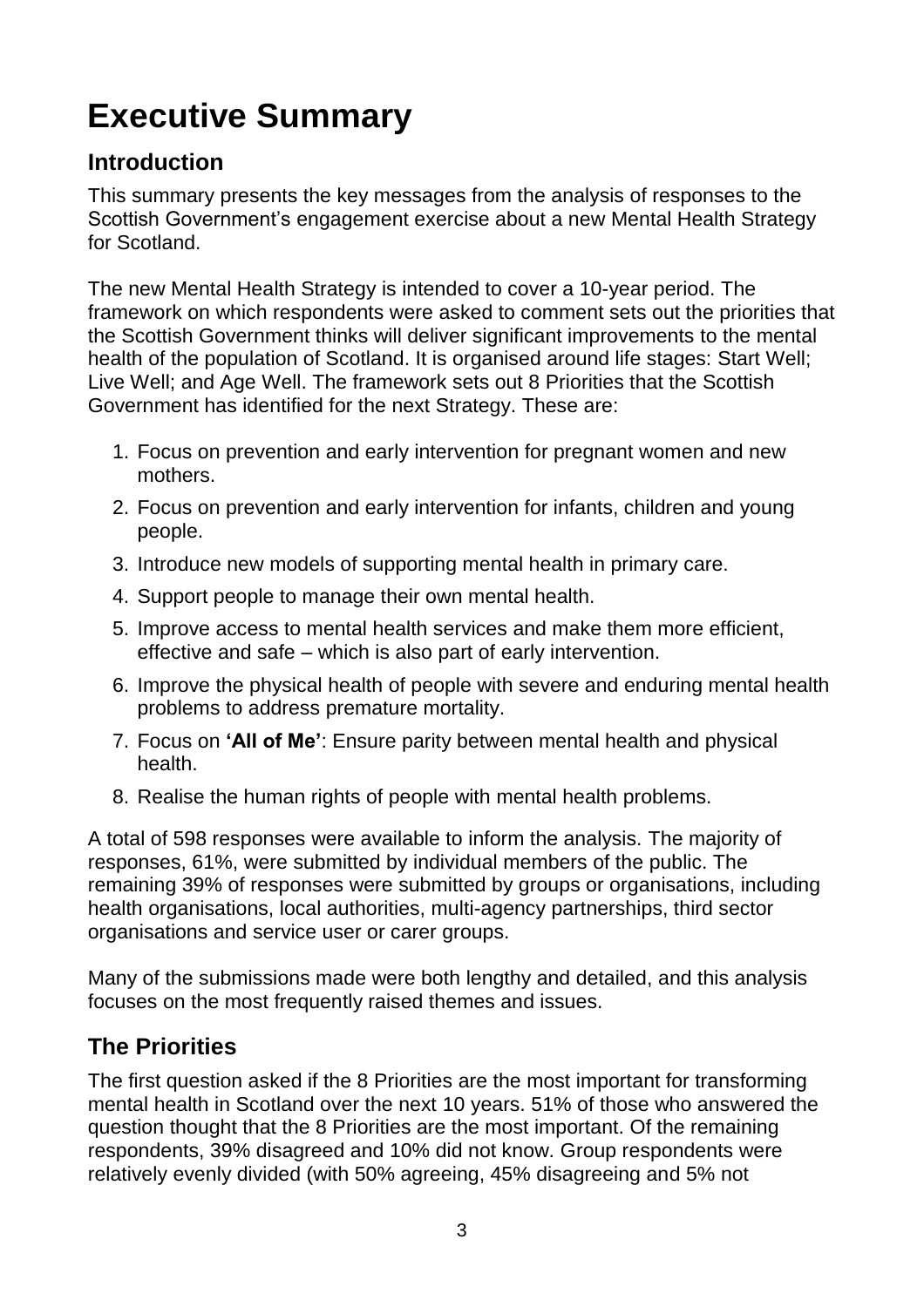# Executive Summary

## Introduction

This summary presents the key messages from the analysis of responses to the Scottish Government's engagement exercise about a new Mental Health Strategy for Scotland.

The new Mental Health Strategy is intended to cover a 10-year period. The framework on which respondents were asked to comment sets out the priorities that the Scottish Government thinks will deliver significant improvements to the mental health of the population of Scotland. It is organised around life stages: Start Well; Live Well; and Age Well. The framework sets out 8 Priorities that the Scottish Government has identified for the next Strategy. These are:

1. Focus on prevention and early intervention for pregnant women and new mothers.
2. Focus on prevention and early intervention for infants, children and young people.
3. Introduce new models of supporting mental health in primary care.
4. Support people to manage their own mental health.
5. Improve access to mental health services and make them more efficient, effective and safe – which is also part of early intervention.
6. Improve the physical health of people with severe and enduring mental health problems to address premature mortality.
7. Focus on **'All of Me'**: Ensure parity between mental health and physical health.
8. Realise the human rights of people with mental health problems.

A total of 598 responses were available to inform the analysis. The majority of responses, 61%, were submitted by individual members of the public. The remaining 39% of responses were submitted by groups or organisations, including health organisations, local authorities, multi-agency partnerships, third sector organisations and service user or carer groups.

Many of the submissions made were both lengthy and detailed, and this analysis focuses on the most frequently raised themes and issues.

## The Priorities

The first question asked if the 8 Priorities are the most important for transforming mental health in Scotland over the next 10 years. 51% of those who answered the question thought that the 8 Priorities are the most important. Of the remaining respondents, 39% disagreed and 10% did not know. Group respondents were relatively evenly divided (with 50% agreeing, 45% disagreeing and 5% not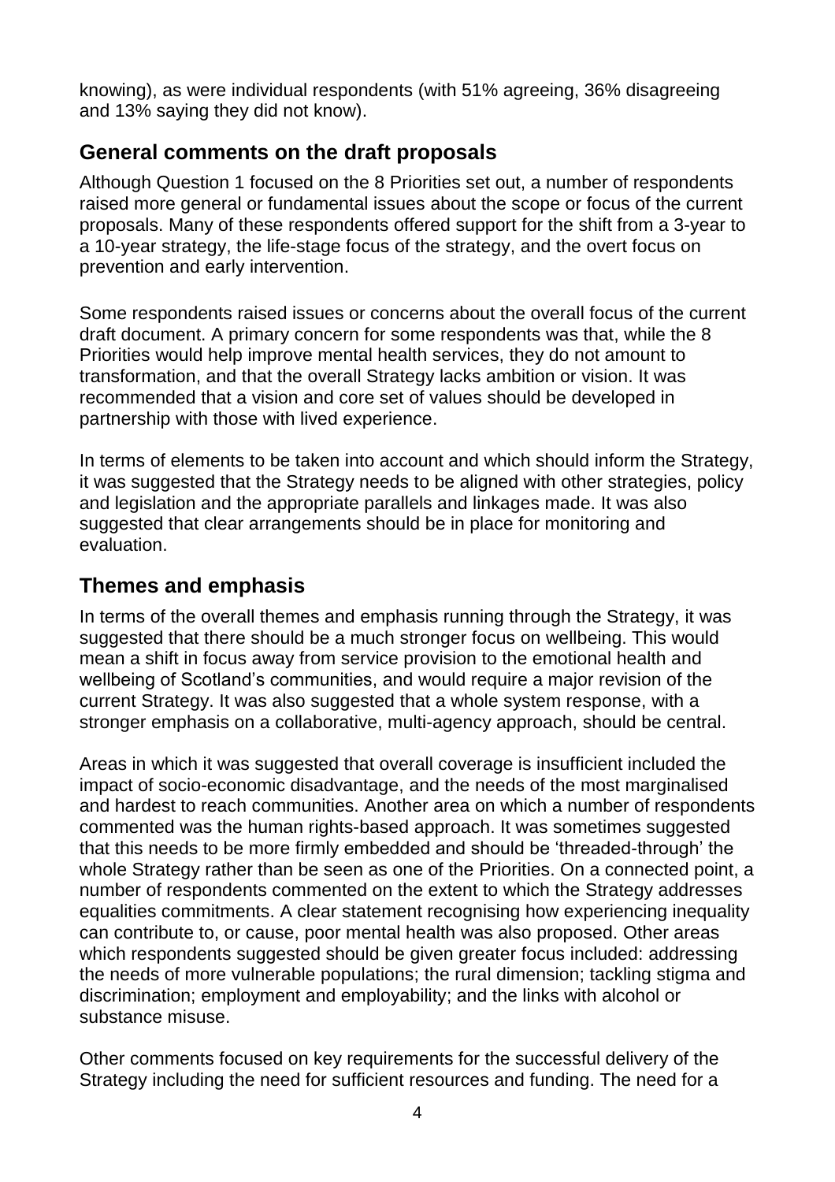knowing), as were individual respondents (with 51% agreeing, 36% disagreeing and 13% saying they did not know).

## General comments on the draft proposals

Although Question 1 focused on the 8 Priorities set out, a number of respondents raised more general or fundamental issues about the scope or focus of the current proposals. Many of these respondents offered support for the shift from a 3-year to a 10-year strategy, the life-stage focus of the strategy, and the overt focus on prevention and early intervention.

Some respondents raised issues or concerns about the overall focus of the current draft document. A primary concern for some respondents was that, while the 8 Priorities would help improve mental health services, they do not amount to transformation, and that the overall Strategy lacks ambition or vision. It was recommended that a vision and core set of values should be developed in partnership with those with lived experience.

In terms of elements to be taken into account and which should inform the Strategy, it was suggested that the Strategy needs to be aligned with other strategies, policy and legislation and the appropriate parallels and linkages made. It was also suggested that clear arrangements should be in place for monitoring and evaluation.

## Themes and emphasis

In terms of the overall themes and emphasis running through the Strategy, it was suggested that there should be a much stronger focus on wellbeing. This would mean a shift in focus away from service provision to the emotional health and wellbeing of Scotland's communities, and would require a major revision of the current Strategy. It was also suggested that a whole system response, with a stronger emphasis on a collaborative, multi-agency approach, should be central.

Areas in which it was suggested that overall coverage is insufficient included the impact of socio-economic disadvantage, and the needs of the most marginalised and hardest to reach communities. Another area on which a number of respondents commented was the human rights-based approach. It was sometimes suggested that this needs to be more firmly embedded and should be 'threaded-through' the whole Strategy rather than be seen as one of the Priorities. On a connected point, a number of respondents commented on the extent to which the Strategy addresses equalities commitments. A clear statement recognising how experiencing inequality can contribute to, or cause, poor mental health was also proposed. Other areas which respondents suggested should be given greater focus included: addressing the needs of more vulnerable populations; the rural dimension; tackling stigma and discrimination; employment and employability; and the links with alcohol or substance misuse.

Other comments focused on key requirements for the successful delivery of the Strategy including the need for sufficient resources and funding. The need for a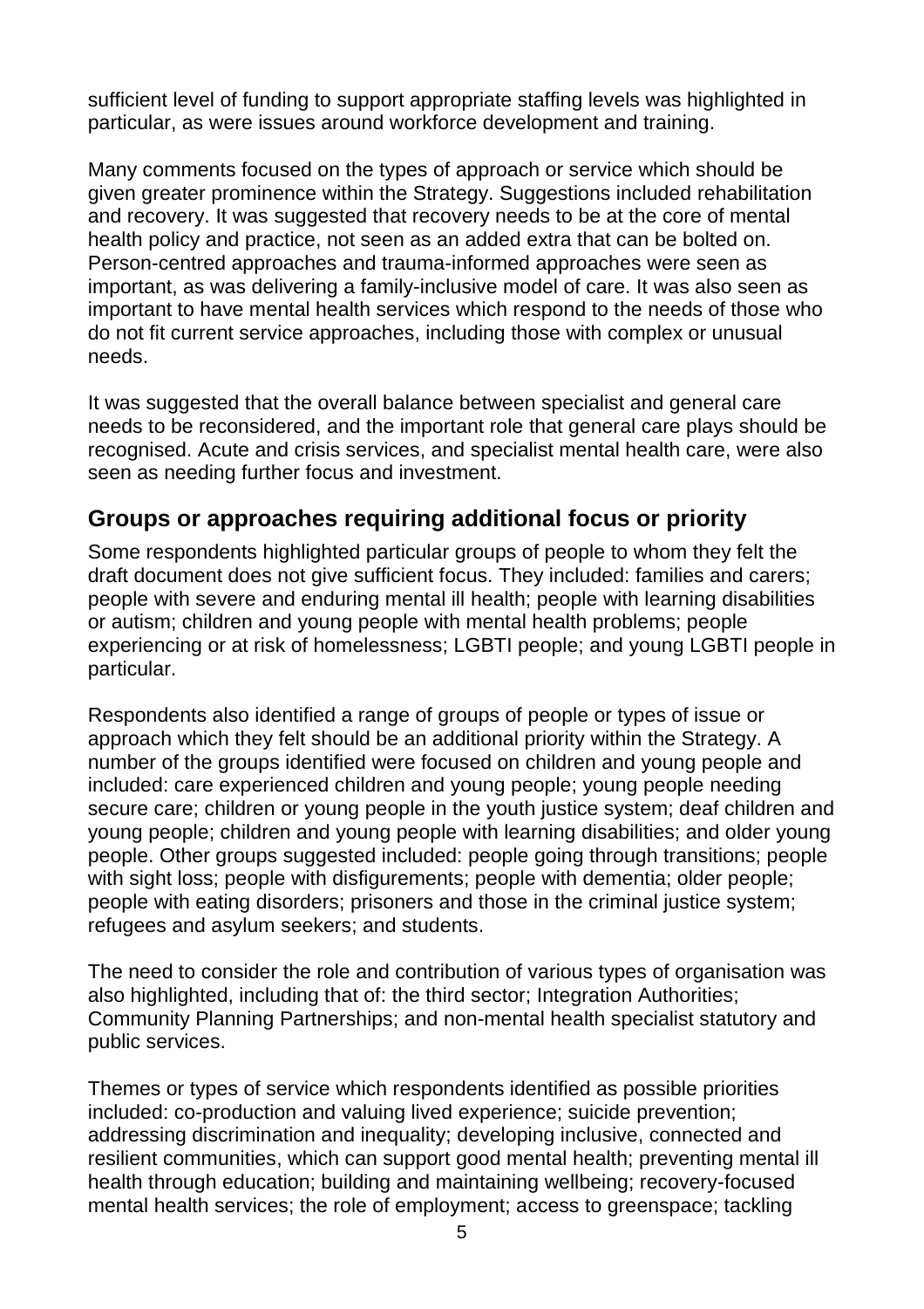sufficient level of funding to support appropriate staffing levels was highlighted in particular, as were issues around workforce development and training.

Many comments focused on the types of approach or service which should be given greater prominence within the Strategy. Suggestions included rehabilitation and recovery. It was suggested that recovery needs to be at the core of mental health policy and practice, not seen as an added extra that can be bolted on. Person-centred approaches and trauma-informed approaches were seen as important, as was delivering a family-inclusive model of care. It was also seen as important to have mental health services which respond to the needs of those who do not fit current service approaches, including those with complex or unusual needs.

It was suggested that the overall balance between specialist and general care needs to be reconsidered, and the important role that general care plays should be recognised. Acute and crisis services, and specialist mental health care, were also seen as needing further focus and investment.

## Groups or approaches requiring additional focus or priority

Some respondents highlighted particular groups of people to whom they felt the draft document does not give sufficient focus. They included: families and carers; people with severe and enduring mental ill health; people with learning disabilities or autism; children and young people with mental health problems; people experiencing or at risk of homelessness; LGBTI people; and young LGBTI people in particular.

Respondents also identified a range of groups of people or types of issue or approach which they felt should be an additional priority within the Strategy. A number of the groups identified were focused on children and young people and included: care experienced children and young people; young people needing secure care; children or young people in the youth justice system; deaf children and young people; children and young people with learning disabilities; and older young people. Other groups suggested included: people going through transitions; people with sight loss; people with disfigurements; people with dementia; older people; people with eating disorders; prisoners and those in the criminal justice system; refugees and asylum seekers; and students.

The need to consider the role and contribution of various types of organisation was also highlighted, including that of: the third sector; Integration Authorities; Community Planning Partnerships; and non-mental health specialist statutory and public services.

Themes or types of service which respondents identified as possible priorities included: co-production and valuing lived experience; suicide prevention; addressing discrimination and inequality; developing inclusive, connected and resilient communities, which can support good mental health; preventing mental ill health through education; building and maintaining wellbeing; recovery-focused mental health services; the role of employment; access to greenspace; tackling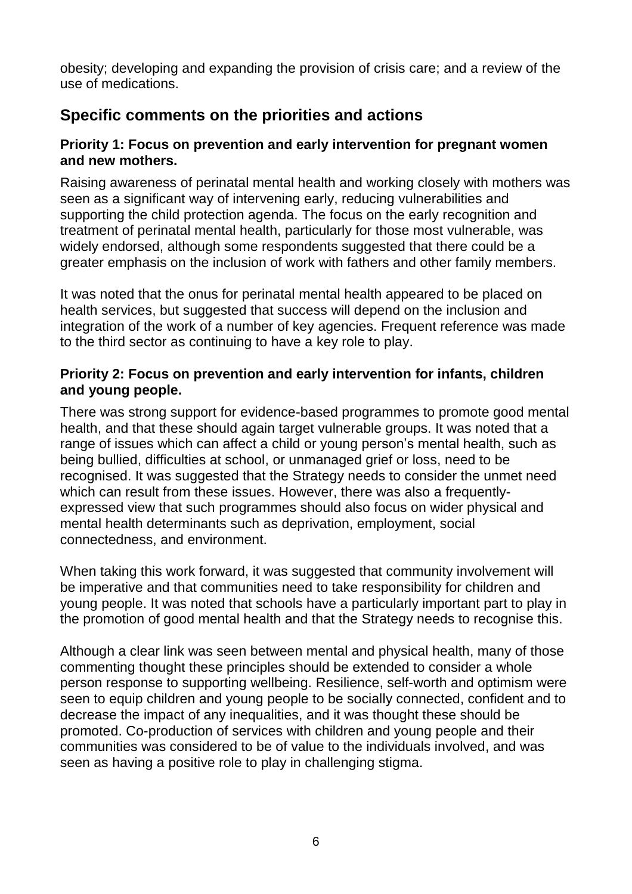obesity; developing and expanding the provision of crisis care; and a review of the use of medications.

## Specific comments on the priorities and actions

### Priority 1: Focus on prevention and early intervention for pregnant women and new mothers.

Raising awareness of perinatal mental health and working closely with mothers was seen as a significant way of intervening early, reducing vulnerabilities and supporting the child protection agenda. The focus on the early recognition and treatment of perinatal mental health, particularly for those most vulnerable, was widely endorsed, although some respondents suggested that there could be a greater emphasis on the inclusion of work with fathers and other family members.

It was noted that the onus for perinatal mental health appeared to be placed on health services, but suggested that success will depend on the inclusion and integration of the work of a number of key agencies. Frequent reference was made to the third sector as continuing to have a key role to play.

### Priority 2: Focus on prevention and early intervention for infants, children and young people.

There was strong support for evidence-based programmes to promote good mental health, and that these should again target vulnerable groups. It was noted that a range of issues which can affect a child or young person's mental health, such as being bullied, difficulties at school, or unmanaged grief or loss, need to be recognised. It was suggested that the Strategy needs to consider the unmet need which can result from these issues. However, there was also a frequently-expressed view that such programmes should also focus on wider physical and mental health determinants such as deprivation, employment, social connectedness, and environment.

When taking this work forward, it was suggested that community involvement will be imperative and that communities need to take responsibility for children and young people. It was noted that schools have a particularly important part to play in the promotion of good mental health and that the Strategy needs to recognise this.

Although a clear link was seen between mental and physical health, many of those commenting thought these principles should be extended to consider a whole person response to supporting wellbeing. Resilience, self-worth and optimism were seen to equip children and young people to be socially connected, confident and to decrease the impact of any inequalities, and it was thought these should be promoted. Co-production of services with children and young people and their communities was considered to be of value to the individuals involved, and was seen as having a positive role to play in challenging stigma.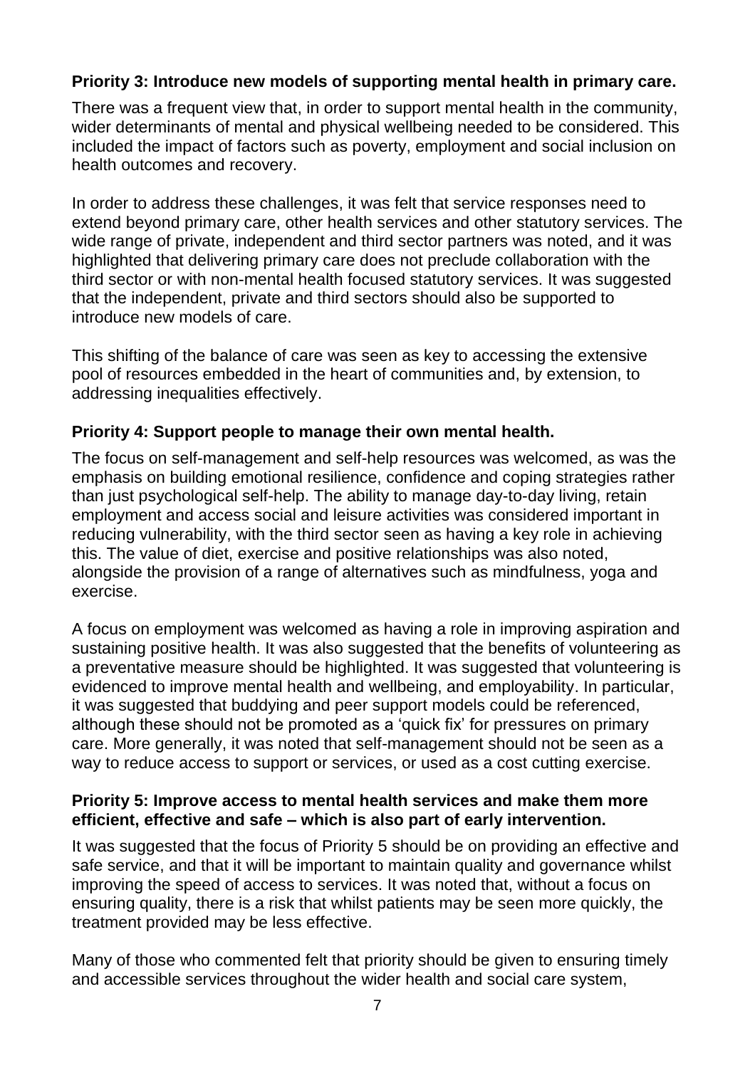**Priority 3: Introduce new models of supporting mental health in primary care.**

There was a frequent view that, in order to support mental health in the community, wider determinants of mental and physical wellbeing needed to be considered. This included the impact of factors such as poverty, employment and social inclusion on health outcomes and recovery.

In order to address these challenges, it was felt that service responses need to extend beyond primary care, other health services and other statutory services. The wide range of private, independent and third sector partners was noted, and it was highlighted that delivering primary care does not preclude collaboration with the third sector or with non-mental health focused statutory services. It was suggested that the independent, private and third sectors should also be supported to introduce new models of care.

This shifting of the balance of care was seen as key to accessing the extensive pool of resources embedded in the heart of communities and, by extension, to addressing inequalities effectively.

**Priority 4: Support people to manage their own mental health.**

The focus on self-management and self-help resources was welcomed, as was the emphasis on building emotional resilience, confidence and coping strategies rather than just psychological self-help. The ability to manage day-to-day living, retain employment and access social and leisure activities was considered important in reducing vulnerability, with the third sector seen as having a key role in achieving this. The value of diet, exercise and positive relationships was also noted, alongside the provision of a range of alternatives such as mindfulness, yoga and exercise.

A focus on employment was welcomed as having a role in improving aspiration and sustaining positive health. It was also suggested that the benefits of volunteering as a preventative measure should be highlighted. It was suggested that volunteering is evidenced to improve mental health and wellbeing, and employability. In particular, it was suggested that buddying and peer support models could be referenced, although these should not be promoted as a 'quick fix' for pressures on primary care. More generally, it was noted that self-management should not be seen as a way to reduce access to support or services, or used as a cost cutting exercise.

**Priority 5: Improve access to mental health services and make them more efficient, effective and safe – which is also part of early intervention.**

It was suggested that the focus of Priority 5 should be on providing an effective and safe service, and that it will be important to maintain quality and governance whilst improving the speed of access to services. It was noted that, without a focus on ensuring quality, there is a risk that whilst patients may be seen more quickly, the treatment provided may be less effective.

Many of those who commented felt that priority should be given to ensuring timely and accessible services throughout the wider health and social care system,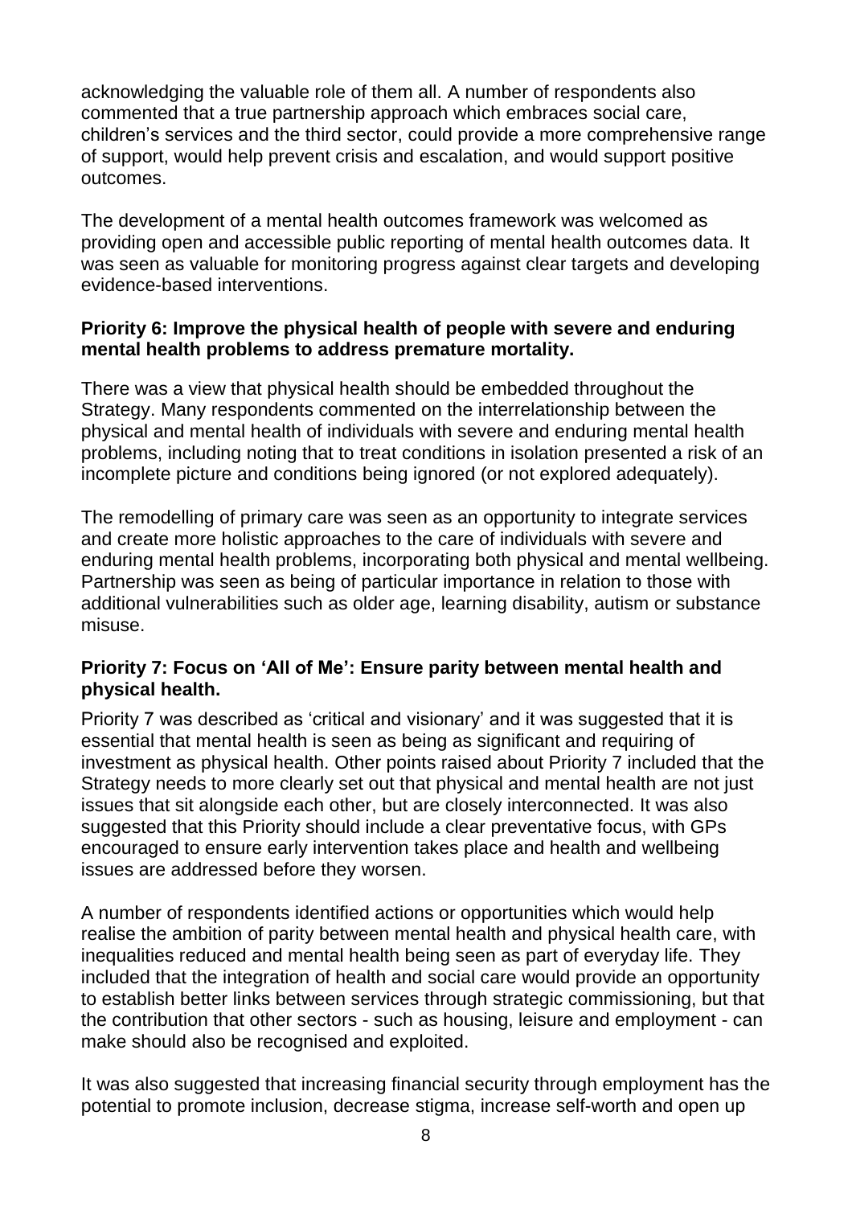acknowledging the valuable role of them all. A number of respondents also commented that a true partnership approach which embraces social care, children's services and the third sector, could provide a more comprehensive range of support, would help prevent crisis and escalation, and would support positive outcomes.

The development of a mental health outcomes framework was welcomed as providing open and accessible public reporting of mental health outcomes data. It was seen as valuable for monitoring progress against clear targets and developing evidence-based interventions.

**Priority 6: Improve the physical health of people with severe and enduring mental health problems to address premature mortality.**

There was a view that physical health should be embedded throughout the Strategy. Many respondents commented on the interrelationship between the physical and mental health of individuals with severe and enduring mental health problems, including noting that to treat conditions in isolation presented a risk of an incomplete picture and conditions being ignored (or not explored adequately).

The remodelling of primary care was seen as an opportunity to integrate services and create more holistic approaches to the care of individuals with severe and enduring mental health problems, incorporating both physical and mental wellbeing. Partnership was seen as being of particular importance in relation to those with additional vulnerabilities such as older age, learning disability, autism or substance misuse.

**Priority 7: Focus on 'All of Me': Ensure parity between mental health and physical health.**

Priority 7 was described as 'critical and visionary' and it was suggested that it is essential that mental health is seen as being as significant and requiring of investment as physical health. Other points raised about Priority 7 included that the Strategy needs to more clearly set out that physical and mental health are not just issues that sit alongside each other, but are closely interconnected. It was also suggested that this Priority should include a clear preventative focus, with GPs encouraged to ensure early intervention takes place and health and wellbeing issues are addressed before they worsen.

A number of respondents identified actions or opportunities which would help realise the ambition of parity between mental health and physical health care, with inequalities reduced and mental health being seen as part of everyday life. They included that the integration of health and social care would provide an opportunity to establish better links between services through strategic commissioning, but that the contribution that other sectors - such as housing, leisure and employment - can make should also be recognised and exploited.

It was also suggested that increasing financial security through employment has the potential to promote inclusion, decrease stigma, increase self-worth and open up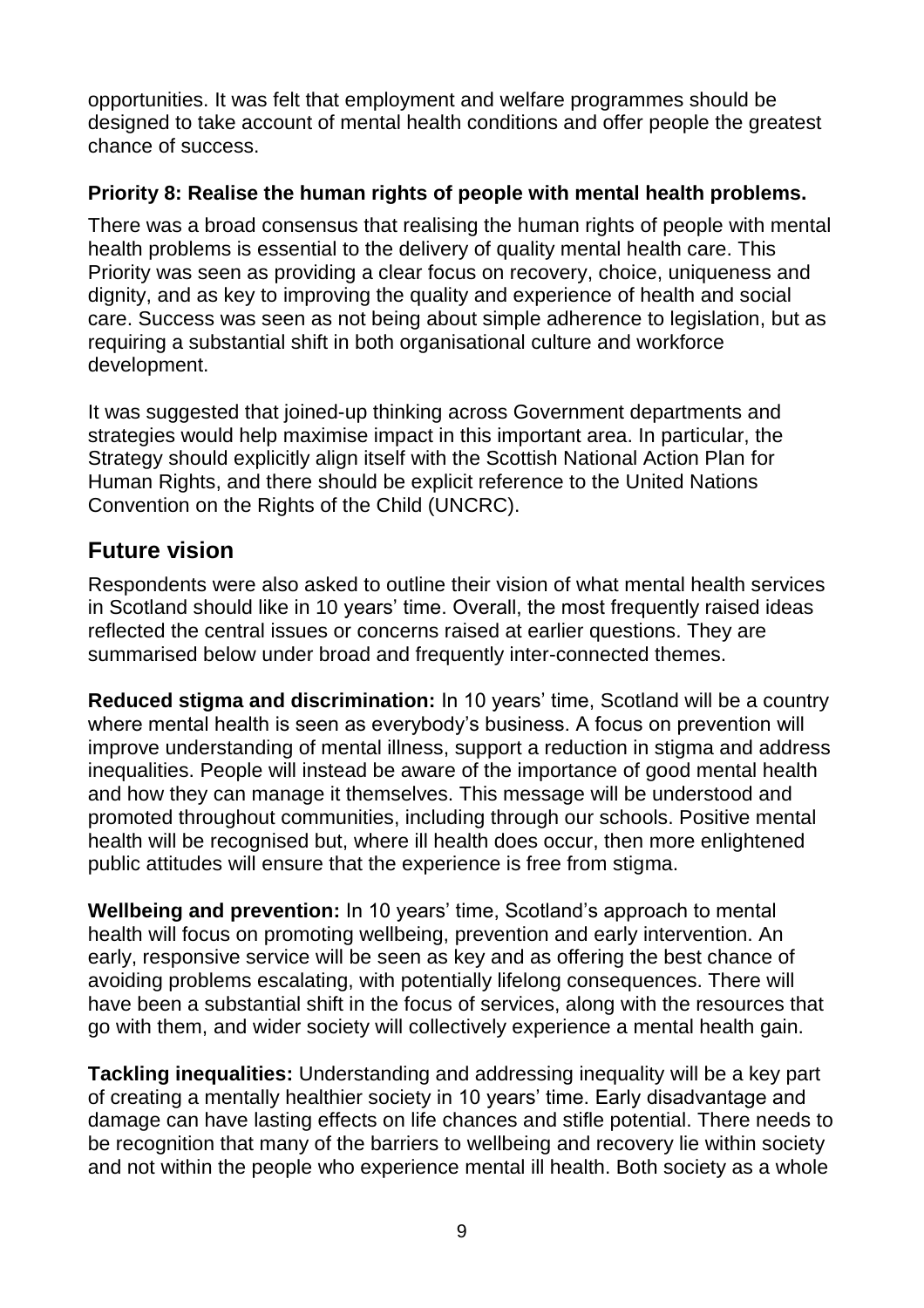opportunities. It was felt that employment and welfare programmes should be designed to take account of mental health conditions and offer people the greatest chance of success.

**Priority 8: Realise the human rights of people with mental health problems.**

There was a broad consensus that realising the human rights of people with mental health problems is essential to the delivery of quality mental health care. This Priority was seen as providing a clear focus on recovery, choice, uniqueness and dignity, and as key to improving the quality and experience of health and social care. Success was seen as not being about simple adherence to legislation, but as requiring a substantial shift in both organisational culture and workforce development.

It was suggested that joined-up thinking across Government departments and strategies would help maximise impact in this important area. In particular, the Strategy should explicitly align itself with the Scottish National Action Plan for Human Rights, and there should be explicit reference to the United Nations Convention on the Rights of the Child (UNCRC).

## Future vision

Respondents were also asked to outline their vision of what mental health services in Scotland should like in 10 years' time. Overall, the most frequently raised ideas reflected the central issues or concerns raised at earlier questions. They are summarised below under broad and frequently inter-connected themes.

**Reduced stigma and discrimination:** In 10 years' time, Scotland will be a country where mental health is seen as everybody's business. A focus on prevention will improve understanding of mental illness, support a reduction in stigma and address inequalities. People will instead be aware of the importance of good mental health and how they can manage it themselves. This message will be understood and promoted throughout communities, including through our schools. Positive mental health will be recognised but, where ill health does occur, then more enlightened public attitudes will ensure that the experience is free from stigma.

**Wellbeing and prevention:** In 10 years' time, Scotland's approach to mental health will focus on promoting wellbeing, prevention and early intervention. An early, responsive service will be seen as key and as offering the best chance of avoiding problems escalating, with potentially lifelong consequences. There will have been a substantial shift in the focus of services, along with the resources that go with them, and wider society will collectively experience a mental health gain.

**Tackling inequalities:** Understanding and addressing inequality will be a key part of creating a mentally healthier society in 10 years' time. Early disadvantage and damage can have lasting effects on life chances and stifle potential. There needs to be recognition that many of the barriers to wellbeing and recovery lie within society and not within the people who experience mental ill health. Both society as a whole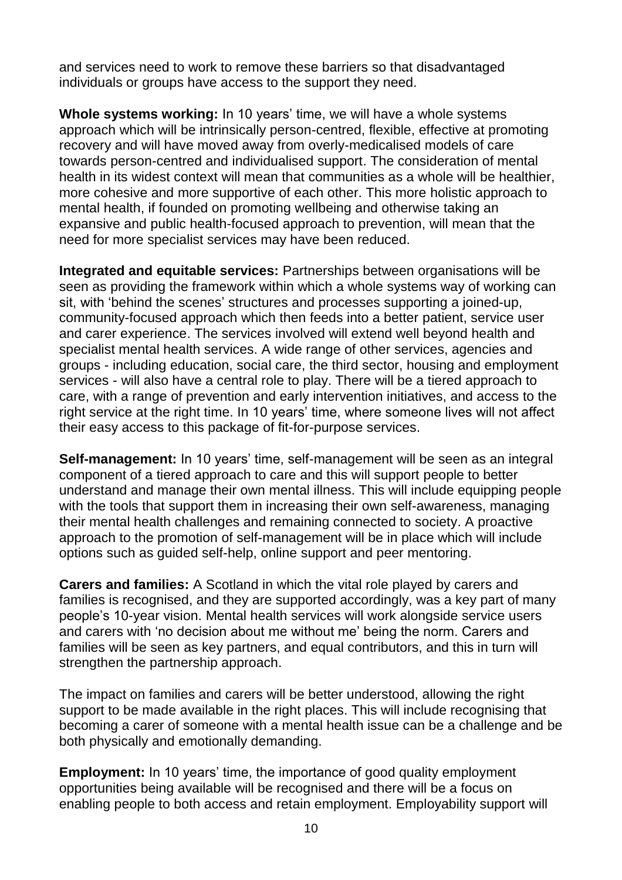and services need to work to remove these barriers so that disadvantaged individuals or groups have access to the support they need.

**Whole systems working:** In 10 years' time, we will have a whole systems approach which will be intrinsically person-centred, flexible, effective at promoting recovery and will have moved away from overly-medicalised models of care towards person-centred and individualised support. The consideration of mental health in its widest context will mean that communities as a whole will be healthier, more cohesive and more supportive of each other. This more holistic approach to mental health, if founded on promoting wellbeing and otherwise taking an expansive and public health-focused approach to prevention, will mean that the need for more specialist services may have been reduced.

**Integrated and equitable services:** Partnerships between organisations will be seen as providing the framework within which a whole systems way of working can sit, with 'behind the scenes' structures and processes supporting a joined-up, community-focused approach which then feeds into a better patient, service user and carer experience. The services involved will extend well beyond health and specialist mental health services. A wide range of other services, agencies and groups - including education, social care, the third sector, housing and employment services - will also have a central role to play. There will be a tiered approach to care, with a range of prevention and early intervention initiatives, and access to the right service at the right time. In 10 years' time, where someone lives will not affect their easy access to this package of fit-for-purpose services.

**Self-management:** In 10 years' time, self-management will be seen as an integral component of a tiered approach to care and this will support people to better understand and manage their own mental illness. This will include equipping people with the tools that support them in increasing their own self-awareness, managing their mental health challenges and remaining connected to society. A proactive approach to the promotion of self-management will be in place which will include options such as guided self-help, online support and peer mentoring.

**Carers and families:** A Scotland in which the vital role played by carers and families is recognised, and they are supported accordingly, was a key part of many people's 10-year vision. Mental health services will work alongside service users and carers with 'no decision about me without me' being the norm. Carers and families will be seen as key partners, and equal contributors, and this in turn will strengthen the partnership approach.

The impact on families and carers will be better understood, allowing the right support to be made available in the right places. This will include recognising that becoming a carer of someone with a mental health issue can be a challenge and be both physically and emotionally demanding.

**Employment:** In 10 years' time, the importance of good quality employment opportunities being available will be recognised and there will be a focus on enabling people to both access and retain employment. Employability support will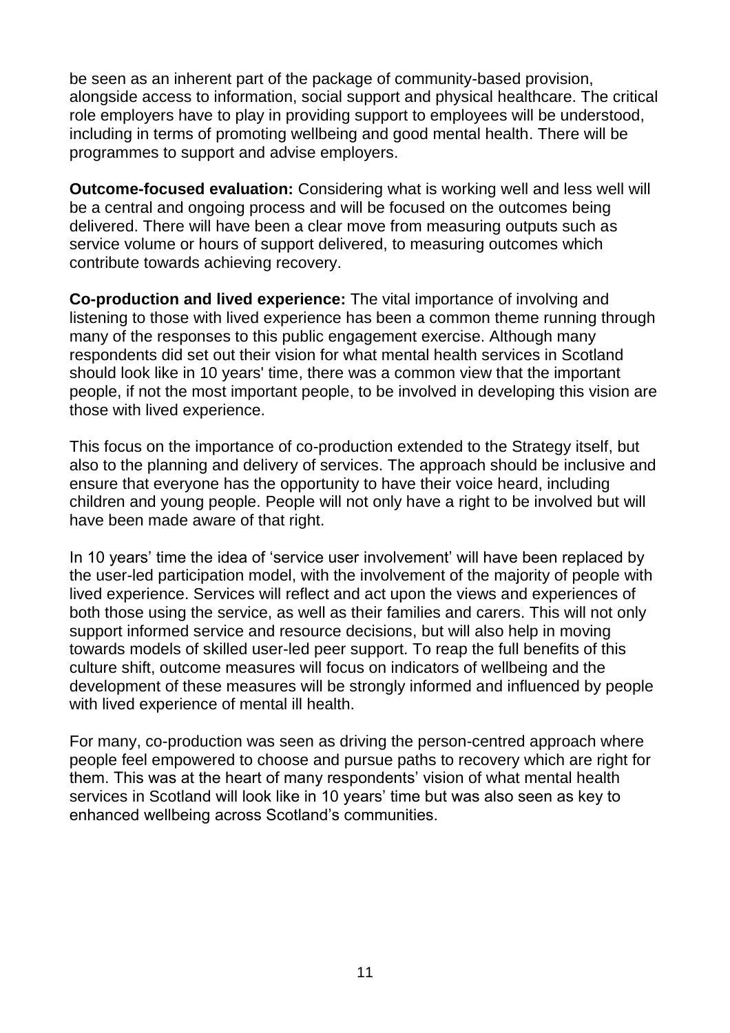be seen as an inherent part of the package of community-based provision, alongside access to information, social support and physical healthcare. The critical role employers have to play in providing support to employees will be understood, including in terms of promoting wellbeing and good mental health. There will be programmes to support and advise employers.

**Outcome-focused evaluation:** Considering what is working well and less well will be a central and ongoing process and will be focused on the outcomes being delivered. There will have been a clear move from measuring outputs such as service volume or hours of support delivered, to measuring outcomes which contribute towards achieving recovery.

**Co-production and lived experience:** The vital importance of involving and listening to those with lived experience has been a common theme running through many of the responses to this public engagement exercise. Although many respondents did set out their vision for what mental health services in Scotland should look like in 10 years' time, there was a common view that the important people, if not the most important people, to be involved in developing this vision are those with lived experience.

This focus on the importance of co-production extended to the Strategy itself, but also to the planning and delivery of services. The approach should be inclusive and ensure that everyone has the opportunity to have their voice heard, including children and young people. People will not only have a right to be involved but will have been made aware of that right.

In 10 years' time the idea of 'service user involvement' will have been replaced by the user-led participation model, with the involvement of the majority of people with lived experience. Services will reflect and act upon the views and experiences of both those using the service, as well as their families and carers. This will not only support informed service and resource decisions, but will also help in moving towards models of skilled user-led peer support. To reap the full benefits of this culture shift, outcome measures will focus on indicators of wellbeing and the development of these measures will be strongly informed and influenced by people with lived experience of mental ill health.

For many, co-production was seen as driving the person-centred approach where people feel empowered to choose and pursue paths to recovery which are right for them. This was at the heart of many respondents' vision of what mental health services in Scotland will look like in 10 years' time but was also seen as key to enhanced wellbeing across Scotland's communities.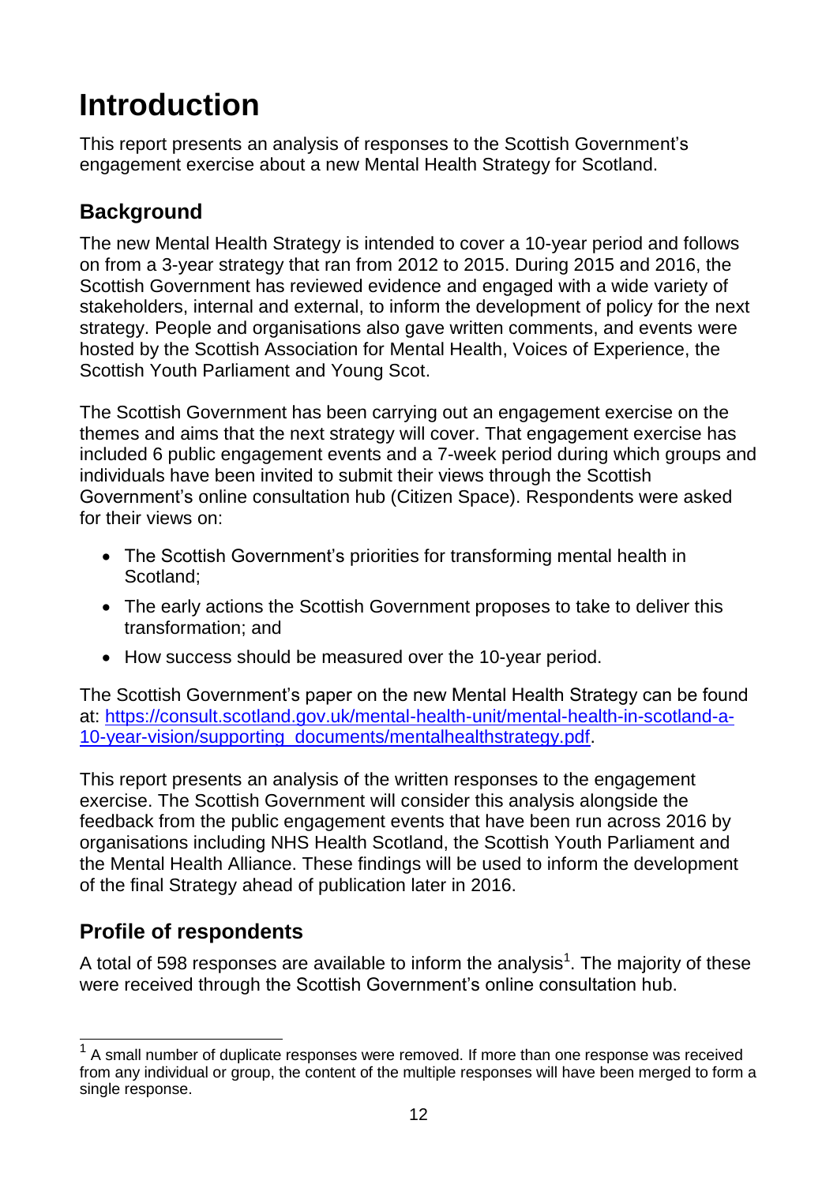# Introduction

This report presents an analysis of responses to the Scottish Government's engagement exercise about a new Mental Health Strategy for Scotland.

## Background

The new Mental Health Strategy is intended to cover a 10-year period and follows on from a 3-year strategy that ran from 2012 to 2015. During 2015 and 2016, the Scottish Government has reviewed evidence and engaged with a wide variety of stakeholders, internal and external, to inform the development of policy for the next strategy. People and organisations also gave written comments, and events were hosted by the Scottish Association for Mental Health, Voices of Experience, the Scottish Youth Parliament and Young Scot.

The Scottish Government has been carrying out an engagement exercise on the themes and aims that the next strategy will cover. That engagement exercise has included 6 public engagement events and a 7-week period during which groups and individuals have been invited to submit their views through the Scottish Government's online consultation hub (Citizen Space). Respondents were asked for their views on:

- The Scottish Government's priorities for transforming mental health in Scotland;
- The early actions the Scottish Government proposes to take to deliver this transformation; and
- How success should be measured over the 10-year period.

The Scottish Government's paper on the new Mental Health Strategy can be found at: https://consult.scotland.gov.uk/mental-health-unit/mental-health-in-scotland-a-10-year-vision/supporting_documents/mentalhealthstrategy.pdf.

This report presents an analysis of the written responses to the engagement exercise. The Scottish Government will consider this analysis alongside the feedback from the public engagement events that have been run across 2016 by organisations including NHS Health Scotland, the Scottish Youth Parliament and the Mental Health Alliance. These findings will be used to inform the development of the final Strategy ahead of publication later in 2016.

## Profile of respondents

A total of 598 responses are available to inform the analysis[1]. The majority of these were received through the Scottish Government's online consultation hub.

[1] A small number of duplicate responses were removed. If more than one response was received from any individual or group, the content of the multiple responses will have been merged to form a single response.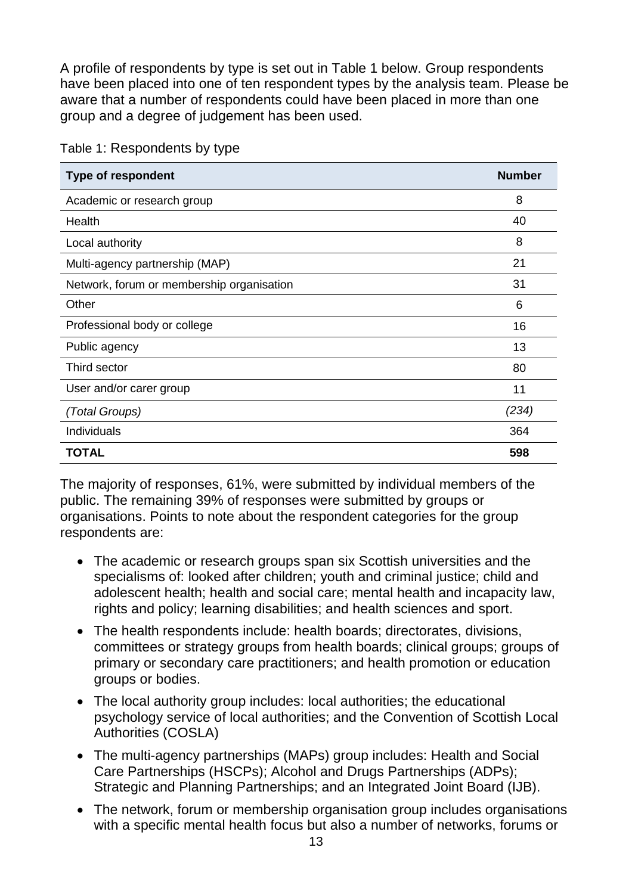A profile of respondents by type is set out in Table 1 below. Group respondents have been placed into one of ten respondent types by the analysis team. Please be aware that a number of respondents could have been placed in more than one group and a degree of judgement has been used.

Table 1: Respondents by type

| Type of respondent | Number |
|---|---|
| Academic or research group | 8 |
| Health | 40 |
| Local authority | 8 |
| Multi-agency partnership (MAP) | 21 |
| Network, forum or membership organisation | 31 |
| Other | 6 |
| Professional body or college | 16 |
| Public agency | 13 |
| Third sector | 80 |
| User and/or carer group | 11 |
| *(Total Groups)* | *(234)* |
| Individuals | 364 |
| **TOTAL** | **598** |

The majority of responses, 61%, were submitted by individual members of the public. The remaining 39% of responses were submitted by groups or organisations. Points to note about the respondent categories for the group respondents are:

- The academic or research groups span six Scottish universities and the specialisms of: looked after children; youth and criminal justice; child and adolescent health; health and social care; mental health and incapacity law, rights and policy; learning disabilities; and health sciences and sport.
- The health respondents include: health boards; directorates, divisions, committees or strategy groups from health boards; clinical groups; groups of primary or secondary care practitioners; and health promotion or education groups or bodies.
- The local authority group includes: local authorities; the educational psychology service of local authorities; and the Convention of Scottish Local Authorities (COSLA)
- The multi-agency partnerships (MAPs) group includes: Health and Social Care Partnerships (HSCPs); Alcohol and Drugs Partnerships (ADPs); Strategic and Planning Partnerships; and an Integrated Joint Board (IJB).
- The network, forum or membership organisation group includes organisations with a specific mental health focus but also a number of networks, forums or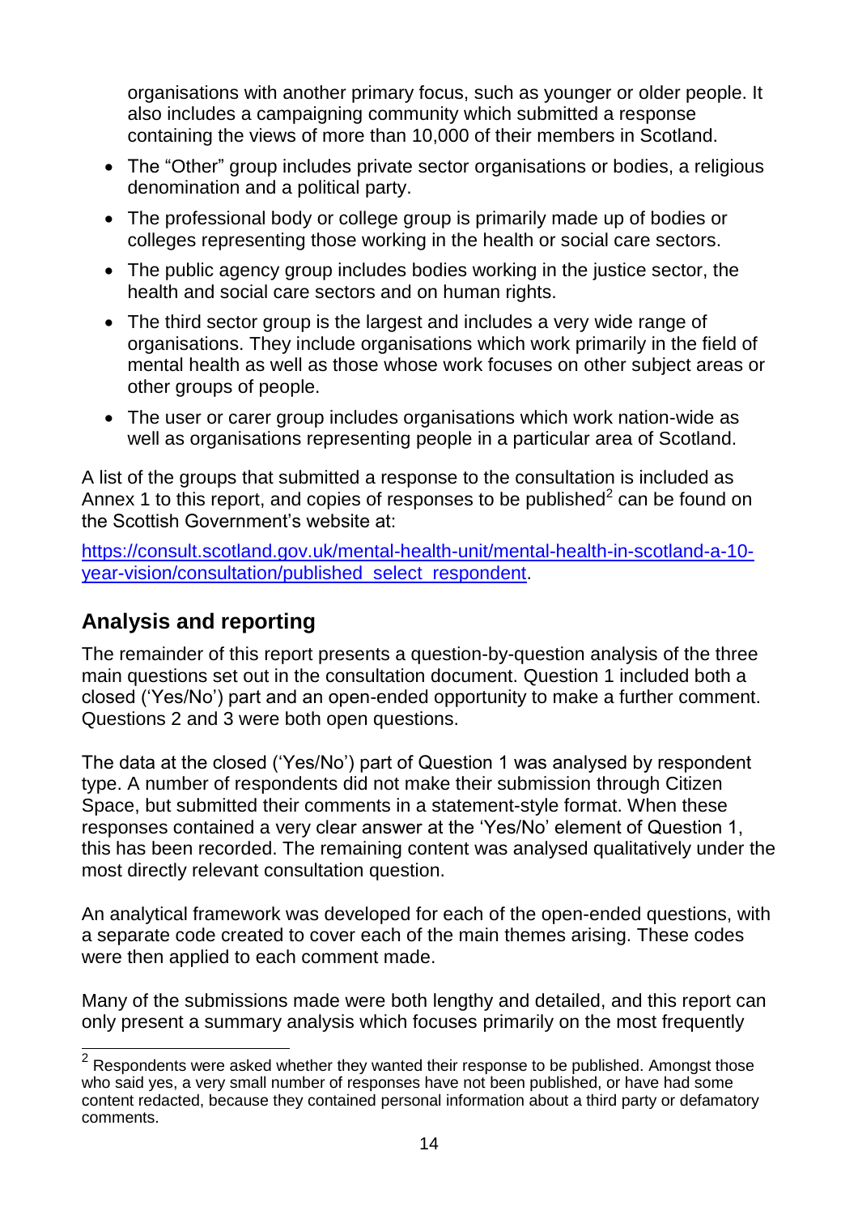organisations with another primary focus, such as younger or older people. It also includes a campaigning community which submitted a response containing the views of more than 10,000 of their members in Scotland.

- The "Other" group includes private sector organisations or bodies, a religious denomination and a political party.
- The professional body or college group is primarily made up of bodies or colleges representing those working in the health or social care sectors.
- The public agency group includes bodies working in the justice sector, the health and social care sectors and on human rights.
- The third sector group is the largest and includes a very wide range of organisations. They include organisations which work primarily in the field of mental health as well as those whose work focuses on other subject areas or other groups of people.
- The user or carer group includes organisations which work nation-wide as well as organisations representing people in a particular area of Scotland.

A list of the groups that submitted a response to the consultation is included as Annex 1 to this report, and copies of responses to be published[2] can be found on the Scottish Government's website at:

https://consult.scotland.gov.uk/mental-health-unit/mental-health-in-scotland-a-10-year-vision/consultation/published_select_respondent.

## Analysis and reporting

The remainder of this report presents a question-by-question analysis of the three main questions set out in the consultation document. Question 1 included both a closed ('Yes/No') part and an open-ended opportunity to make a further comment. Questions 2 and 3 were both open questions.

The data at the closed ('Yes/No') part of Question 1 was analysed by respondent type. A number of respondents did not make their submission through Citizen Space, but submitted their comments in a statement-style format. When these responses contained a very clear answer at the 'Yes/No' element of Question 1, this has been recorded. The remaining content was analysed qualitatively under the most directly relevant consultation question.

An analytical framework was developed for each of the open-ended questions, with a separate code created to cover each of the main themes arising. These codes were then applied to each comment made.

Many of the submissions made were both lengthy and detailed, and this report can only present a summary analysis which focuses primarily on the most frequently

[2] Respondents were asked whether they wanted their response to be published. Amongst those who said yes, a very small number of responses have not been published, or have had some content redacted, because they contained personal information about a third party or defamatory comments.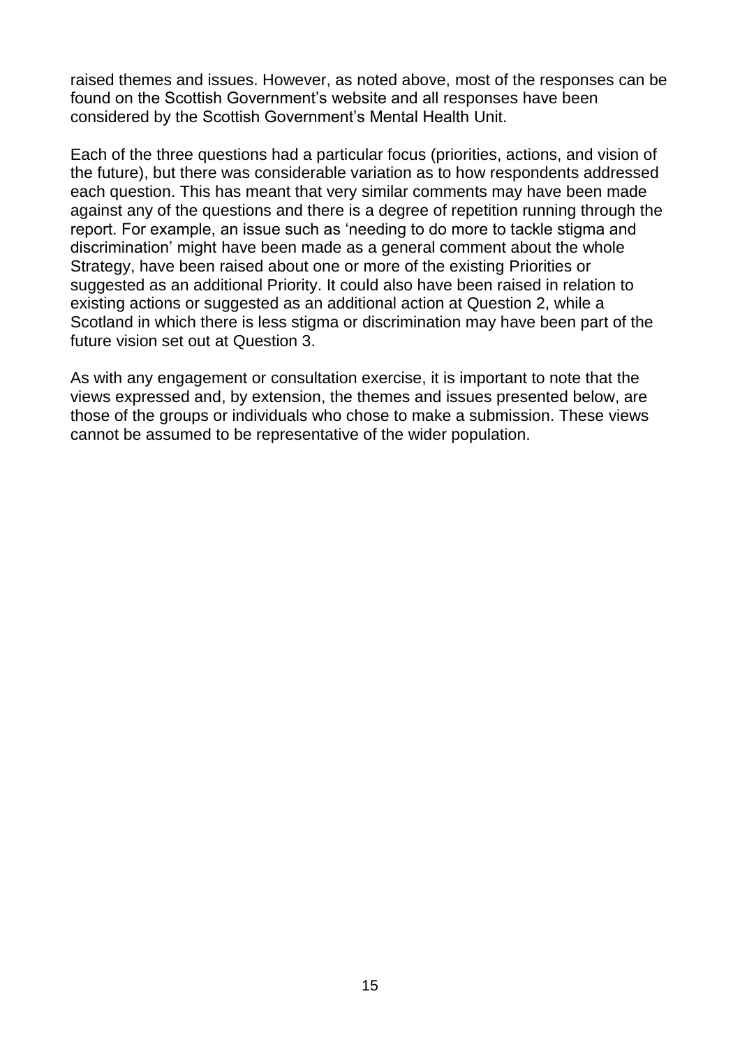raised themes and issues. However, as noted above, most of the responses can be found on the Scottish Government's website and all responses have been considered by the Scottish Government's Mental Health Unit.

Each of the three questions had a particular focus (priorities, actions, and vision of the future), but there was considerable variation as to how respondents addressed each question. This has meant that very similar comments may have been made against any of the questions and there is a degree of repetition running through the report. For example, an issue such as 'needing to do more to tackle stigma and discrimination' might have been made as a general comment about the whole Strategy, have been raised about one or more of the existing Priorities or suggested as an additional Priority. It could also have been raised in relation to existing actions or suggested as an additional action at Question 2, while a Scotland in which there is less stigma or discrimination may have been part of the future vision set out at Question 3.

As with any engagement or consultation exercise, it is important to note that the views expressed and, by extension, the themes and issues presented below, are those of the groups or individuals who chose to make a submission. These views cannot be assumed to be representative of the wider population.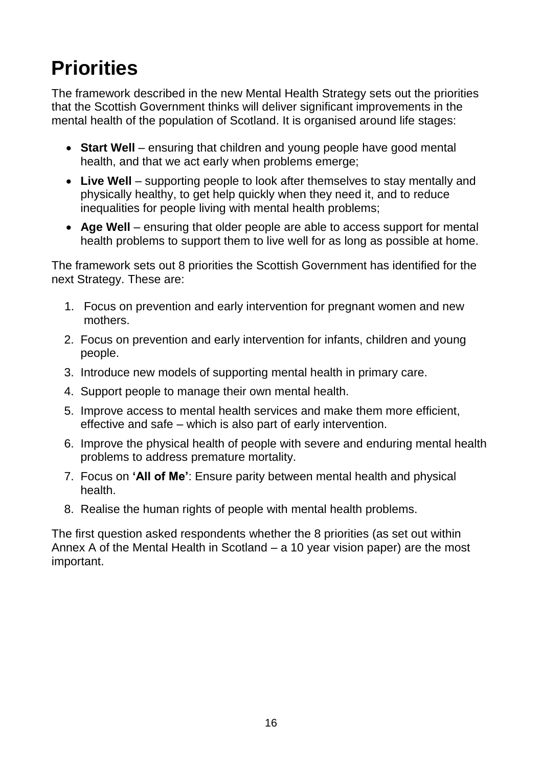# Priorities

The framework described in the new Mental Health Strategy sets out the priorities that the Scottish Government thinks will deliver significant improvements in the mental health of the population of Scotland. It is organised around life stages:

- **Start Well** – ensuring that children and young people have good mental health, and that we act early when problems emerge;
- **Live Well** – supporting people to look after themselves to stay mentally and physically healthy, to get help quickly when they need it, and to reduce inequalities for people living with mental health problems;
- **Age Well** – ensuring that older people are able to access support for mental health problems to support them to live well for as long as possible at home.

The framework sets out 8 priorities the Scottish Government has identified for the next Strategy. These are:

1. Focus on prevention and early intervention for pregnant women and new mothers.
2. Focus on prevention and early intervention for infants, children and young people.
3. Introduce new models of supporting mental health in primary care.
4. Support people to manage their own mental health.
5. Improve access to mental health services and make them more efficient, effective and safe – which is also part of early intervention.
6. Improve the physical health of people with severe and enduring mental health problems to address premature mortality.
7. Focus on **'All of Me'**: Ensure parity between mental health and physical health.
8. Realise the human rights of people with mental health problems.

The first question asked respondents whether the 8 priorities (as set out within Annex A of the Mental Health in Scotland – a 10 year vision paper) are the most important.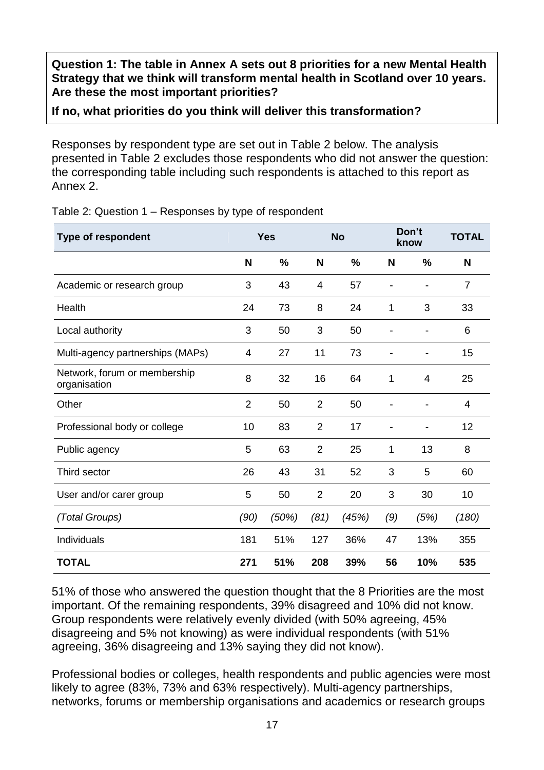**Question 1: The table in Annex A sets out 8 priorities for a new Mental Health Strategy that we think will transform mental health in Scotland over 10 years. Are these the most important priorities?**

**If no, what priorities do you think will deliver this transformation?**

Responses by respondent type are set out in Table 2 below. The analysis presented in Table 2 excludes those respondents who did not answer the question: the corresponding table including such respondents is attached to this report as Annex 2.

Table 2: Question 1 – Responses by type of respondent

| Type of respondent | Yes | | No | | Don't know | | TOTAL |
|---|---|---|---|---|---|---|---|
| | N | % | N | % | N | % | N |
| Academic or research group | 3 | 43 | 4 | 57 | - | - | 7 |
| Health | 24 | 73 | 8 | 24 | 1 | 3 | 33 |
| Local authority | 3 | 50 | 3 | 50 | - | - | 6 |
| Multi-agency partnerships (MAPs) | 4 | 27 | 11 | 73 | - | - | 15 |
| Network, forum or membership organisation | 8 | 32 | 16 | 64 | 1 | 4 | 25 |
| Other | 2 | 50 | 2 | 50 | - | - | 4 |
| Professional body or college | 10 | 83 | 2 | 17 | - | - | 12 |
| Public agency | 5 | 63 | 2 | 25 | 1 | 13 | 8 |
| Third sector | 26 | 43 | 31 | 52 | 3 | 5 | 60 |
| User and/or carer group | 5 | 50 | 2 | 20 | 3 | 30 | 10 |
| *(Total Groups)* | *(90)* | *(50%)* | *(81)* | *(45%)* | *(9)* | *(5%)* | *(180)* |
| Individuals | 181 | 51% | 127 | 36% | 47 | 13% | 355 |
| **TOTAL** | **271** | **51%** | **208** | **39%** | **56** | **10%** | **535** |

51% of those who answered the question thought that the 8 Priorities are the most important. Of the remaining respondents, 39% disagreed and 10% did not know. Group respondents were relatively evenly divided (with 50% agreeing, 45% disagreeing and 5% not knowing) as were individual respondents (with 51% agreeing, 36% disagreeing and 13% saying they did not know).

Professional bodies or colleges, health respondents and public agencies were most likely to agree (83%, 73% and 63% respectively). Multi-agency partnerships, networks, forums or membership organisations and academics or research groups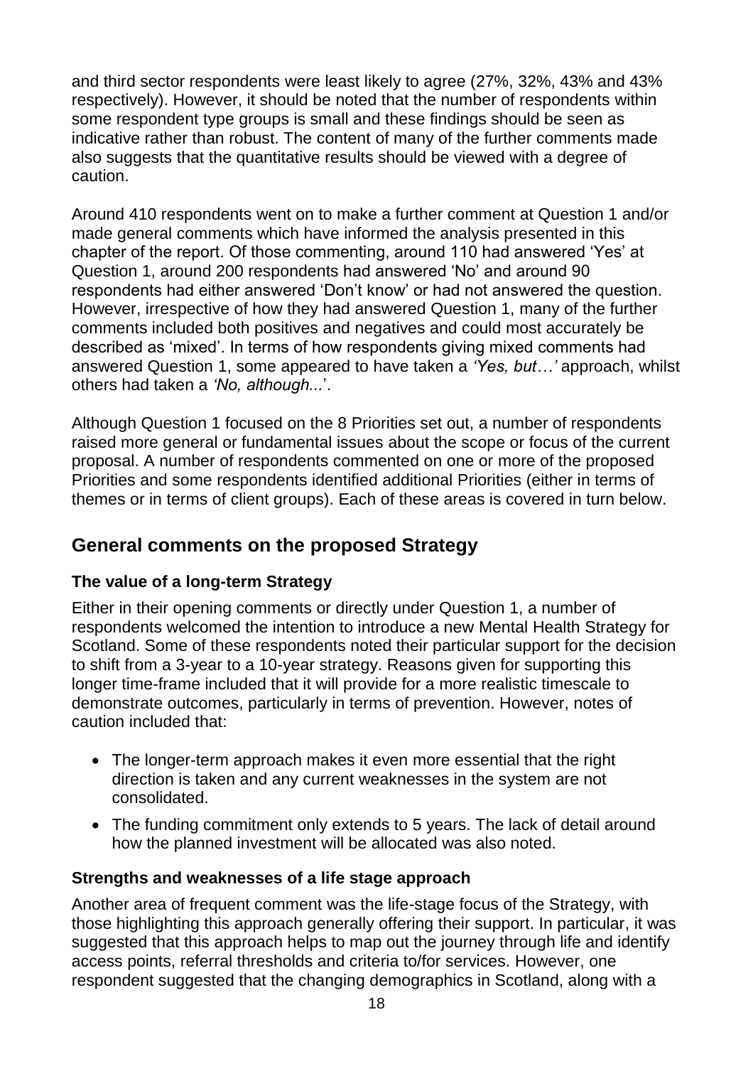and third sector respondents were least likely to agree (27%, 32%, 43% and 43% respectively). However, it should be noted that the number of respondents within some respondent type groups is small and these findings should be seen as indicative rather than robust. The content of many of the further comments made also suggests that the quantitative results should be viewed with a degree of caution.

Around 410 respondents went on to make a further comment at Question 1 and/or made general comments which have informed the analysis presented in this chapter of the report. Of those commenting, around 110 had answered 'Yes' at Question 1, around 200 respondents had answered 'No' and around 90 respondents had either answered 'Don't know' or had not answered the question. However, irrespective of how they had answered Question 1, many of the further comments included both positives and negatives and could most accurately be described as 'mixed'. In terms of how respondents giving mixed comments had answered Question 1, some appeared to have taken a *'Yes, but…'* approach, whilst others had taken a *'No, although...*'.

Although Question 1 focused on the 8 Priorities set out, a number of respondents raised more general or fundamental issues about the scope or focus of the current proposal. A number of respondents commented on one or more of the proposed Priorities and some respondents identified additional Priorities (either in terms of themes or in terms of client groups). Each of these areas is covered in turn below.

## General comments on the proposed Strategy

### The value of a long-term Strategy

Either in their opening comments or directly under Question 1, a number of respondents welcomed the intention to introduce a new Mental Health Strategy for Scotland. Some of these respondents noted their particular support for the decision to shift from a 3-year to a 10-year strategy. Reasons given for supporting this longer time-frame included that it will provide for a more realistic timescale to demonstrate outcomes, particularly in terms of prevention. However, notes of caution included that:

- The longer-term approach makes it even more essential that the right direction is taken and any current weaknesses in the system are not consolidated.
- The funding commitment only extends to 5 years. The lack of detail around how the planned investment will be allocated was also noted.

### Strengths and weaknesses of a life stage approach

Another area of frequent comment was the life-stage focus of the Strategy, with those highlighting this approach generally offering their support. In particular, it was suggested that this approach helps to map out the journey through life and identify access points, referral thresholds and criteria to/for services. However, one respondent suggested that the changing demographics in Scotland, along with a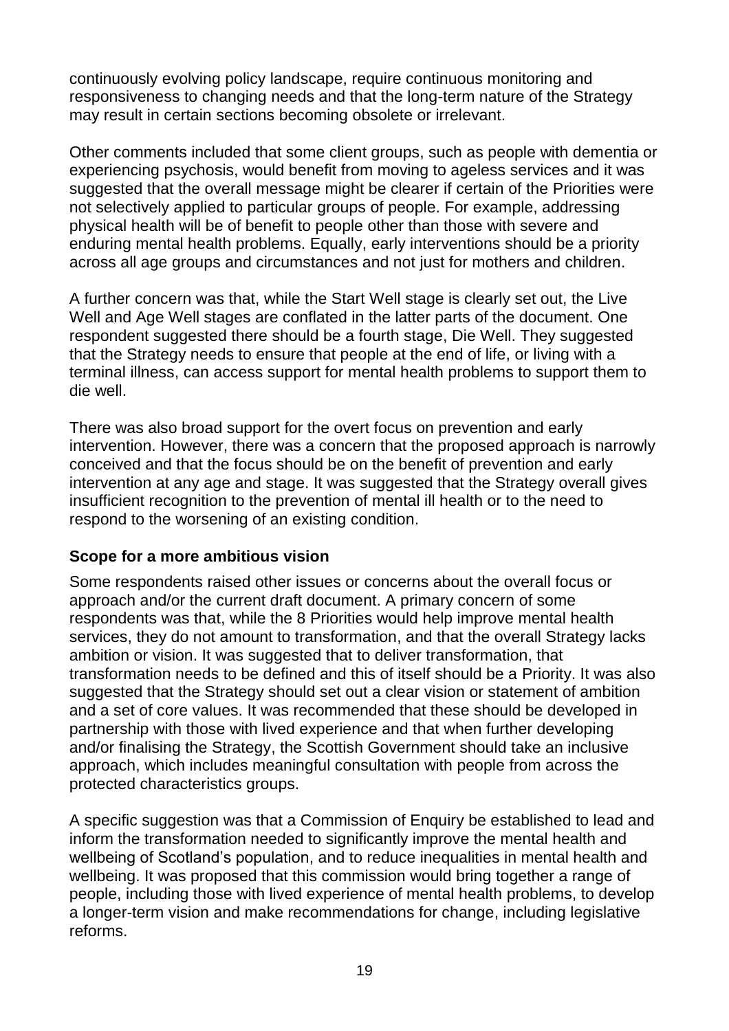continuously evolving policy landscape, require continuous monitoring and responsiveness to changing needs and that the long-term nature of the Strategy may result in certain sections becoming obsolete or irrelevant.

Other comments included that some client groups, such as people with dementia or experiencing psychosis, would benefit from moving to ageless services and it was suggested that the overall message might be clearer if certain of the Priorities were not selectively applied to particular groups of people. For example, addressing physical health will be of benefit to people other than those with severe and enduring mental health problems. Equally, early interventions should be a priority across all age groups and circumstances and not just for mothers and children.

A further concern was that, while the Start Well stage is clearly set out, the Live Well and Age Well stages are conflated in the latter parts of the document. One respondent suggested there should be a fourth stage, Die Well. They suggested that the Strategy needs to ensure that people at the end of life, or living with a terminal illness, can access support for mental health problems to support them to die well.

There was also broad support for the overt focus on prevention and early intervention. However, there was a concern that the proposed approach is narrowly conceived and that the focus should be on the benefit of prevention and early intervention at any age and stage. It was suggested that the Strategy overall gives insufficient recognition to the prevention of mental ill health or to the need to respond to the worsening of an existing condition.

**Scope for a more ambitious vision**

Some respondents raised other issues or concerns about the overall focus or approach and/or the current draft document. A primary concern of some respondents was that, while the 8 Priorities would help improve mental health services, they do not amount to transformation, and that the overall Strategy lacks ambition or vision. It was suggested that to deliver transformation, that transformation needs to be defined and this of itself should be a Priority. It was also suggested that the Strategy should set out a clear vision or statement of ambition and a set of core values. It was recommended that these should be developed in partnership with those with lived experience and that when further developing and/or finalising the Strategy, the Scottish Government should take an inclusive approach, which includes meaningful consultation with people from across the protected characteristics groups.

A specific suggestion was that a Commission of Enquiry be established to lead and inform the transformation needed to significantly improve the mental health and wellbeing of Scotland's population, and to reduce inequalities in mental health and wellbeing. It was proposed that this commission would bring together a range of people, including those with lived experience of mental health problems, to develop a longer-term vision and make recommendations for change, including legislative reforms.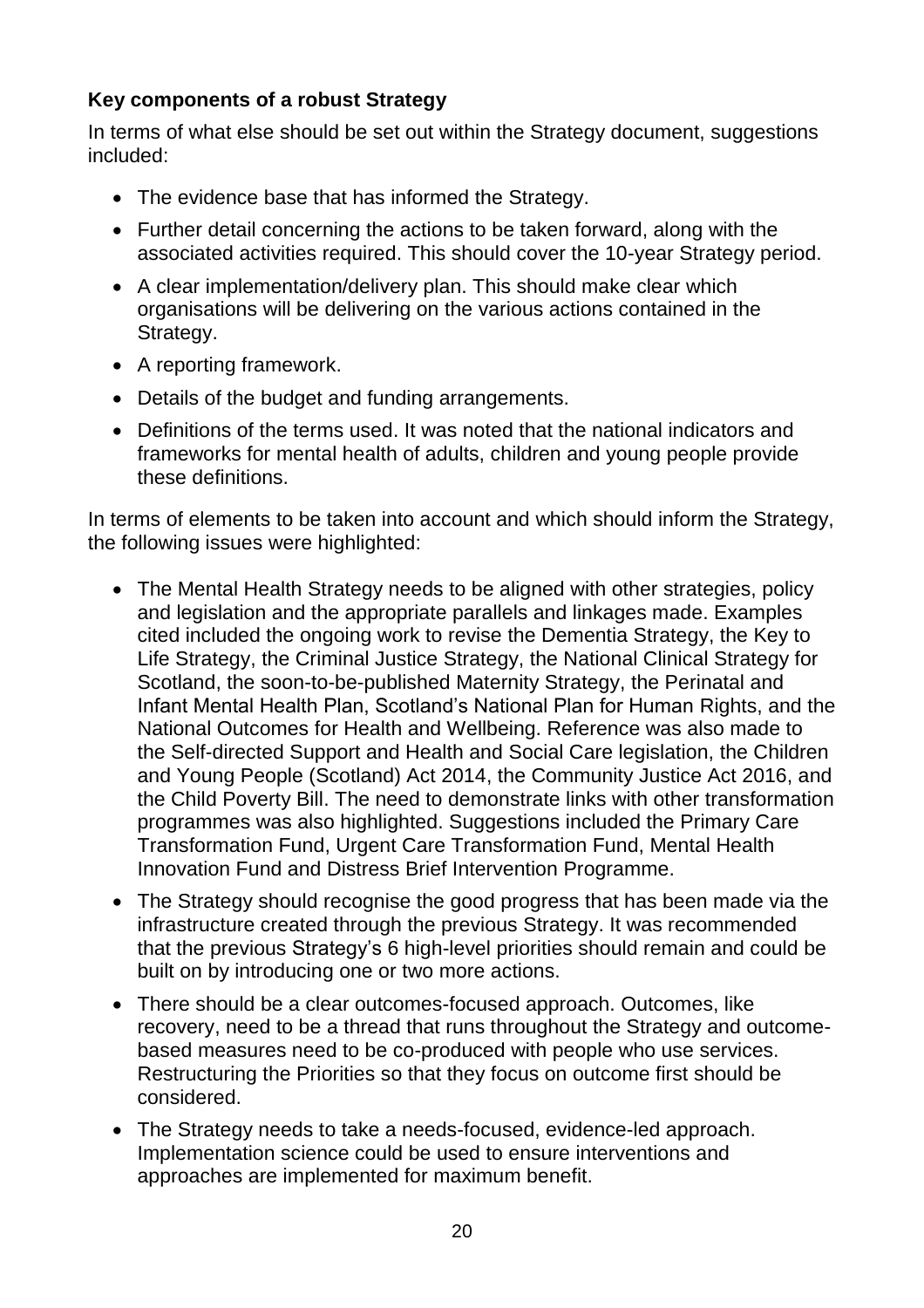**Key components of a robust Strategy**

In terms of what else should be set out within the Strategy document, suggestions included:

- The evidence base that has informed the Strategy.
- Further detail concerning the actions to be taken forward, along with the associated activities required. This should cover the 10-year Strategy period.
- A clear implementation/delivery plan. This should make clear which organisations will be delivering on the various actions contained in the Strategy.
- A reporting framework.
- Details of the budget and funding arrangements.
- Definitions of the terms used. It was noted that the national indicators and frameworks for mental health of adults, children and young people provide these definitions.

In terms of elements to be taken into account and which should inform the Strategy, the following issues were highlighted:

- The Mental Health Strategy needs to be aligned with other strategies, policy and legislation and the appropriate parallels and linkages made. Examples cited included the ongoing work to revise the Dementia Strategy, the Key to Life Strategy, the Criminal Justice Strategy, the National Clinical Strategy for Scotland, the soon-to-be-published Maternity Strategy, the Perinatal and Infant Mental Health Plan, Scotland's National Plan for Human Rights, and the National Outcomes for Health and Wellbeing. Reference was also made to the Self-directed Support and Health and Social Care legislation, the Children and Young People (Scotland) Act 2014, the Community Justice Act 2016, and the Child Poverty Bill. The need to demonstrate links with other transformation programmes was also highlighted. Suggestions included the Primary Care Transformation Fund, Urgent Care Transformation Fund, Mental Health Innovation Fund and Distress Brief Intervention Programme.
- The Strategy should recognise the good progress that has been made via the infrastructure created through the previous Strategy. It was recommended that the previous Strategy's 6 high-level priorities should remain and could be built on by introducing one or two more actions.
- There should be a clear outcomes-focused approach. Outcomes, like recovery, need to be a thread that runs throughout the Strategy and outcome-based measures need to be co-produced with people who use services. Restructuring the Priorities so that they focus on outcome first should be considered.
- The Strategy needs to take a needs-focused, evidence-led approach. Implementation science could be used to ensure interventions and approaches are implemented for maximum benefit.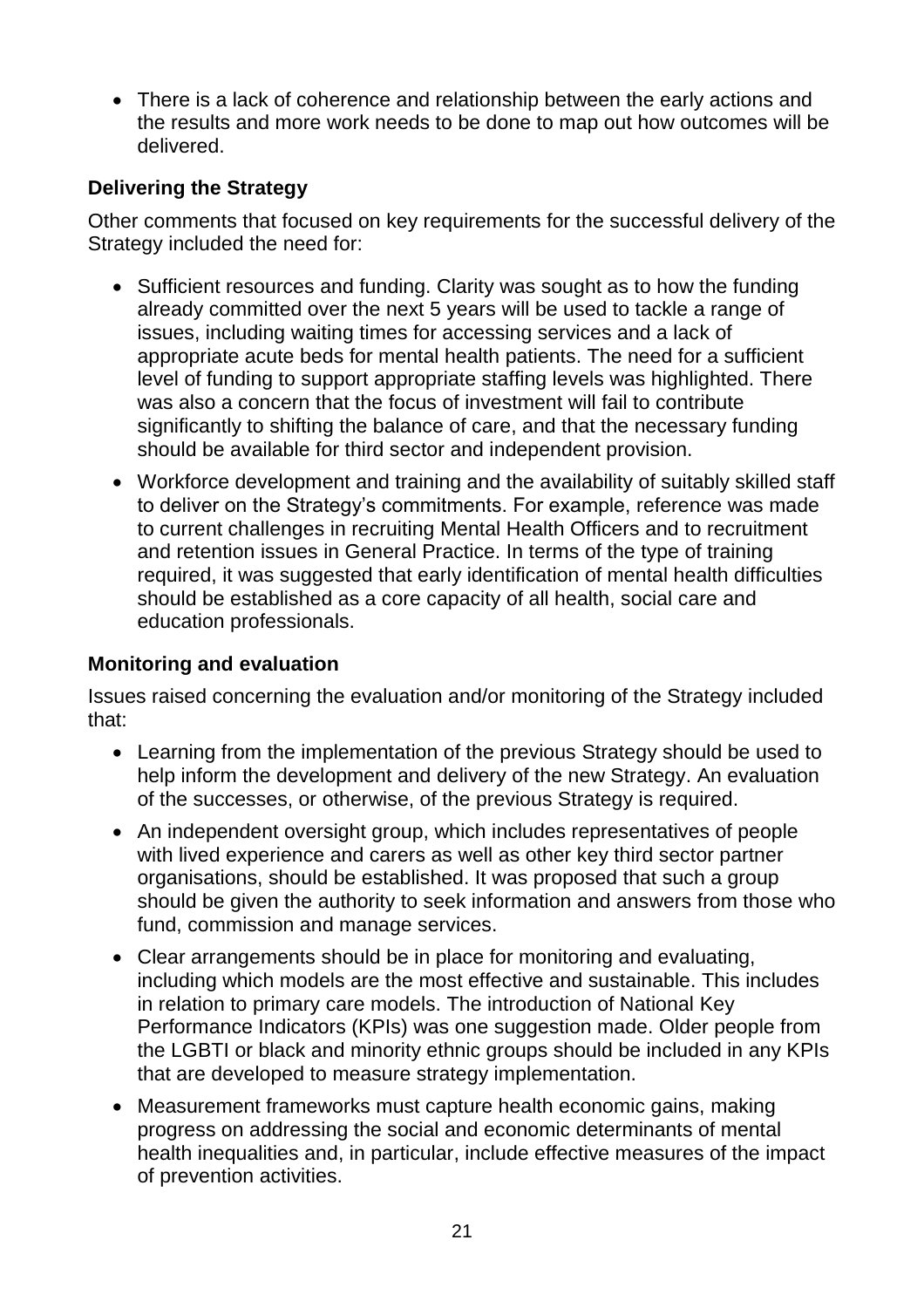- There is a lack of coherence and relationship between the early actions and the results and more work needs to be done to map out how outcomes will be delivered.

### Delivering the Strategy

Other comments that focused on key requirements for the successful delivery of the Strategy included the need for:

- Sufficient resources and funding. Clarity was sought as to how the funding already committed over the next 5 years will be used to tackle a range of issues, including waiting times for accessing services and a lack of appropriate acute beds for mental health patients. The need for a sufficient level of funding to support appropriate staffing levels was highlighted. There was also a concern that the focus of investment will fail to contribute significantly to shifting the balance of care, and that the necessary funding should be available for third sector and independent provision.
- Workforce development and training and the availability of suitably skilled staff to deliver on the Strategy's commitments. For example, reference was made to current challenges in recruiting Mental Health Officers and to recruitment and retention issues in General Practice. In terms of the type of training required, it was suggested that early identification of mental health difficulties should be established as a core capacity of all health, social care and education professionals.

### Monitoring and evaluation

Issues raised concerning the evaluation and/or monitoring of the Strategy included that:

- Learning from the implementation of the previous Strategy should be used to help inform the development and delivery of the new Strategy. An evaluation of the successes, or otherwise, of the previous Strategy is required.
- An independent oversight group, which includes representatives of people with lived experience and carers as well as other key third sector partner organisations, should be established. It was proposed that such a group should be given the authority to seek information and answers from those who fund, commission and manage services.
- Clear arrangements should be in place for monitoring and evaluating, including which models are the most effective and sustainable. This includes in relation to primary care models. The introduction of National Key Performance Indicators (KPIs) was one suggestion made. Older people from the LGBTI or black and minority ethnic groups should be included in any KPIs that are developed to measure strategy implementation.
- Measurement frameworks must capture health economic gains, making progress on addressing the social and economic determinants of mental health inequalities and, in particular, include effective measures of the impact of prevention activities.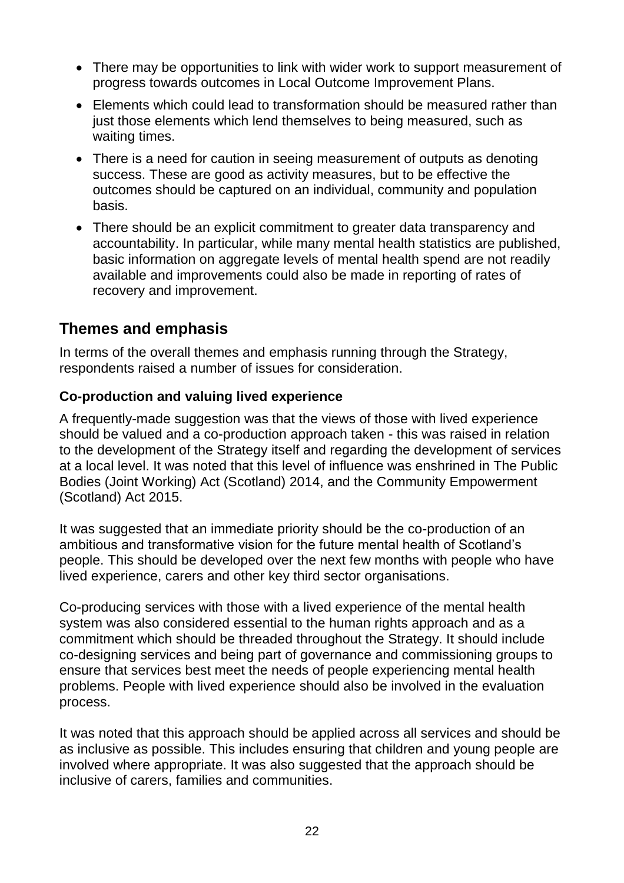- There may be opportunities to link with wider work to support measurement of progress towards outcomes in Local Outcome Improvement Plans.
- Elements which could lead to transformation should be measured rather than just those elements which lend themselves to being measured, such as waiting times.
- There is a need for caution in seeing measurement of outputs as denoting success. These are good as activity measures, but to be effective the outcomes should be captured on an individual, community and population basis.
- There should be an explicit commitment to greater data transparency and accountability. In particular, while many mental health statistics are published, basic information on aggregate levels of mental health spend are not readily available and improvements could also be made in reporting of rates of recovery and improvement.

## Themes and emphasis

In terms of the overall themes and emphasis running through the Strategy, respondents raised a number of issues for consideration.

### Co-production and valuing lived experience

A frequently-made suggestion was that the views of those with lived experience should be valued and a co-production approach taken - this was raised in relation to the development of the Strategy itself and regarding the development of services at a local level. It was noted that this level of influence was enshrined in The Public Bodies (Joint Working) Act (Scotland) 2014, and the Community Empowerment (Scotland) Act 2015.

It was suggested that an immediate priority should be the co-production of an ambitious and transformative vision for the future mental health of Scotland's people. This should be developed over the next few months with people who have lived experience, carers and other key third sector organisations.

Co-producing services with those with a lived experience of the mental health system was also considered essential to the human rights approach and as a commitment which should be threaded throughout the Strategy. It should include co-designing services and being part of governance and commissioning groups to ensure that services best meet the needs of people experiencing mental health problems. People with lived experience should also be involved in the evaluation process.

It was noted that this approach should be applied across all services and should be as inclusive as possible. This includes ensuring that children and young people are involved where appropriate. It was also suggested that the approach should be inclusive of carers, families and communities.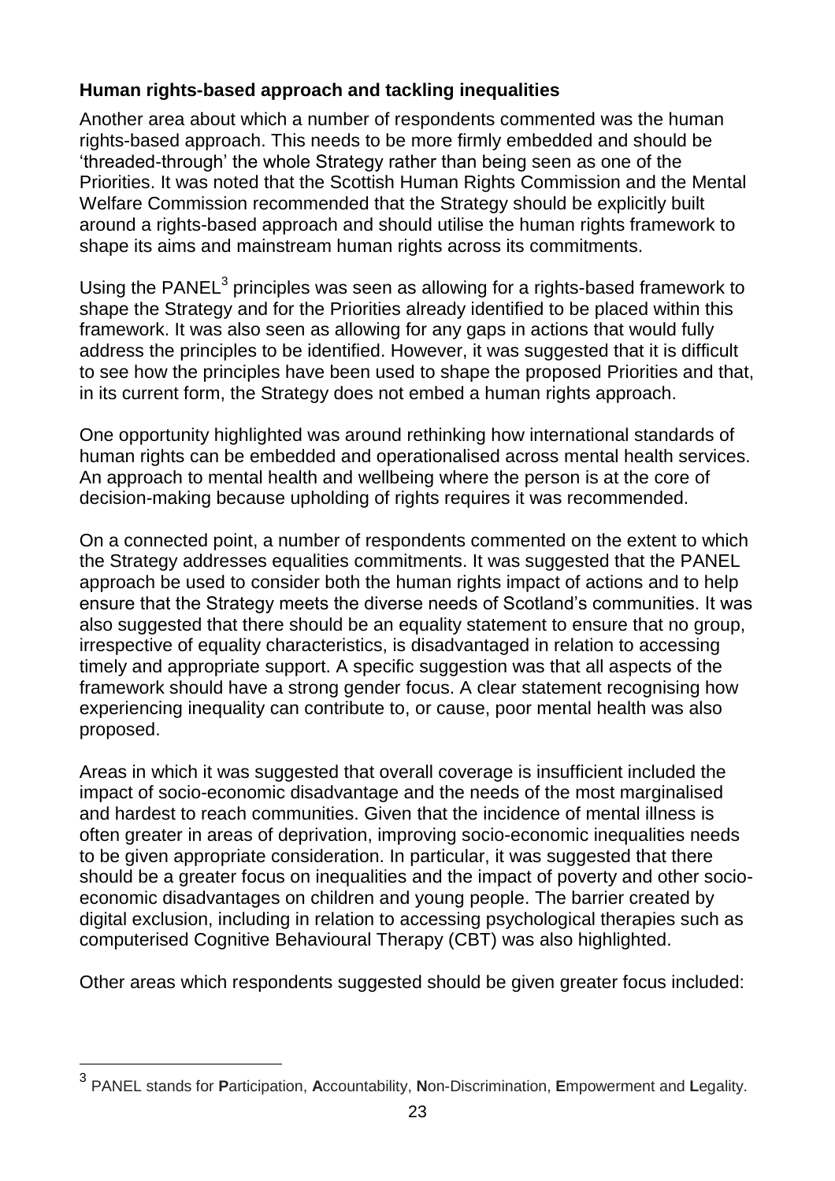**Human rights-based approach and tackling inequalities**

Another area about which a number of respondents commented was the human rights-based approach. This needs to be more firmly embedded and should be 'threaded-through' the whole Strategy rather than being seen as one of the Priorities. It was noted that the Scottish Human Rights Commission and the Mental Welfare Commission recommended that the Strategy should be explicitly built around a rights-based approach and should utilise the human rights framework to shape its aims and mainstream human rights across its commitments.

Using the PANEL[3] principles was seen as allowing for a rights-based framework to shape the Strategy and for the Priorities already identified to be placed within this framework. It was also seen as allowing for any gaps in actions that would fully address the principles to be identified. However, it was suggested that it is difficult to see how the principles have been used to shape the proposed Priorities and that, in its current form, the Strategy does not embed a human rights approach.

One opportunity highlighted was around rethinking how international standards of human rights can be embedded and operationalised across mental health services. An approach to mental health and wellbeing where the person is at the core of decision-making because upholding of rights requires it was recommended.

On a connected point, a number of respondents commented on the extent to which the Strategy addresses equalities commitments. It was suggested that the PANEL approach be used to consider both the human rights impact of actions and to help ensure that the Strategy meets the diverse needs of Scotland's communities. It was also suggested that there should be an equality statement to ensure that no group, irrespective of equality characteristics, is disadvantaged in relation to accessing timely and appropriate support. A specific suggestion was that all aspects of the framework should have a strong gender focus. A clear statement recognising how experiencing inequality can contribute to, or cause, poor mental health was also proposed.

Areas in which it was suggested that overall coverage is insufficient included the impact of socio-economic disadvantage and the needs of the most marginalised and hardest to reach communities. Given that the incidence of mental illness is often greater in areas of deprivation, improving socio-economic inequalities needs to be given appropriate consideration. In particular, it was suggested that there should be a greater focus on inequalities and the impact of poverty and other socio-economic disadvantages on children and young people. The barrier created by digital exclusion, including in relation to accessing psychological therapies such as computerised Cognitive Behavioural Therapy (CBT) was also highlighted.

Other areas which respondents suggested should be given greater focus included:

---

[3] PANEL stands for **P**articipation, **A**ccountability, **N**on-Discrimination, **E**mpowerment and **L**egality.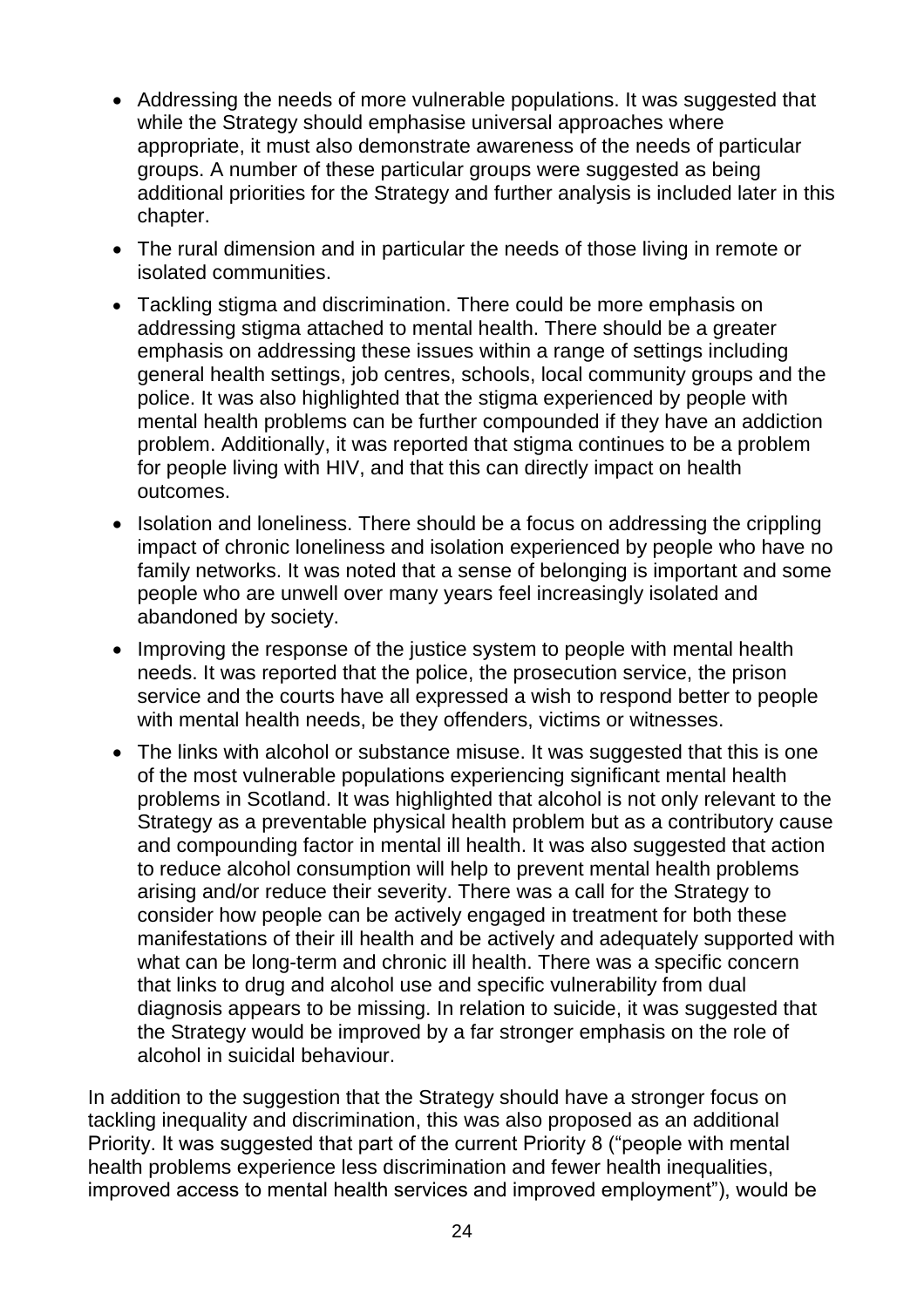- Addressing the needs of more vulnerable populations. It was suggested that while the Strategy should emphasise universal approaches where appropriate, it must also demonstrate awareness of the needs of particular groups. A number of these particular groups were suggested as being additional priorities for the Strategy and further analysis is included later in this chapter.
- The rural dimension and in particular the needs of those living in remote or isolated communities.
- Tackling stigma and discrimination. There could be more emphasis on addressing stigma attached to mental health. There should be a greater emphasis on addressing these issues within a range of settings including general health settings, job centres, schools, local community groups and the police. It was also highlighted that the stigma experienced by people with mental health problems can be further compounded if they have an addiction problem. Additionally, it was reported that stigma continues to be a problem for people living with HIV, and that this can directly impact on health outcomes.
- Isolation and loneliness. There should be a focus on addressing the crippling impact of chronic loneliness and isolation experienced by people who have no family networks. It was noted that a sense of belonging is important and some people who are unwell over many years feel increasingly isolated and abandoned by society.
- Improving the response of the justice system to people with mental health needs. It was reported that the police, the prosecution service, the prison service and the courts have all expressed a wish to respond better to people with mental health needs, be they offenders, victims or witnesses.
- The links with alcohol or substance misuse. It was suggested that this is one of the most vulnerable populations experiencing significant mental health problems in Scotland. It was highlighted that alcohol is not only relevant to the Strategy as a preventable physical health problem but as a contributory cause and compounding factor in mental ill health. It was also suggested that action to reduce alcohol consumption will help to prevent mental health problems arising and/or reduce their severity. There was a call for the Strategy to consider how people can be actively engaged in treatment for both these manifestations of their ill health and be actively and adequately supported with what can be long-term and chronic ill health. There was a specific concern that links to drug and alcohol use and specific vulnerability from dual diagnosis appears to be missing. In relation to suicide, it was suggested that the Strategy would be improved by a far stronger emphasis on the role of alcohol in suicidal behaviour.

In addition to the suggestion that the Strategy should have a stronger focus on tackling inequality and discrimination, this was also proposed as an additional Priority. It was suggested that part of the current Priority 8 ("people with mental health problems experience less discrimination and fewer health inequalities, improved access to mental health services and improved employment"), would be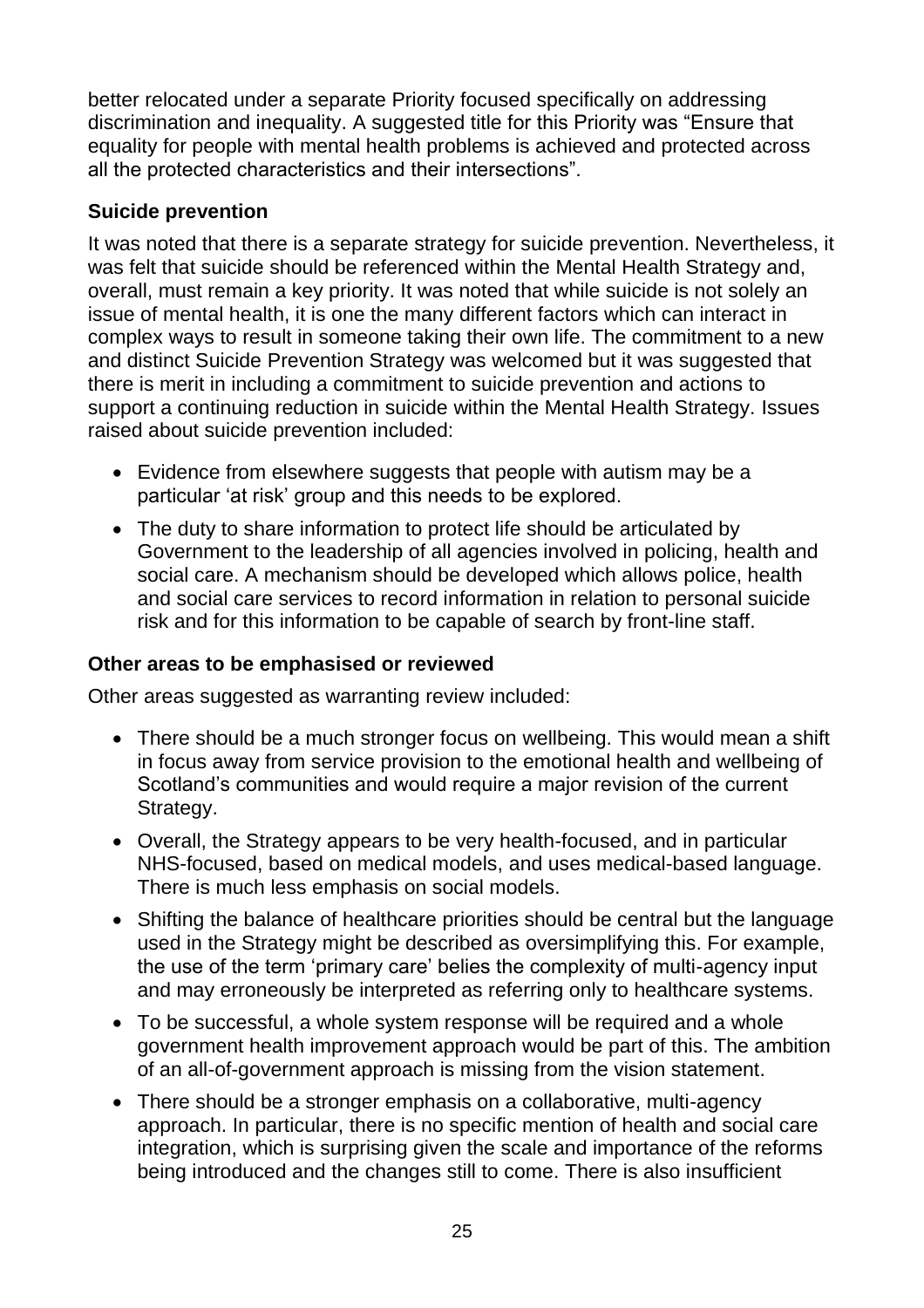better relocated under a separate Priority focused specifically on addressing discrimination and inequality. A suggested title for this Priority was "Ensure that equality for people with mental health problems is achieved and protected across all the protected characteristics and their intersections".

**Suicide prevention**

It was noted that there is a separate strategy for suicide prevention. Nevertheless, it was felt that suicide should be referenced within the Mental Health Strategy and, overall, must remain a key priority. It was noted that while suicide is not solely an issue of mental health, it is one the many different factors which can interact in complex ways to result in someone taking their own life. The commitment to a new and distinct Suicide Prevention Strategy was welcomed but it was suggested that there is merit in including a commitment to suicide prevention and actions to support a continuing reduction in suicide within the Mental Health Strategy. Issues raised about suicide prevention included:

- Evidence from elsewhere suggests that people with autism may be a particular 'at risk' group and this needs to be explored.
- The duty to share information to protect life should be articulated by Government to the leadership of all agencies involved in policing, health and social care. A mechanism should be developed which allows police, health and social care services to record information in relation to personal suicide risk and for this information to be capable of search by front-line staff.

**Other areas to be emphasised or reviewed**

Other areas suggested as warranting review included:

- There should be a much stronger focus on wellbeing. This would mean a shift in focus away from service provision to the emotional health and wellbeing of Scotland's communities and would require a major revision of the current Strategy.
- Overall, the Strategy appears to be very health-focused, and in particular NHS-focused, based on medical models, and uses medical-based language. There is much less emphasis on social models.
- Shifting the balance of healthcare priorities should be central but the language used in the Strategy might be described as oversimplifying this. For example, the use of the term 'primary care' belies the complexity of multi-agency input and may erroneously be interpreted as referring only to healthcare systems.
- To be successful, a whole system response will be required and a whole government health improvement approach would be part of this. The ambition of an all-of-government approach is missing from the vision statement.
- There should be a stronger emphasis on a collaborative, multi-agency approach. In particular, there is no specific mention of health and social care integration, which is surprising given the scale and importance of the reforms being introduced and the changes still to come. There is also insufficient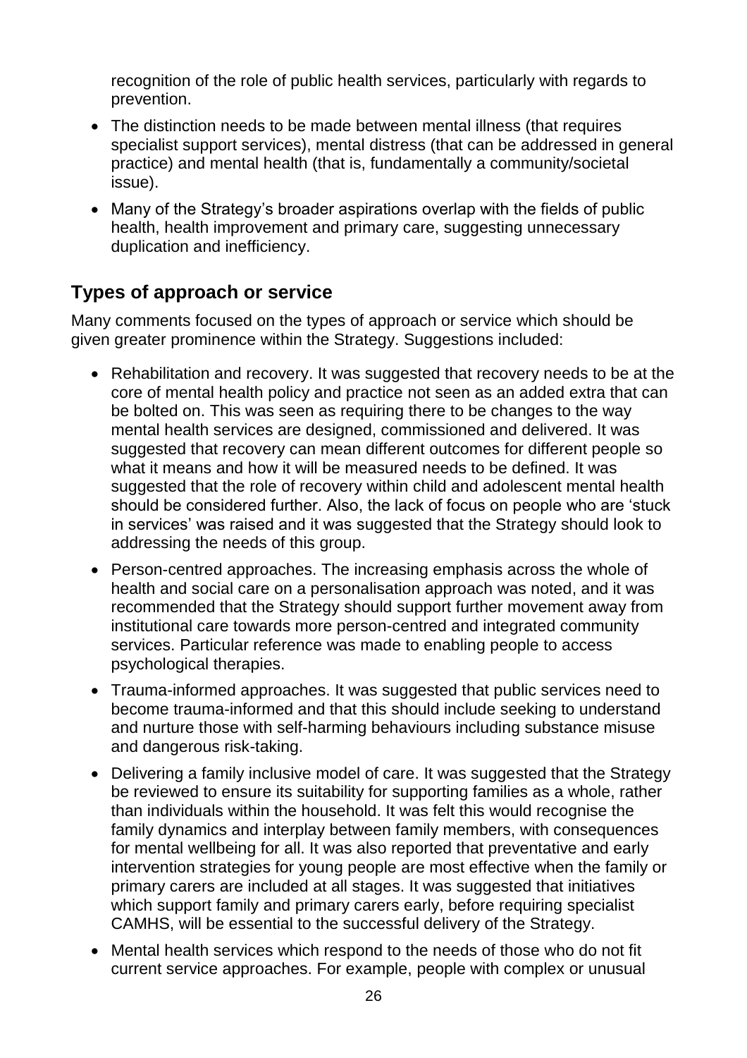recognition of the role of public health services, particularly with regards to prevention.

- The distinction needs to be made between mental illness (that requires specialist support services), mental distress (that can be addressed in general practice) and mental health (that is, fundamentally a community/societal issue).
- Many of the Strategy's broader aspirations overlap with the fields of public health, health improvement and primary care, suggesting unnecessary duplication and inefficiency.

## Types of approach or service

Many comments focused on the types of approach or service which should be given greater prominence within the Strategy. Suggestions included:

- Rehabilitation and recovery. It was suggested that recovery needs to be at the core of mental health policy and practice not seen as an added extra that can be bolted on. This was seen as requiring there to be changes to the way mental health services are designed, commissioned and delivered. It was suggested that recovery can mean different outcomes for different people so what it means and how it will be measured needs to be defined. It was suggested that the role of recovery within child and adolescent mental health should be considered further. Also, the lack of focus on people who are 'stuck in services' was raised and it was suggested that the Strategy should look to addressing the needs of this group.
- Person-centred approaches. The increasing emphasis across the whole of health and social care on a personalisation approach was noted, and it was recommended that the Strategy should support further movement away from institutional care towards more person-centred and integrated community services. Particular reference was made to enabling people to access psychological therapies.
- Trauma-informed approaches. It was suggested that public services need to become trauma-informed and that this should include seeking to understand and nurture those with self-harming behaviours including substance misuse and dangerous risk-taking.
- Delivering a family inclusive model of care. It was suggested that the Strategy be reviewed to ensure its suitability for supporting families as a whole, rather than individuals within the household. It was felt this would recognise the family dynamics and interplay between family members, with consequences for mental wellbeing for all. It was also reported that preventative and early intervention strategies for young people are most effective when the family or primary carers are included at all stages. It was suggested that initiatives which support family and primary carers early, before requiring specialist CAMHS, will be essential to the successful delivery of the Strategy.
- Mental health services which respond to the needs of those who do not fit current service approaches. For example, people with complex or unusual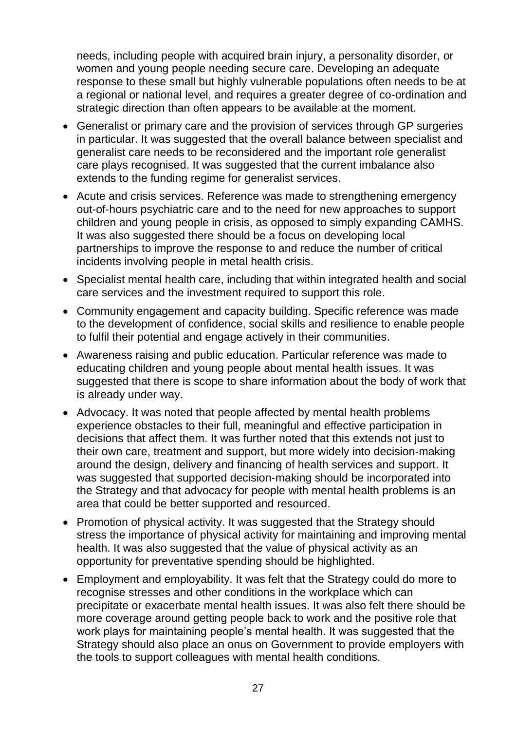needs, including people with acquired brain injury, a personality disorder, or women and young people needing secure care. Developing an adequate response to these small but highly vulnerable populations often needs to be at a regional or national level, and requires a greater degree of co-ordination and strategic direction than often appears to be available at the moment.

- Generalist or primary care and the provision of services through GP surgeries in particular. It was suggested that the overall balance between specialist and generalist care needs to be reconsidered and the important role generalist care plays recognised. It was suggested that the current imbalance also extends to the funding regime for generalist services.
- Acute and crisis services. Reference was made to strengthening emergency out-of-hours psychiatric care and to the need for new approaches to support children and young people in crisis, as opposed to simply expanding CAMHS. It was also suggested there should be a focus on developing local partnerships to improve the response to and reduce the number of critical incidents involving people in metal health crisis.
- Specialist mental health care, including that within integrated health and social care services and the investment required to support this role.
- Community engagement and capacity building. Specific reference was made to the development of confidence, social skills and resilience to enable people to fulfil their potential and engage actively in their communities.
- Awareness raising and public education. Particular reference was made to educating children and young people about mental health issues. It was suggested that there is scope to share information about the body of work that is already under way.
- Advocacy. It was noted that people affected by mental health problems experience obstacles to their full, meaningful and effective participation in decisions that affect them. It was further noted that this extends not just to their own care, treatment and support, but more widely into decision-making around the design, delivery and financing of health services and support. It was suggested that supported decision-making should be incorporated into the Strategy and that advocacy for people with mental health problems is an area that could be better supported and resourced.
- Promotion of physical activity. It was suggested that the Strategy should stress the importance of physical activity for maintaining and improving mental health. It was also suggested that the value of physical activity as an opportunity for preventative spending should be highlighted.
- Employment and employability. It was felt that the Strategy could do more to recognise stresses and other conditions in the workplace which can precipitate or exacerbate mental health issues. It was also felt there should be more coverage around getting people back to work and the positive role that work plays for maintaining people's mental health. It was suggested that the Strategy should also place an onus on Government to provide employers with the tools to support colleagues with mental health conditions.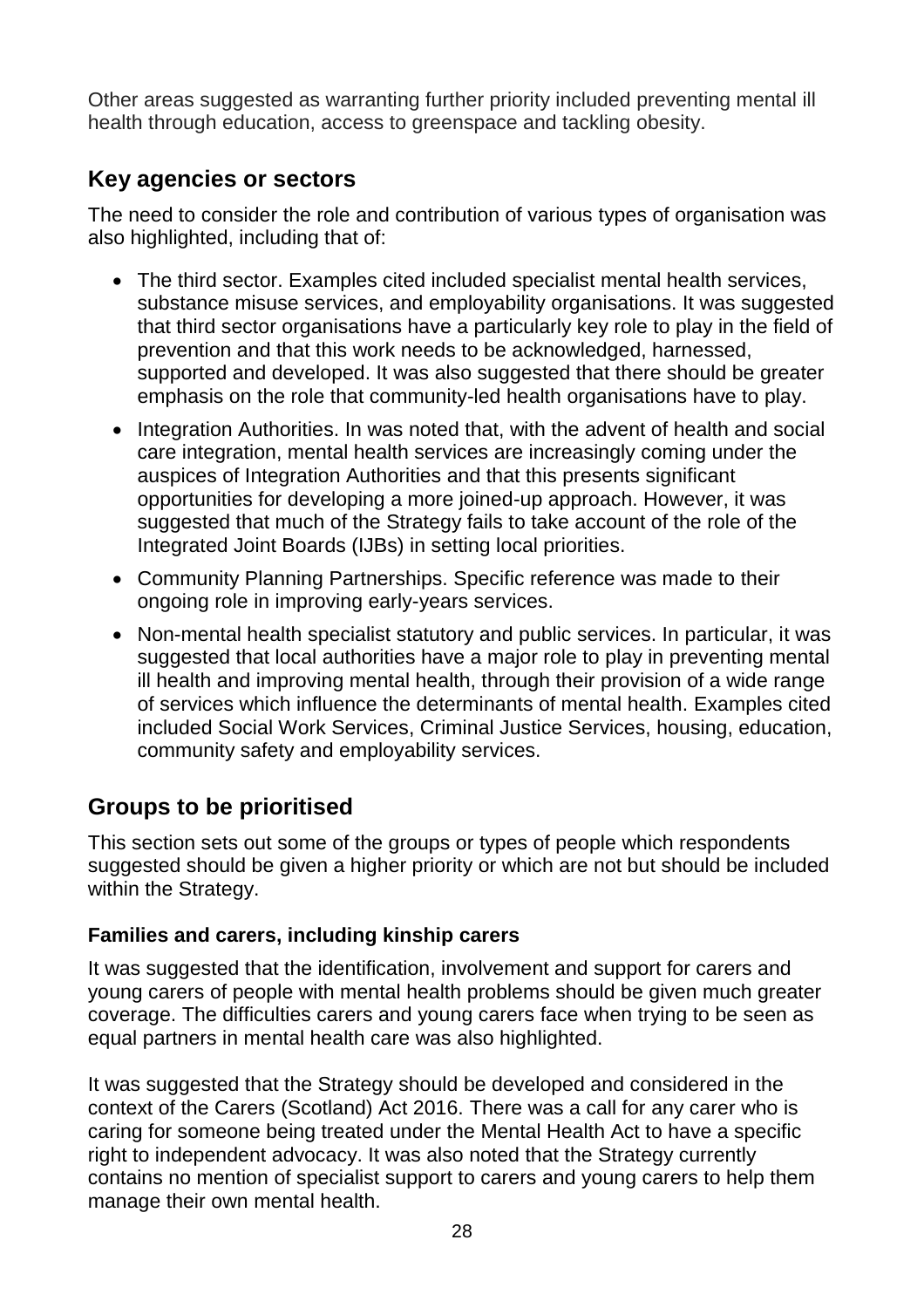Other areas suggested as warranting further priority included preventing mental ill health through education, access to greenspace and tackling obesity.

## Key agencies or sectors

The need to consider the role and contribution of various types of organisation was also highlighted, including that of:

- The third sector. Examples cited included specialist mental health services, substance misuse services, and employability organisations. It was suggested that third sector organisations have a particularly key role to play in the field of prevention and that this work needs to be acknowledged, harnessed, supported and developed. It was also suggested that there should be greater emphasis on the role that community-led health organisations have to play.
- Integration Authorities. In was noted that, with the advent of health and social care integration, mental health services are increasingly coming under the auspices of Integration Authorities and that this presents significant opportunities for developing a more joined-up approach. However, it was suggested that much of the Strategy fails to take account of the role of the Integrated Joint Boards (IJBs) in setting local priorities.
- Community Planning Partnerships. Specific reference was made to their ongoing role in improving early-years services.
- Non-mental health specialist statutory and public services. In particular, it was suggested that local authorities have a major role to play in preventing mental ill health and improving mental health, through their provision of a wide range of services which influence the determinants of mental health. Examples cited included Social Work Services, Criminal Justice Services, housing, education, community safety and employability services.

## Groups to be prioritised

This section sets out some of the groups or types of people which respondents suggested should be given a higher priority or which are not but should be included within the Strategy.

### Families and carers, including kinship carers

It was suggested that the identification, involvement and support for carers and young carers of people with mental health problems should be given much greater coverage. The difficulties carers and young carers face when trying to be seen as equal partners in mental health care was also highlighted.

It was suggested that the Strategy should be developed and considered in the context of the Carers (Scotland) Act 2016. There was a call for any carer who is caring for someone being treated under the Mental Health Act to have a specific right to independent advocacy. It was also noted that the Strategy currently contains no mention of specialist support to carers and young carers to help them manage their own mental health.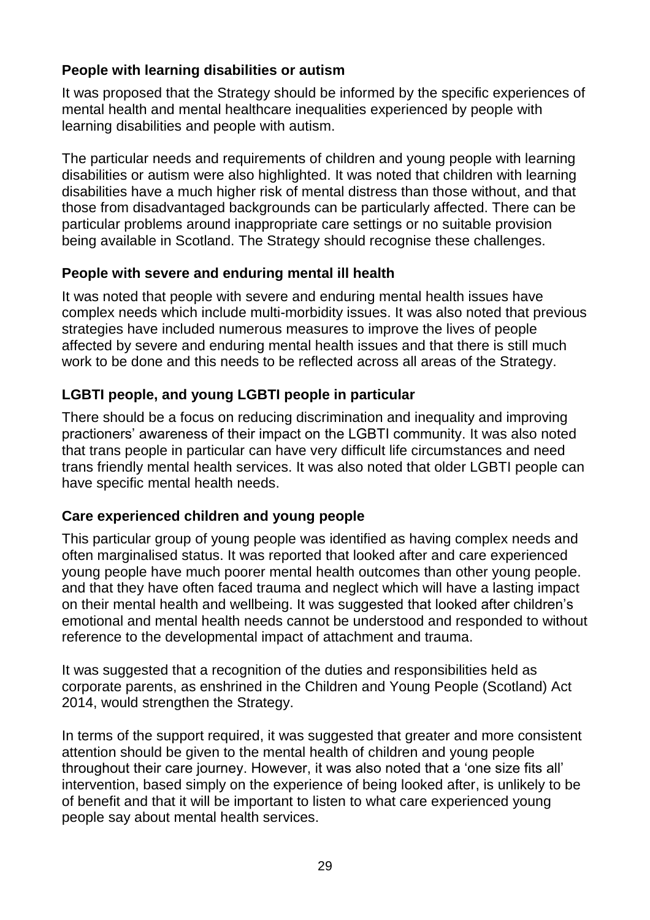### People with learning disabilities or autism

It was proposed that the Strategy should be informed by the specific experiences of mental health and mental healthcare inequalities experienced by people with learning disabilities and people with autism.

The particular needs and requirements of children and young people with learning disabilities or autism were also highlighted. It was noted that children with learning disabilities have a much higher risk of mental distress than those without, and that those from disadvantaged backgrounds can be particularly affected. There can be particular problems around inappropriate care settings or no suitable provision being available in Scotland. The Strategy should recognise these challenges.

### People with severe and enduring mental ill health

It was noted that people with severe and enduring mental health issues have complex needs which include multi-morbidity issues. It was also noted that previous strategies have included numerous measures to improve the lives of people affected by severe and enduring mental health issues and that there is still much work to be done and this needs to be reflected across all areas of the Strategy.

### LGBTI people, and young LGBTI people in particular

There should be a focus on reducing discrimination and inequality and improving practioners' awareness of their impact on the LGBTI community. It was also noted that trans people in particular can have very difficult life circumstances and need trans friendly mental health services. It was also noted that older LGBTI people can have specific mental health needs.

### Care experienced children and young people

This particular group of young people was identified as having complex needs and often marginalised status. It was reported that looked after and care experienced young people have much poorer mental health outcomes than other young people. and that they have often faced trauma and neglect which will have a lasting impact on their mental health and wellbeing. It was suggested that looked after children's emotional and mental health needs cannot be understood and responded to without reference to the developmental impact of attachment and trauma.

It was suggested that a recognition of the duties and responsibilities held as corporate parents, as enshrined in the Children and Young People (Scotland) Act 2014, would strengthen the Strategy.

In terms of the support required, it was suggested that greater and more consistent attention should be given to the mental health of children and young people throughout their care journey. However, it was also noted that a 'one size fits all' intervention, based simply on the experience of being looked after, is unlikely to be of benefit and that it will be important to listen to what care experienced young people say about mental health services.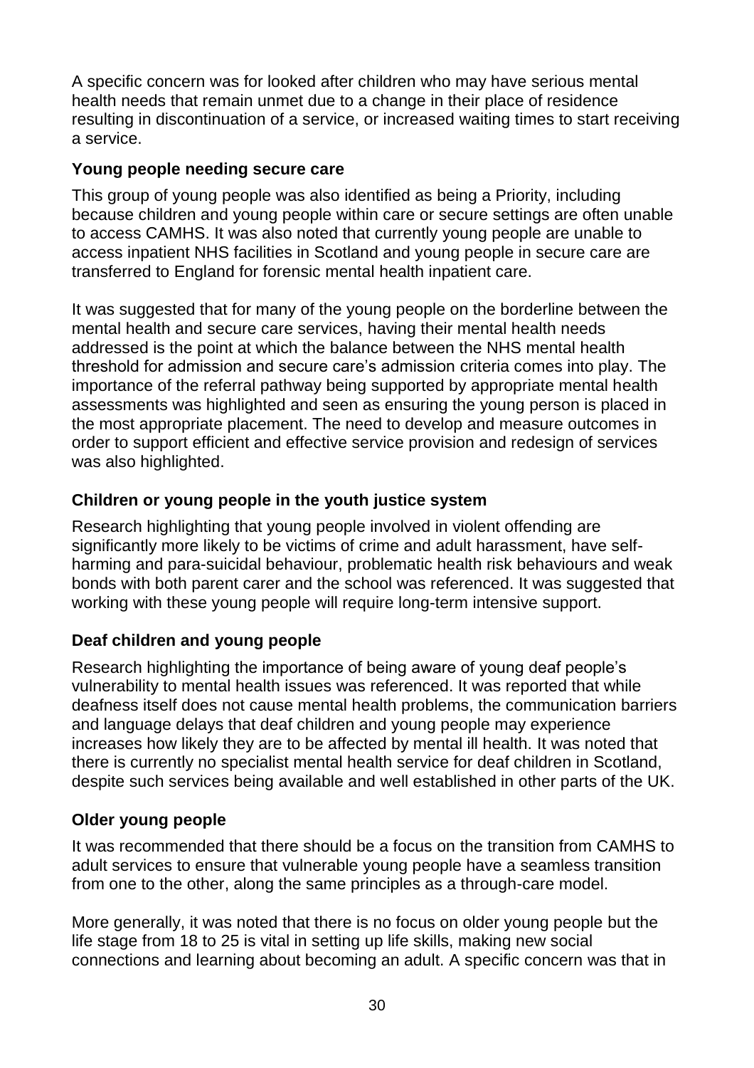A specific concern was for looked after children who may have serious mental health needs that remain unmet due to a change in their place of residence resulting in discontinuation of a service, or increased waiting times to start receiving a service.

**Young people needing secure care**

This group of young people was also identified as being a Priority, including because children and young people within care or secure settings are often unable to access CAMHS. It was also noted that currently young people are unable to access inpatient NHS facilities in Scotland and young people in secure care are transferred to England for forensic mental health inpatient care.

It was suggested that for many of the young people on the borderline between the mental health and secure care services, having their mental health needs addressed is the point at which the balance between the NHS mental health threshold for admission and secure care's admission criteria comes into play. The importance of the referral pathway being supported by appropriate mental health assessments was highlighted and seen as ensuring the young person is placed in the most appropriate placement. The need to develop and measure outcomes in order to support efficient and effective service provision and redesign of services was also highlighted.

**Children or young people in the youth justice system**

Research highlighting that young people involved in violent offending are significantly more likely to be victims of crime and adult harassment, have self-harming and para-suicidal behaviour, problematic health risk behaviours and weak bonds with both parent carer and the school was referenced. It was suggested that working with these young people will require long-term intensive support.

**Deaf children and young people**

Research highlighting the importance of being aware of young deaf people's vulnerability to mental health issues was referenced. It was reported that while deafness itself does not cause mental health problems, the communication barriers and language delays that deaf children and young people may experience increases how likely they are to be affected by mental ill health. It was noted that there is currently no specialist mental health service for deaf children in Scotland, despite such services being available and well established in other parts of the UK.

**Older young people**

It was recommended that there should be a focus on the transition from CAMHS to adult services to ensure that vulnerable young people have a seamless transition from one to the other, along the same principles as a through-care model.

More generally, it was noted that there is no focus on older young people but the life stage from 18 to 25 is vital in setting up life skills, making new social connections and learning about becoming an adult. A specific concern was that in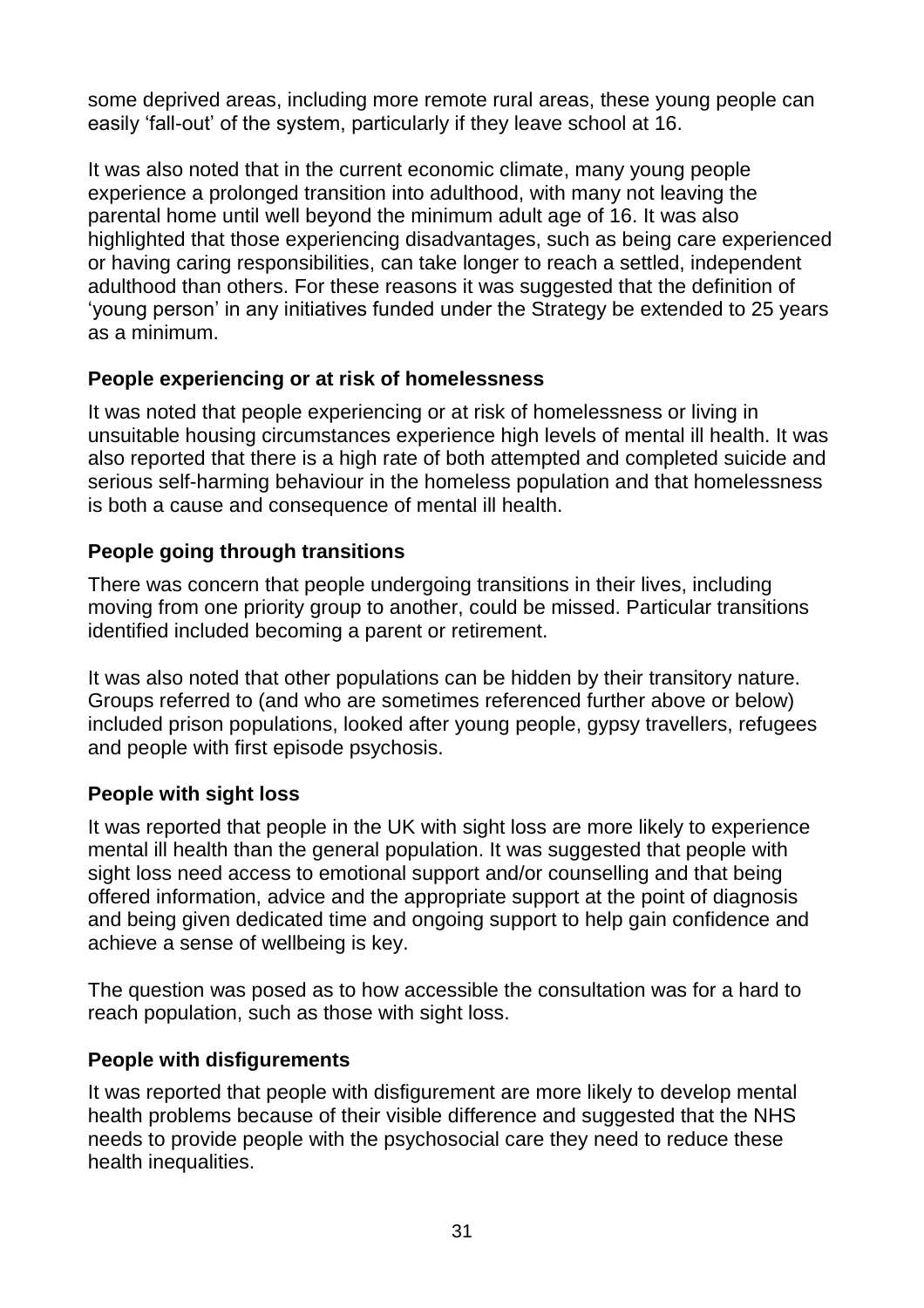some deprived areas, including more remote rural areas, these young people can easily 'fall-out' of the system, particularly if they leave school at 16.

It was also noted that in the current economic climate, many young people experience a prolonged transition into adulthood, with many not leaving the parental home until well beyond the minimum adult age of 16. It was also highlighted that those experiencing disadvantages, such as being care experienced or having caring responsibilities, can take longer to reach a settled, independent adulthood than others. For these reasons it was suggested that the definition of 'young person' in any initiatives funded under the Strategy be extended to 25 years as a minimum.

**People experiencing or at risk of homelessness**

It was noted that people experiencing or at risk of homelessness or living in unsuitable housing circumstances experience high levels of mental ill health. It was also reported that there is a high rate of both attempted and completed suicide and serious self-harming behaviour in the homeless population and that homelessness is both a cause and consequence of mental ill health.

**People going through transitions**

There was concern that people undergoing transitions in their lives, including moving from one priority group to another, could be missed. Particular transitions identified included becoming a parent or retirement.

It was also noted that other populations can be hidden by their transitory nature. Groups referred to (and who are sometimes referenced further above or below) included prison populations, looked after young people, gypsy travellers, refugees and people with first episode psychosis.

**People with sight loss**

It was reported that people in the UK with sight loss are more likely to experience mental ill health than the general population. It was suggested that people with sight loss need access to emotional support and/or counselling and that being offered information, advice and the appropriate support at the point of diagnosis and being given dedicated time and ongoing support to help gain confidence and achieve a sense of wellbeing is key.

The question was posed as to how accessible the consultation was for a hard to reach population, such as those with sight loss.

**People with disfigurements**

It was reported that people with disfigurement are more likely to develop mental health problems because of their visible difference and suggested that the NHS needs to provide people with the psychosocial care they need to reduce these health inequalities.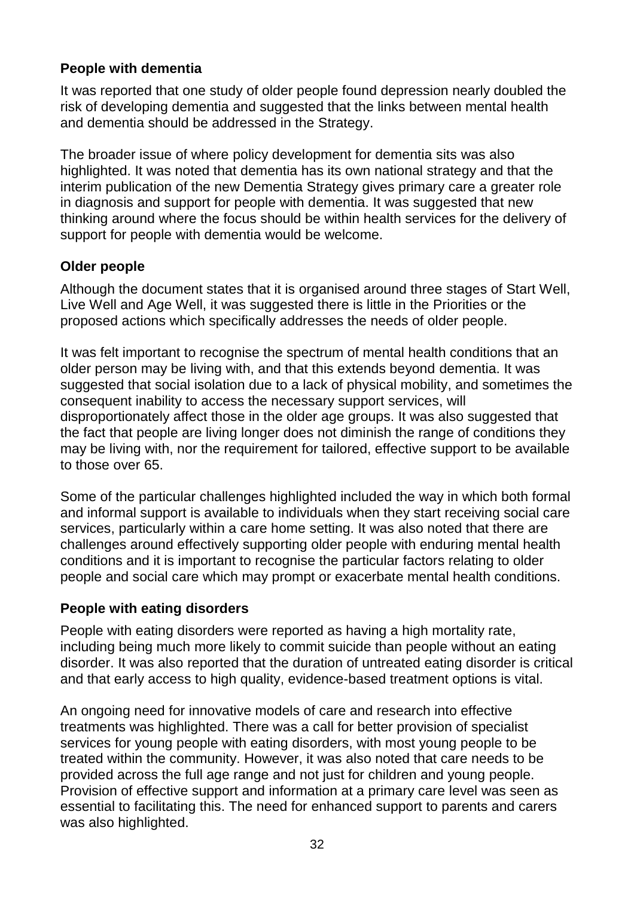### People with dementia

It was reported that one study of older people found depression nearly doubled the risk of developing dementia and suggested that the links between mental health and dementia should be addressed in the Strategy.

The broader issue of where policy development for dementia sits was also highlighted. It was noted that dementia has its own national strategy and that the interim publication of the new Dementia Strategy gives primary care a greater role in diagnosis and support for people with dementia. It was suggested that new thinking around where the focus should be within health services for the delivery of support for people with dementia would be welcome.

### Older people

Although the document states that it is organised around three stages of Start Well, Live Well and Age Well, it was suggested there is little in the Priorities or the proposed actions which specifically addresses the needs of older people.

It was felt important to recognise the spectrum of mental health conditions that an older person may be living with, and that this extends beyond dementia. It was suggested that social isolation due to a lack of physical mobility, and sometimes the consequent inability to access the necessary support services, will disproportionately affect those in the older age groups. It was also suggested that the fact that people are living longer does not diminish the range of conditions they may be living with, nor the requirement for tailored, effective support to be available to those over 65.

Some of the particular challenges highlighted included the way in which both formal and informal support is available to individuals when they start receiving social care services, particularly within a care home setting. It was also noted that there are challenges around effectively supporting older people with enduring mental health conditions and it is important to recognise the particular factors relating to older people and social care which may prompt or exacerbate mental health conditions.

### People with eating disorders

People with eating disorders were reported as having a high mortality rate, including being much more likely to commit suicide than people without an eating disorder. It was also reported that the duration of untreated eating disorder is critical and that early access to high quality, evidence-based treatment options is vital.

An ongoing need for innovative models of care and research into effective treatments was highlighted. There was a call for better provision of specialist services for young people with eating disorders, with most young people to be treated within the community. However, it was also noted that care needs to be provided across the full age range and not just for children and young people. Provision of effective support and information at a primary care level was seen as essential to facilitating this. The need for enhanced support to parents and carers was also highlighted.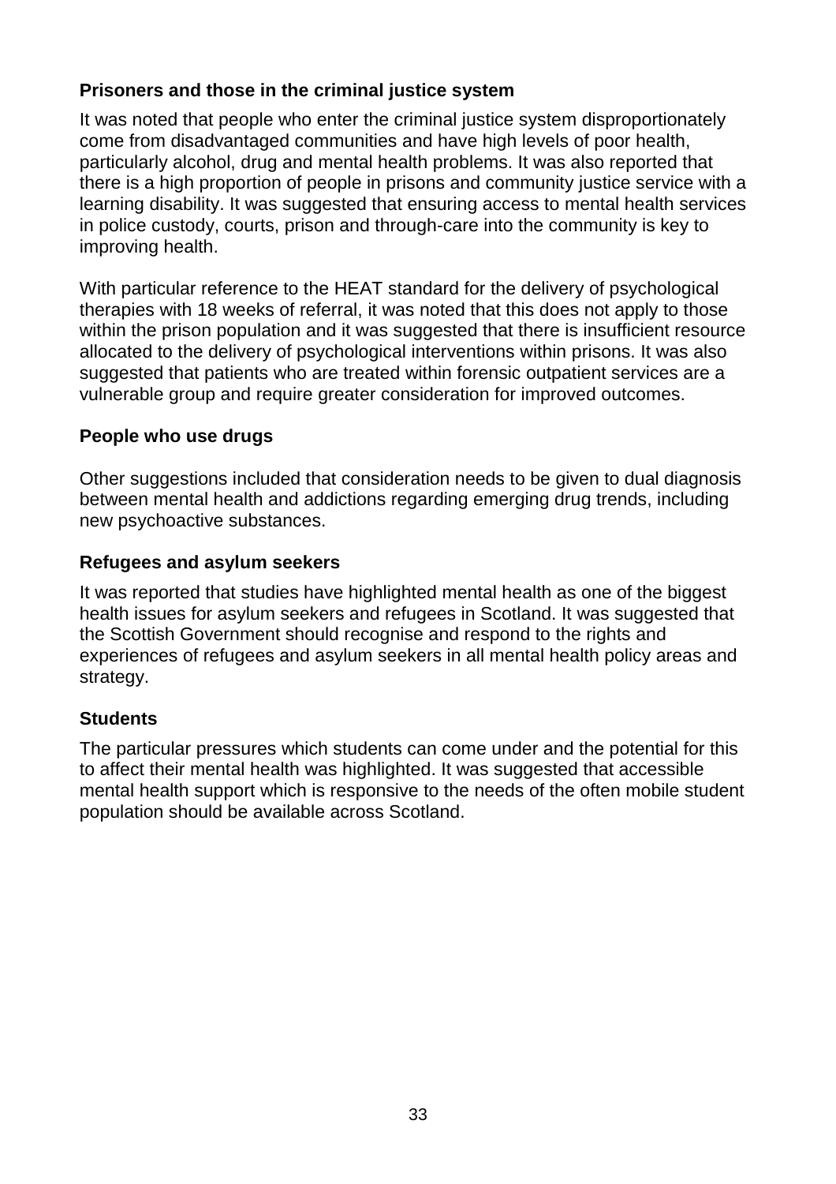**Prisoners and those in the criminal justice system**

It was noted that people who enter the criminal justice system disproportionately come from disadvantaged communities and have high levels of poor health, particularly alcohol, drug and mental health problems. It was also reported that there is a high proportion of people in prisons and community justice service with a learning disability. It was suggested that ensuring access to mental health services in police custody, courts, prison and through-care into the community is key to improving health.

With particular reference to the HEAT standard for the delivery of psychological therapies with 18 weeks of referral, it was noted that this does not apply to those within the prison population and it was suggested that there is insufficient resource allocated to the delivery of psychological interventions within prisons. It was also suggested that patients who are treated within forensic outpatient services are a vulnerable group and require greater consideration for improved outcomes.

**People who use drugs**

Other suggestions included that consideration needs to be given to dual diagnosis between mental health and addictions regarding emerging drug trends, including new psychoactive substances.

**Refugees and asylum seekers**

It was reported that studies have highlighted mental health as one of the biggest health issues for asylum seekers and refugees in Scotland. It was suggested that the Scottish Government should recognise and respond to the rights and experiences of refugees and asylum seekers in all mental health policy areas and strategy.

**Students**

The particular pressures which students can come under and the potential for this to affect their mental health was highlighted. It was suggested that accessible mental health support which is responsive to the needs of the often mobile student population should be available across Scotland.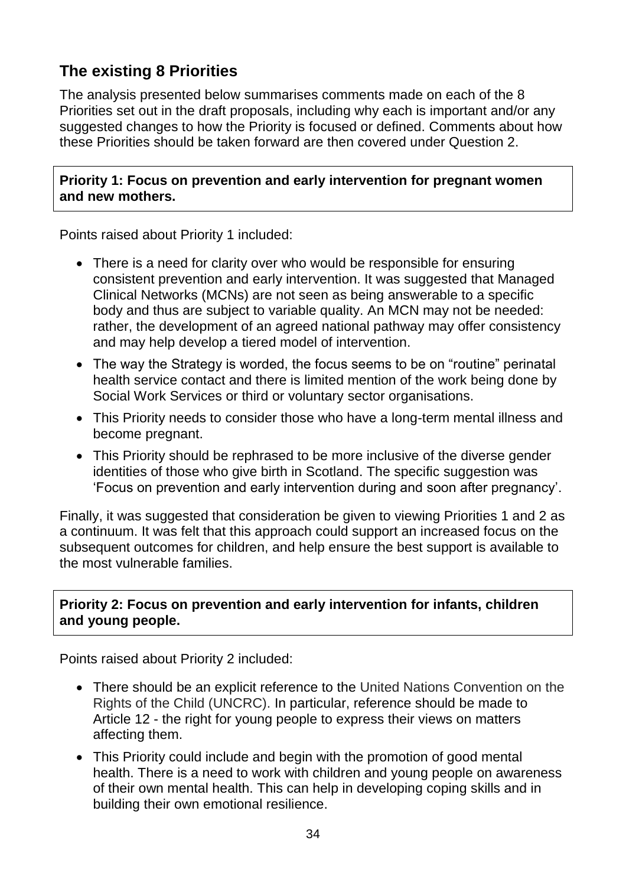## The existing 8 Priorities

The analysis presented below summarises comments made on each of the 8 Priorities set out in the draft proposals, including why each is important and/or any suggested changes to how the Priority is focused or defined. Comments about how these Priorities should be taken forward are then covered under Question 2.

**Priority 1: Focus on prevention and early intervention for pregnant women and new mothers.**

Points raised about Priority 1 included:

- There is a need for clarity over who would be responsible for ensuring consistent prevention and early intervention. It was suggested that Managed Clinical Networks (MCNs) are not seen as being answerable to a specific body and thus are subject to variable quality. An MCN may not be needed: rather, the development of an agreed national pathway may offer consistency and may help develop a tiered model of intervention.
- The way the Strategy is worded, the focus seems to be on "routine" perinatal health service contact and there is limited mention of the work being done by Social Work Services or third or voluntary sector organisations.
- This Priority needs to consider those who have a long-term mental illness and become pregnant.
- This Priority should be rephrased to be more inclusive of the diverse gender identities of those who give birth in Scotland. The specific suggestion was 'Focus on prevention and early intervention during and soon after pregnancy'.

Finally, it was suggested that consideration be given to viewing Priorities 1 and 2 as a continuum. It was felt that this approach could support an increased focus on the subsequent outcomes for children, and help ensure the best support is available to the most vulnerable families.

**Priority 2: Focus on prevention and early intervention for infants, children and young people.**

Points raised about Priority 2 included:

- There should be an explicit reference to the United Nations Convention on the Rights of the Child (UNCRC). In particular, reference should be made to Article 12 - the right for young people to express their views on matters affecting them.
- This Priority could include and begin with the promotion of good mental health. There is a need to work with children and young people on awareness of their own mental health. This can help in developing coping skills and in building their own emotional resilience.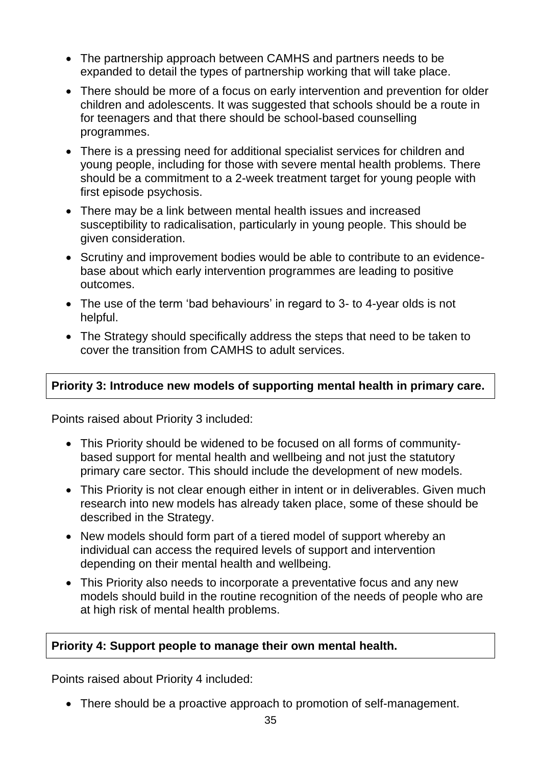- The partnership approach between CAMHS and partners needs to be expanded to detail the types of partnership working that will take place.
- There should be more of a focus on early intervention and prevention for older children and adolescents. It was suggested that schools should be a route in for teenagers and that there should be school-based counselling programmes.
- There is a pressing need for additional specialist services for children and young people, including for those with severe mental health problems. There should be a commitment to a 2-week treatment target for young people with first episode psychosis.
- There may be a link between mental health issues and increased susceptibility to radicalisation, particularly in young people. This should be given consideration.
- Scrutiny and improvement bodies would be able to contribute to an evidence-base about which early intervention programmes are leading to positive outcomes.
- The use of the term 'bad behaviours' in regard to 3- to 4-year olds is not helpful.
- The Strategy should specifically address the steps that need to be taken to cover the transition from CAMHS to adult services.

**Priority 3: Introduce new models of supporting mental health in primary care.**

Points raised about Priority 3 included:

- This Priority should be widened to be focused on all forms of community-based support for mental health and wellbeing and not just the statutory primary care sector. This should include the development of new models.
- This Priority is not clear enough either in intent or in deliverables. Given much research into new models has already taken place, some of these should be described in the Strategy.
- New models should form part of a tiered model of support whereby an individual can access the required levels of support and intervention depending on their mental health and wellbeing.
- This Priority also needs to incorporate a preventative focus and any new models should build in the routine recognition of the needs of people who are at high risk of mental health problems.

**Priority 4: Support people to manage their own mental health.**

Points raised about Priority 4 included:

- There should be a proactive approach to promotion of self-management.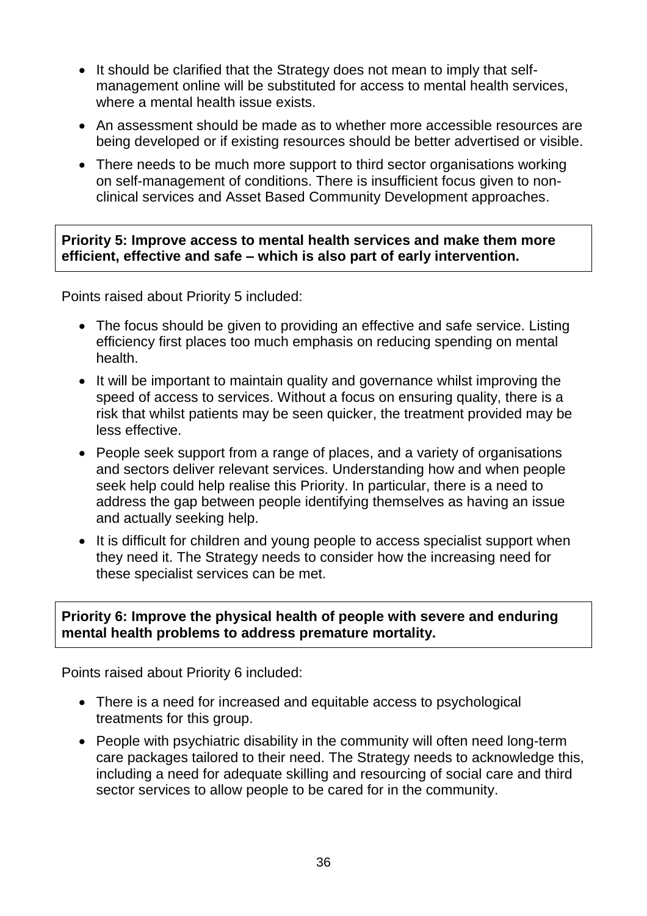- It should be clarified that the Strategy does not mean to imply that self-management online will be substituted for access to mental health services, where a mental health issue exists.
- An assessment should be made as to whether more accessible resources are being developed or if existing resources should be better advertised or visible.
- There needs to be much more support to third sector organisations working on self-management of conditions. There is insufficient focus given to non-clinical services and Asset Based Community Development approaches.

**Priority 5: Improve access to mental health services and make them more efficient, effective and safe – which is also part of early intervention.**

Points raised about Priority 5 included:

- The focus should be given to providing an effective and safe service. Listing efficiency first places too much emphasis on reducing spending on mental health.
- It will be important to maintain quality and governance whilst improving the speed of access to services. Without a focus on ensuring quality, there is a risk that whilst patients may be seen quicker, the treatment provided may be less effective.
- People seek support from a range of places, and a variety of organisations and sectors deliver relevant services. Understanding how and when people seek help could help realise this Priority. In particular, there is a need to address the gap between people identifying themselves as having an issue and actually seeking help.
- It is difficult for children and young people to access specialist support when they need it. The Strategy needs to consider how the increasing need for these specialist services can be met.

**Priority 6: Improve the physical health of people with severe and enduring mental health problems to address premature mortality.**

Points raised about Priority 6 included:

- There is a need for increased and equitable access to psychological treatments for this group.
- People with psychiatric disability in the community will often need long-term care packages tailored to their need. The Strategy needs to acknowledge this, including a need for adequate skilling and resourcing of social care and third sector services to allow people to be cared for in the community.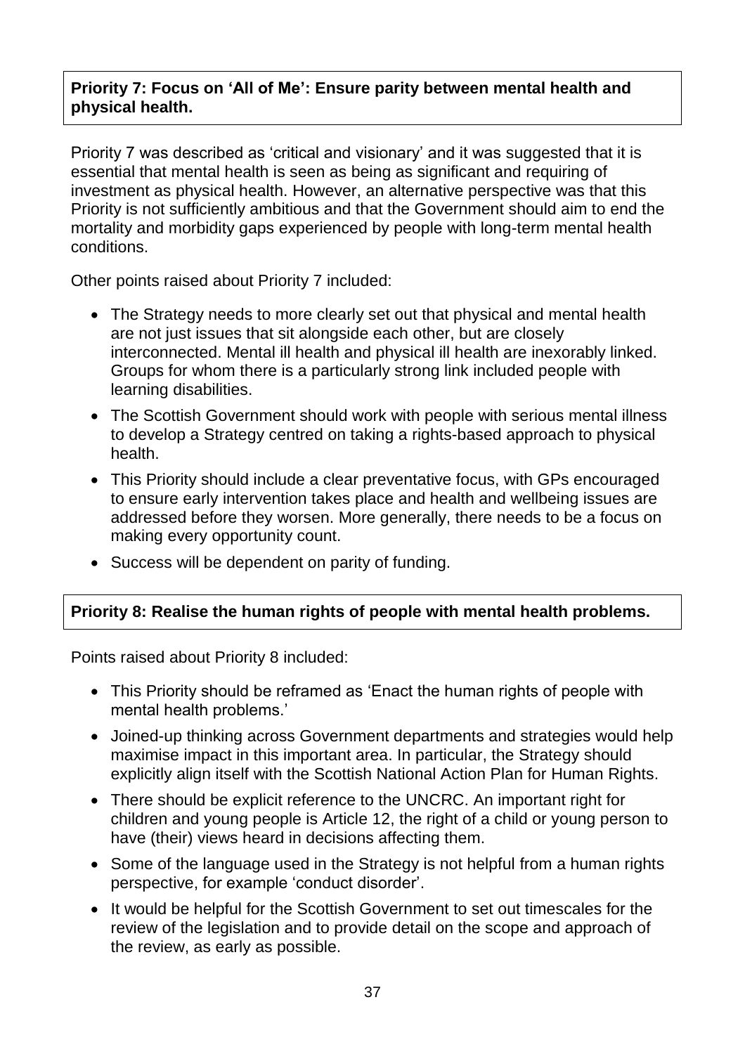**Priority 7: Focus on 'All of Me': Ensure parity between mental health and physical health.**

Priority 7 was described as 'critical and visionary' and it was suggested that it is essential that mental health is seen as being as significant and requiring of investment as physical health. However, an alternative perspective was that this Priority is not sufficiently ambitious and that the Government should aim to end the mortality and morbidity gaps experienced by people with long-term mental health conditions.

Other points raised about Priority 7 included:

- The Strategy needs to more clearly set out that physical and mental health are not just issues that sit alongside each other, but are closely interconnected. Mental ill health and physical ill health are inexorably linked. Groups for whom there is a particularly strong link included people with learning disabilities.
- The Scottish Government should work with people with serious mental illness to develop a Strategy centred on taking a rights-based approach to physical health.
- This Priority should include a clear preventative focus, with GPs encouraged to ensure early intervention takes place and health and wellbeing issues are addressed before they worsen. More generally, there needs to be a focus on making every opportunity count.
- Success will be dependent on parity of funding.

**Priority 8: Realise the human rights of people with mental health problems.**

Points raised about Priority 8 included:

- This Priority should be reframed as 'Enact the human rights of people with mental health problems.'
- Joined-up thinking across Government departments and strategies would help maximise impact in this important area. In particular, the Strategy should explicitly align itself with the Scottish National Action Plan for Human Rights.
- There should be explicit reference to the UNCRC. An important right for children and young people is Article 12, the right of a child or young person to have (their) views heard in decisions affecting them.
- Some of the language used in the Strategy is not helpful from a human rights perspective, for example 'conduct disorder'.
- It would be helpful for the Scottish Government to set out timescales for the review of the legislation and to provide detail on the scope and approach of the review, as early as possible.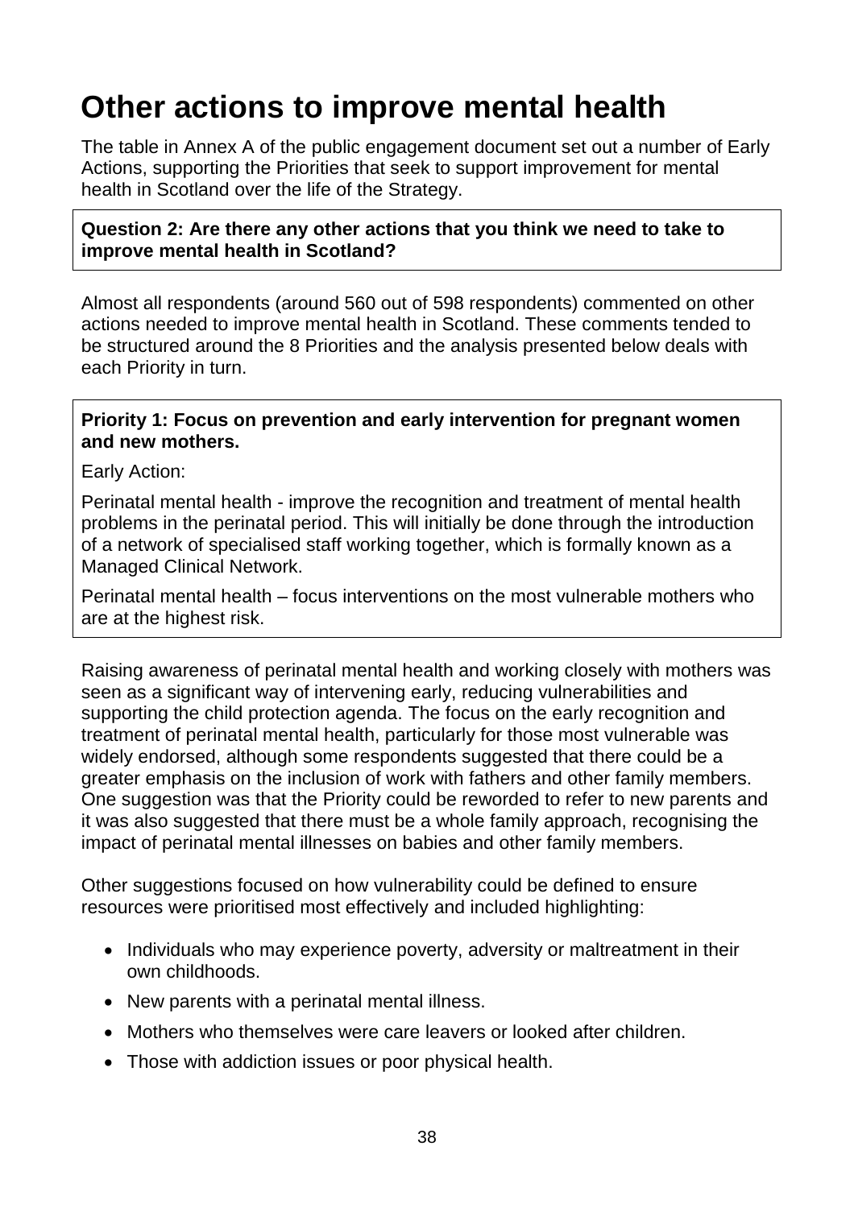# Other actions to improve mental health

The table in Annex A of the public engagement document set out a number of Early Actions, supporting the Priorities that seek to support improvement for mental health in Scotland over the life of the Strategy.

**Question 2: Are there any other actions that you think we need to take to improve mental health in Scotland?**

Almost all respondents (around 560 out of 598 respondents) commented on other actions needed to improve mental health in Scotland. These comments tended to be structured around the 8 Priorities and the analysis presented below deals with each Priority in turn.

**Priority 1: Focus on prevention and early intervention for pregnant women and new mothers.**

Early Action:

Perinatal mental health - improve the recognition and treatment of mental health problems in the perinatal period. This will initially be done through the introduction of a network of specialised staff working together, which is formally known as a Managed Clinical Network.

Perinatal mental health – focus interventions on the most vulnerable mothers who are at the highest risk.

Raising awareness of perinatal mental health and working closely with mothers was seen as a significant way of intervening early, reducing vulnerabilities and supporting the child protection agenda. The focus on the early recognition and treatment of perinatal mental health, particularly for those most vulnerable was widely endorsed, although some respondents suggested that there could be a greater emphasis on the inclusion of work with fathers and other family members. One suggestion was that the Priority could be reworded to refer to new parents and it was also suggested that there must be a whole family approach, recognising the impact of perinatal mental illnesses on babies and other family members.

Other suggestions focused on how vulnerability could be defined to ensure resources were prioritised most effectively and included highlighting:

- Individuals who may experience poverty, adversity or maltreatment in their own childhoods.
- New parents with a perinatal mental illness.
- Mothers who themselves were care leavers or looked after children.
- Those with addiction issues or poor physical health.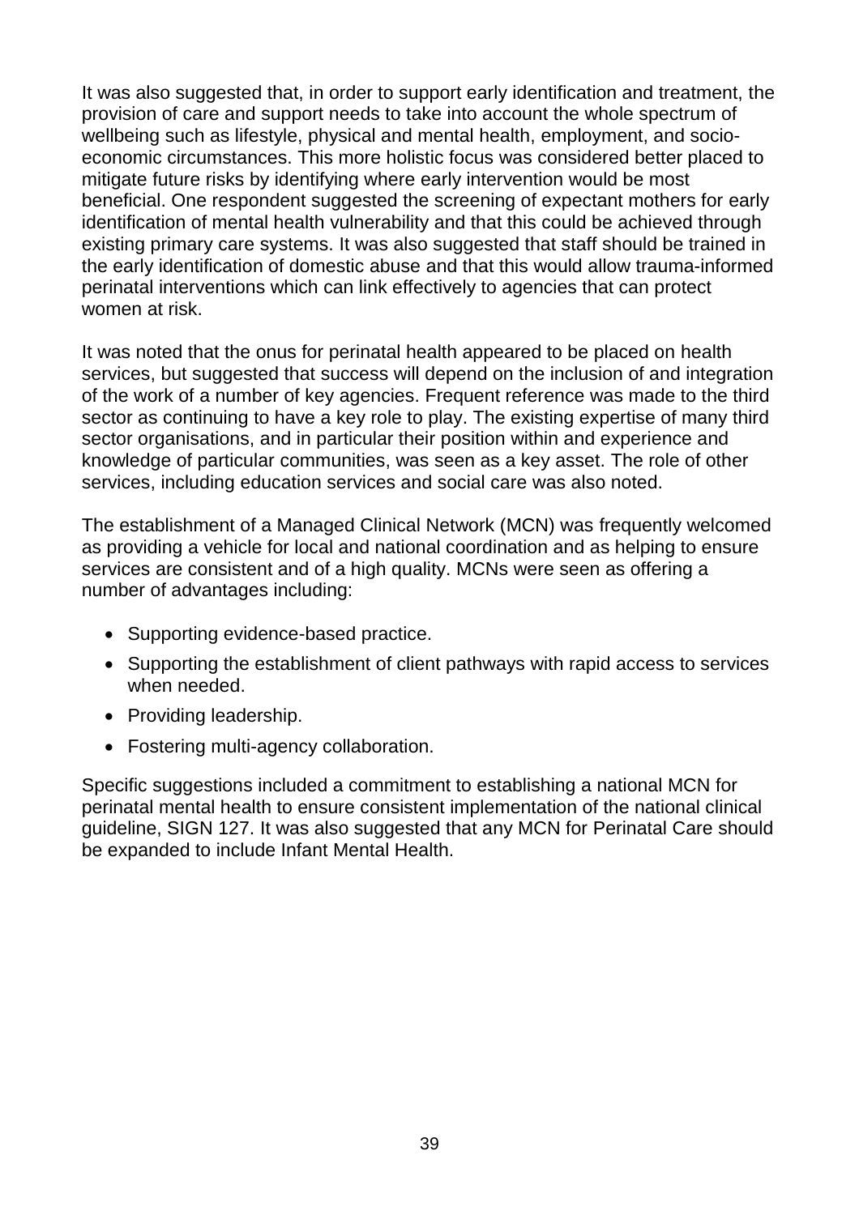It was also suggested that, in order to support early identification and treatment, the provision of care and support needs to take into account the whole spectrum of wellbeing such as lifestyle, physical and mental health, employment, and socio-economic circumstances. This more holistic focus was considered better placed to mitigate future risks by identifying where early intervention would be most beneficial. One respondent suggested the screening of expectant mothers for early identification of mental health vulnerability and that this could be achieved through existing primary care systems. It was also suggested that staff should be trained in the early identification of domestic abuse and that this would allow trauma-informed perinatal interventions which can link effectively to agencies that can protect women at risk.

It was noted that the onus for perinatal health appeared to be placed on health services, but suggested that success will depend on the inclusion of and integration of the work of a number of key agencies. Frequent reference was made to the third sector as continuing to have a key role to play. The existing expertise of many third sector organisations, and in particular their position within and experience and knowledge of particular communities, was seen as a key asset. The role of other services, including education services and social care was also noted.

The establishment of a Managed Clinical Network (MCN) was frequently welcomed as providing a vehicle for local and national coordination and as helping to ensure services are consistent and of a high quality. MCNs were seen as offering a number of advantages including:

- Supporting evidence-based practice.
- Supporting the establishment of client pathways with rapid access to services when needed.
- Providing leadership.
- Fostering multi-agency collaboration.

Specific suggestions included a commitment to establishing a national MCN for perinatal mental health to ensure consistent implementation of the national clinical guideline, SIGN 127. It was also suggested that any MCN for Perinatal Care should be expanded to include Infant Mental Health.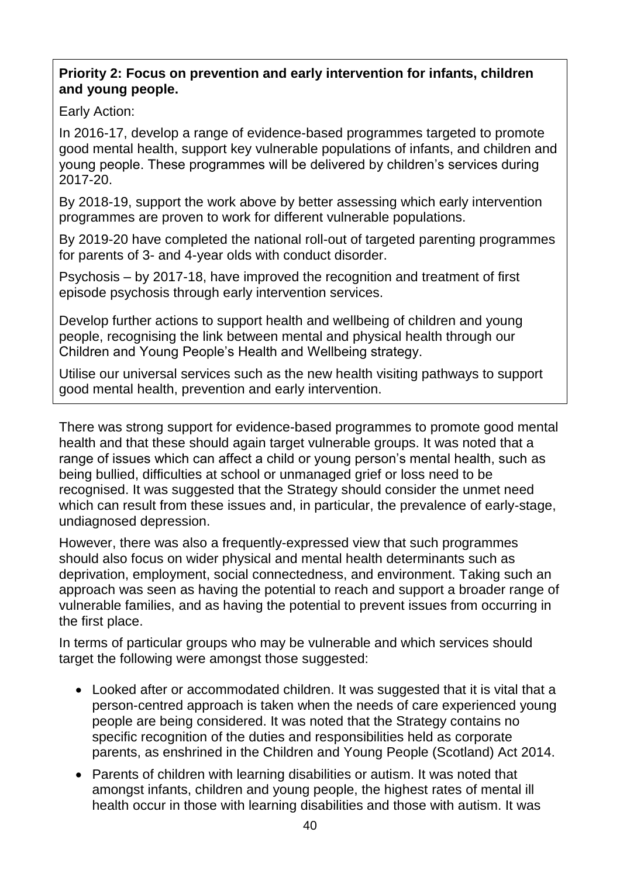**Priority 2: Focus on prevention and early intervention for infants, children and young people.**

Early Action:

In 2016-17, develop a range of evidence-based programmes targeted to promote good mental health, support key vulnerable populations of infants, and children and young people. These programmes will be delivered by children's services during 2017-20.

By 2018-19, support the work above by better assessing which early intervention programmes are proven to work for different vulnerable populations.

By 2019-20 have completed the national roll-out of targeted parenting programmes for parents of 3- and 4-year olds with conduct disorder.

Psychosis – by 2017-18, have improved the recognition and treatment of first episode psychosis through early intervention services.

Develop further actions to support health and wellbeing of children and young people, recognising the link between mental and physical health through our Children and Young People's Health and Wellbeing strategy.

Utilise our universal services such as the new health visiting pathways to support good mental health, prevention and early intervention.

There was strong support for evidence-based programmes to promote good mental health and that these should again target vulnerable groups. It was noted that a range of issues which can affect a child or young person's mental health, such as being bullied, difficulties at school or unmanaged grief or loss need to be recognised. It was suggested that the Strategy should consider the unmet need which can result from these issues and, in particular, the prevalence of early-stage, undiagnosed depression.

However, there was also a frequently-expressed view that such programmes should also focus on wider physical and mental health determinants such as deprivation, employment, social connectedness, and environment. Taking such an approach was seen as having the potential to reach and support a broader range of vulnerable families, and as having the potential to prevent issues from occurring in the first place.

In terms of particular groups who may be vulnerable and which services should target the following were amongst those suggested:

- Looked after or accommodated children. It was suggested that it is vital that a person-centred approach is taken when the needs of care experienced young people are being considered. It was noted that the Strategy contains no specific recognition of the duties and responsibilities held as corporate parents, as enshrined in the Children and Young People (Scotland) Act 2014.
- Parents of children with learning disabilities or autism. It was noted that amongst infants, children and young people, the highest rates of mental ill health occur in those with learning disabilities and those with autism. It was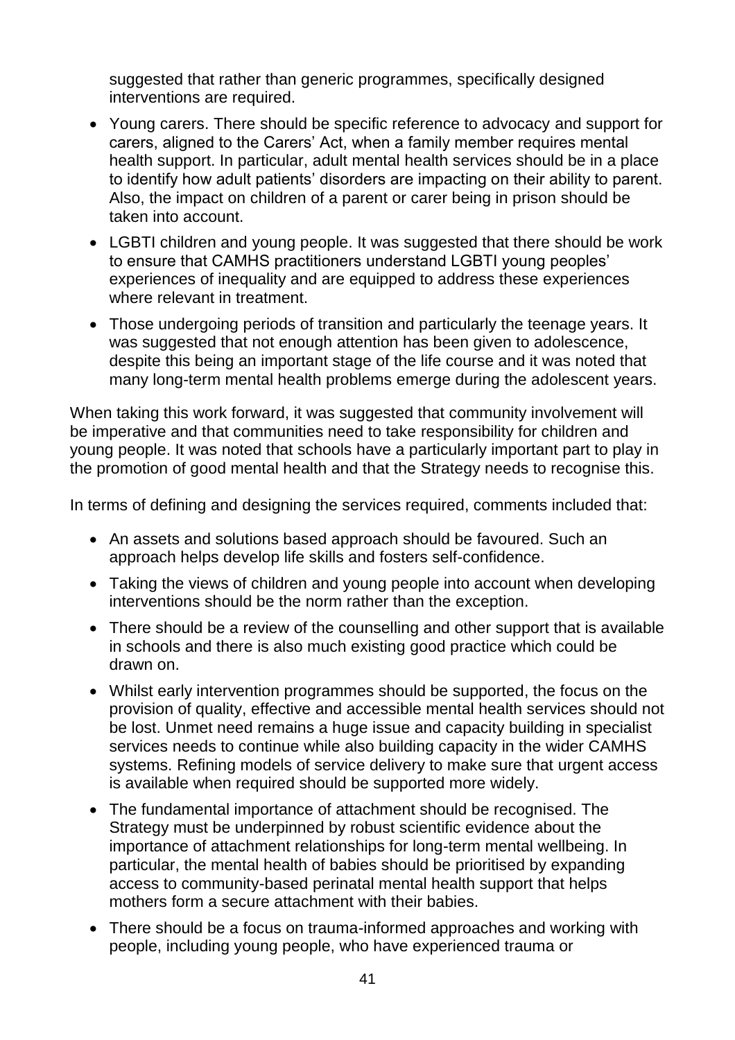suggested that rather than generic programmes, specifically designed interventions are required.

- Young carers. There should be specific reference to advocacy and support for carers, aligned to the Carers' Act, when a family member requires mental health support. In particular, adult mental health services should be in a place to identify how adult patients' disorders are impacting on their ability to parent. Also, the impact on children of a parent or carer being in prison should be taken into account.
- LGBTI children and young people. It was suggested that there should be work to ensure that CAMHS practitioners understand LGBTI young peoples' experiences of inequality and are equipped to address these experiences where relevant in treatment.
- Those undergoing periods of transition and particularly the teenage years. It was suggested that not enough attention has been given to adolescence, despite this being an important stage of the life course and it was noted that many long-term mental health problems emerge during the adolescent years.

When taking this work forward, it was suggested that community involvement will be imperative and that communities need to take responsibility for children and young people. It was noted that schools have a particularly important part to play in the promotion of good mental health and that the Strategy needs to recognise this.

In terms of defining and designing the services required, comments included that:

- An assets and solutions based approach should be favoured. Such an approach helps develop life skills and fosters self-confidence.
- Taking the views of children and young people into account when developing interventions should be the norm rather than the exception.
- There should be a review of the counselling and other support that is available in schools and there is also much existing good practice which could be drawn on.
- Whilst early intervention programmes should be supported, the focus on the provision of quality, effective and accessible mental health services should not be lost. Unmet need remains a huge issue and capacity building in specialist services needs to continue while also building capacity in the wider CAMHS systems. Refining models of service delivery to make sure that urgent access is available when required should be supported more widely.
- The fundamental importance of attachment should be recognised. The Strategy must be underpinned by robust scientific evidence about the importance of attachment relationships for long-term mental wellbeing. In particular, the mental health of babies should be prioritised by expanding access to community-based perinatal mental health support that helps mothers form a secure attachment with their babies.
- There should be a focus on trauma-informed approaches and working with people, including young people, who have experienced trauma or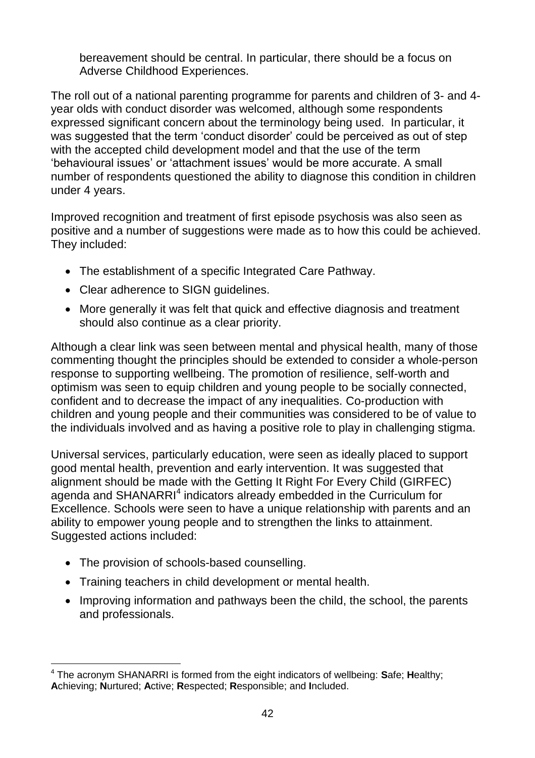bereavement should be central. In particular, there should be a focus on Adverse Childhood Experiences.

The roll out of a national parenting programme for parents and children of 3- and 4-year olds with conduct disorder was welcomed, although some respondents expressed significant concern about the terminology being used. In particular, it was suggested that the term 'conduct disorder' could be perceived as out of step with the accepted child development model and that the use of the term 'behavioural issues' or 'attachment issues' would be more accurate. A small number of respondents questioned the ability to diagnose this condition in children under 4 years.

Improved recognition and treatment of first episode psychosis was also seen as positive and a number of suggestions were made as to how this could be achieved. They included:

- The establishment of a specific Integrated Care Pathway.
- Clear adherence to SIGN guidelines.
- More generally it was felt that quick and effective diagnosis and treatment should also continue as a clear priority.

Although a clear link was seen between mental and physical health, many of those commenting thought the principles should be extended to consider a whole-person response to supporting wellbeing. The promotion of resilience, self-worth and optimism was seen to equip children and young people to be socially connected, confident and to decrease the impact of any inequalities. Co-production with children and young people and their communities was considered to be of value to the individuals involved and as having a positive role to play in challenging stigma.

Universal services, particularly education, were seen as ideally placed to support good mental health, prevention and early intervention. It was suggested that alignment should be made with the Getting It Right For Every Child (GIRFEC) agenda and SHANARRI[4] indicators already embedded in the Curriculum for Excellence. Schools were seen to have a unique relationship with parents and an ability to empower young people and to strengthen the links to attainment. Suggested actions included:

- The provision of schools-based counselling.
- Training teachers in child development or mental health.
- Improving information and pathways been the child, the school, the parents and professionals.

[4] The acronym SHANARRI is formed from the eight indicators of wellbeing: **S**afe; **H**ealthy; **A**chieving; **N**urtured; **A**ctive; **R**espected; **R**esponsible; and **I**ncluded.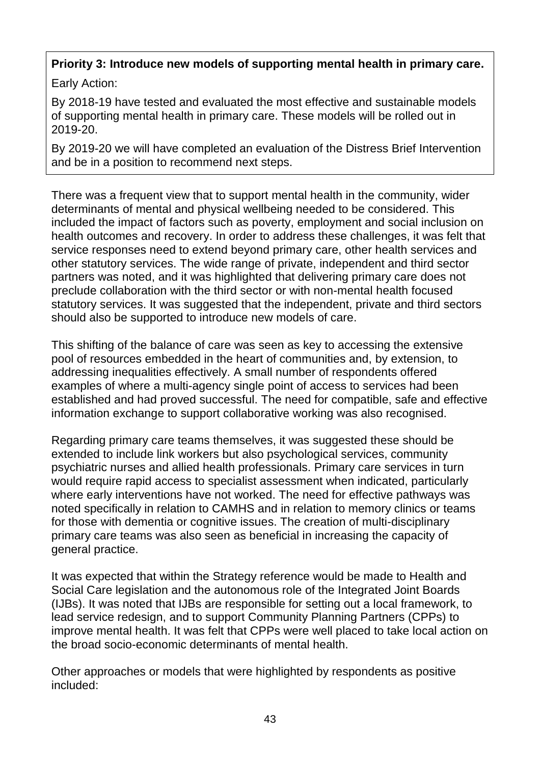**Priority 3: Introduce new models of supporting mental health in primary care.**

Early Action:

By 2018-19 have tested and evaluated the most effective and sustainable models of supporting mental health in primary care. These models will be rolled out in 2019-20.

By 2019-20 we will have completed an evaluation of the Distress Brief Intervention and be in a position to recommend next steps.

There was a frequent view that to support mental health in the community, wider determinants of mental and physical wellbeing needed to be considered. This included the impact of factors such as poverty, employment and social inclusion on health outcomes and recovery. In order to address these challenges, it was felt that service responses need to extend beyond primary care, other health services and other statutory services. The wide range of private, independent and third sector partners was noted, and it was highlighted that delivering primary care does not preclude collaboration with the third sector or with non-mental health focused statutory services. It was suggested that the independent, private and third sectors should also be supported to introduce new models of care.

This shifting of the balance of care was seen as key to accessing the extensive pool of resources embedded in the heart of communities and, by extension, to addressing inequalities effectively. A small number of respondents offered examples of where a multi-agency single point of access to services had been established and had proved successful. The need for compatible, safe and effective information exchange to support collaborative working was also recognised.

Regarding primary care teams themselves, it was suggested these should be extended to include link workers but also psychological services, community psychiatric nurses and allied health professionals. Primary care services in turn would require rapid access to specialist assessment when indicated, particularly where early interventions have not worked. The need for effective pathways was noted specifically in relation to CAMHS and in relation to memory clinics or teams for those with dementia or cognitive issues. The creation of multi-disciplinary primary care teams was also seen as beneficial in increasing the capacity of general practice.

It was expected that within the Strategy reference would be made to Health and Social Care legislation and the autonomous role of the Integrated Joint Boards (IJBs). It was noted that IJBs are responsible for setting out a local framework, to lead service redesign, and to support Community Planning Partners (CPPs) to improve mental health. It was felt that CPPs were well placed to take local action on the broad socio-economic determinants of mental health.

Other approaches or models that were highlighted by respondents as positive included: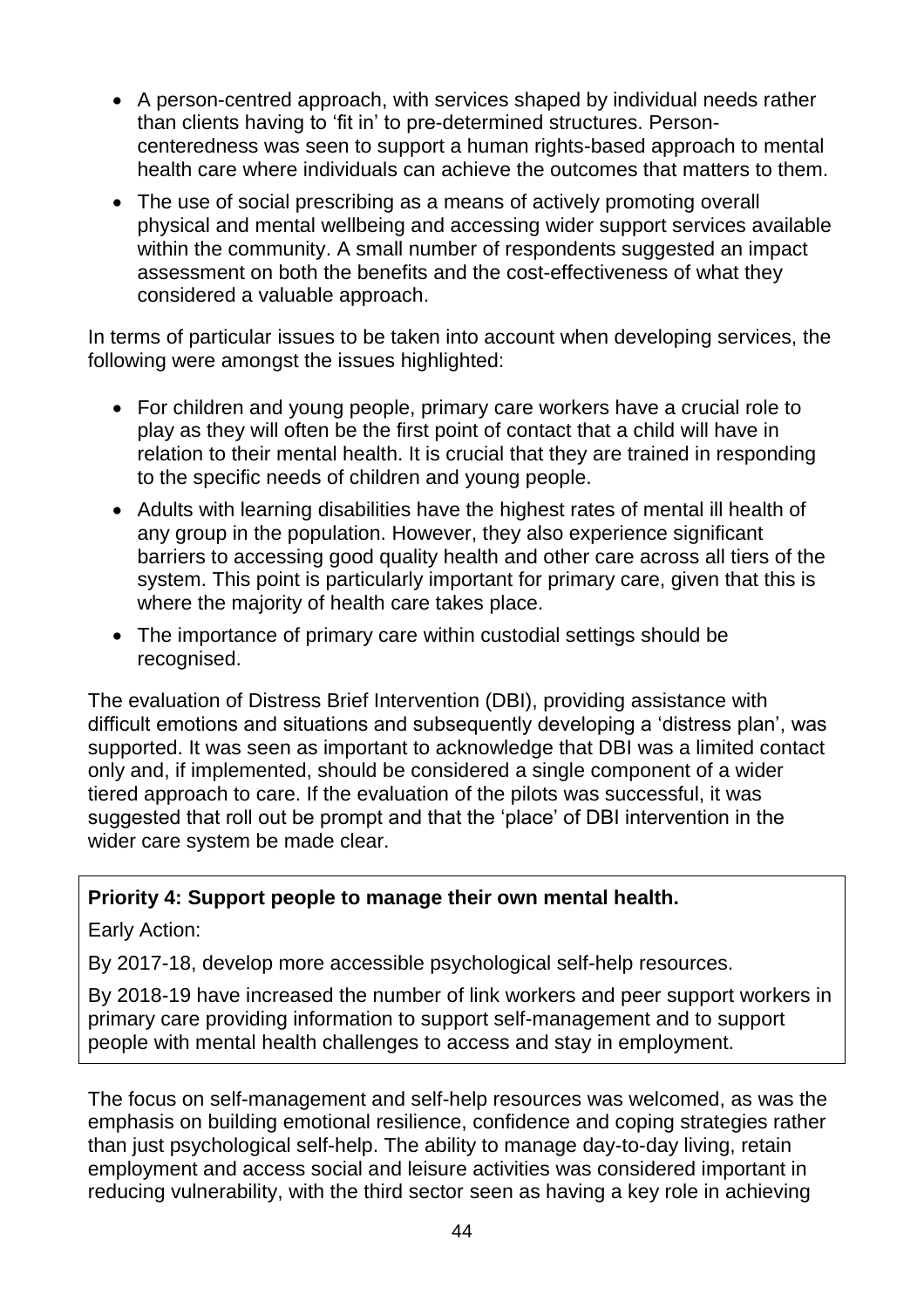- A person-centred approach, with services shaped by individual needs rather than clients having to 'fit in' to pre-determined structures. Person-centeredness was seen to support a human rights-based approach to mental health care where individuals can achieve the outcomes that matters to them.
- The use of social prescribing as a means of actively promoting overall physical and mental wellbeing and accessing wider support services available within the community. A small number of respondents suggested an impact assessment on both the benefits and the cost-effectiveness of what they considered a valuable approach.

In terms of particular issues to be taken into account when developing services, the following were amongst the issues highlighted:

- For children and young people, primary care workers have a crucial role to play as they will often be the first point of contact that a child will have in relation to their mental health. It is crucial that they are trained in responding to the specific needs of children and young people.
- Adults with learning disabilities have the highest rates of mental ill health of any group in the population. However, they also experience significant barriers to accessing good quality health and other care across all tiers of the system. This point is particularly important for primary care, given that this is where the majority of health care takes place.
- The importance of primary care within custodial settings should be recognised.

The evaluation of Distress Brief Intervention (DBI), providing assistance with difficult emotions and situations and subsequently developing a 'distress plan', was supported. It was seen as important to acknowledge that DBI was a limited contact only and, if implemented, should be considered a single component of a wider tiered approach to care. If the evaluation of the pilots was successful, it was suggested that roll out be prompt and that the 'place' of DBI intervention in the wider care system be made clear.

**Priority 4: Support people to manage their own mental health.**

Early Action:

By 2017-18, develop more accessible psychological self-help resources.

By 2018-19 have increased the number of link workers and peer support workers in primary care providing information to support self-management and to support people with mental health challenges to access and stay in employment.

The focus on self-management and self-help resources was welcomed, as was the emphasis on building emotional resilience, confidence and coping strategies rather than just psychological self-help. The ability to manage day-to-day living, retain employment and access social and leisure activities was considered important in reducing vulnerability, with the third sector seen as having a key role in achieving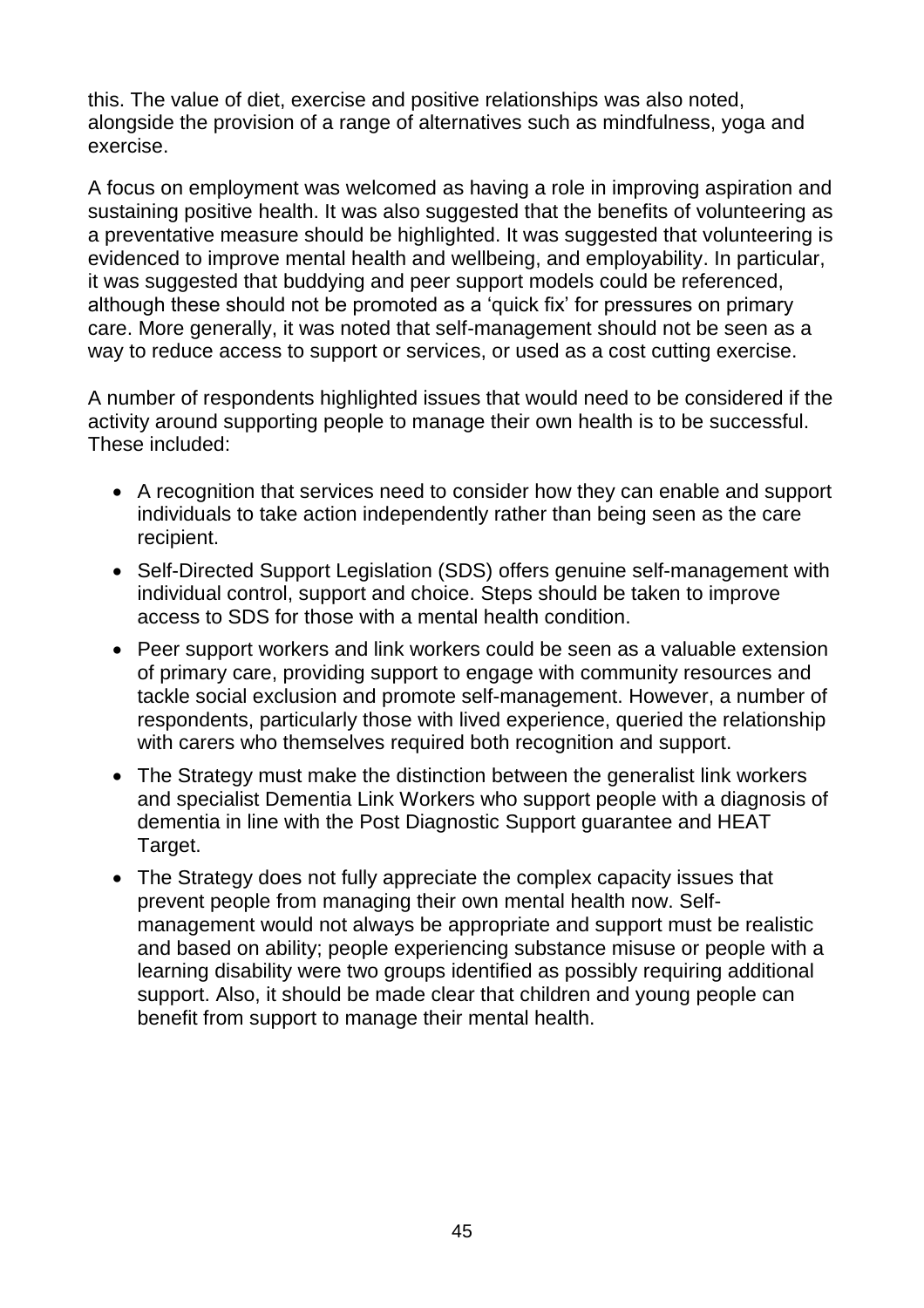this. The value of diet, exercise and positive relationships was also noted, alongside the provision of a range of alternatives such as mindfulness, yoga and exercise.

A focus on employment was welcomed as having a role in improving aspiration and sustaining positive health. It was also suggested that the benefits of volunteering as a preventative measure should be highlighted. It was suggested that volunteering is evidenced to improve mental health and wellbeing, and employability. In particular, it was suggested that buddying and peer support models could be referenced, although these should not be promoted as a 'quick fix' for pressures on primary care. More generally, it was noted that self-management should not be seen as a way to reduce access to support or services, or used as a cost cutting exercise.

A number of respondents highlighted issues that would need to be considered if the activity around supporting people to manage their own health is to be successful. These included:

- A recognition that services need to consider how they can enable and support individuals to take action independently rather than being seen as the care recipient.
- Self-Directed Support Legislation (SDS) offers genuine self-management with individual control, support and choice. Steps should be taken to improve access to SDS for those with a mental health condition.
- Peer support workers and link workers could be seen as a valuable extension of primary care, providing support to engage with community resources and tackle social exclusion and promote self-management. However, a number of respondents, particularly those with lived experience, queried the relationship with carers who themselves required both recognition and support.
- The Strategy must make the distinction between the generalist link workers and specialist Dementia Link Workers who support people with a diagnosis of dementia in line with the Post Diagnostic Support guarantee and HEAT Target.
- The Strategy does not fully appreciate the complex capacity issues that prevent people from managing their own mental health now. Self-management would not always be appropriate and support must be realistic and based on ability; people experiencing substance misuse or people with a learning disability were two groups identified as possibly requiring additional support. Also, it should be made clear that children and young people can benefit from support to manage their mental health.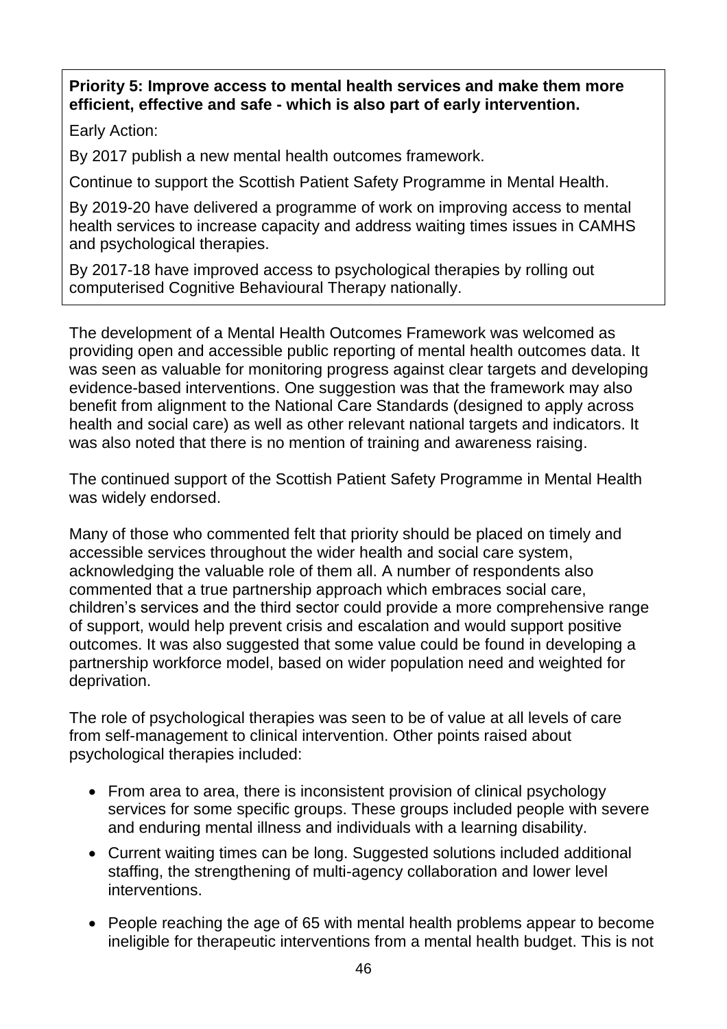**Priority 5: Improve access to mental health services and make them more efficient, effective and safe - which is also part of early intervention.**

Early Action:

By 2017 publish a new mental health outcomes framework.

Continue to support the Scottish Patient Safety Programme in Mental Health.

By 2019-20 have delivered a programme of work on improving access to mental health services to increase capacity and address waiting times issues in CAMHS and psychological therapies.

By 2017-18 have improved access to psychological therapies by rolling out computerised Cognitive Behavioural Therapy nationally.

The development of a Mental Health Outcomes Framework was welcomed as providing open and accessible public reporting of mental health outcomes data. It was seen as valuable for monitoring progress against clear targets and developing evidence-based interventions. One suggestion was that the framework may also benefit from alignment to the National Care Standards (designed to apply across health and social care) as well as other relevant national targets and indicators. It was also noted that there is no mention of training and awareness raising.

The continued support of the Scottish Patient Safety Programme in Mental Health was widely endorsed.

Many of those who commented felt that priority should be placed on timely and accessible services throughout the wider health and social care system, acknowledging the valuable role of them all. A number of respondents also commented that a true partnership approach which embraces social care, children's services and the third sector could provide a more comprehensive range of support, would help prevent crisis and escalation and would support positive outcomes. It was also suggested that some value could be found in developing a partnership workforce model, based on wider population need and weighted for deprivation.

The role of psychological therapies was seen to be of value at all levels of care from self-management to clinical intervention. Other points raised about psychological therapies included:

- From area to area, there is inconsistent provision of clinical psychology services for some specific groups. These groups included people with severe and enduring mental illness and individuals with a learning disability.
- Current waiting times can be long. Suggested solutions included additional staffing, the strengthening of multi-agency collaboration and lower level interventions.
- People reaching the age of 65 with mental health problems appear to become ineligible for therapeutic interventions from a mental health budget. This is not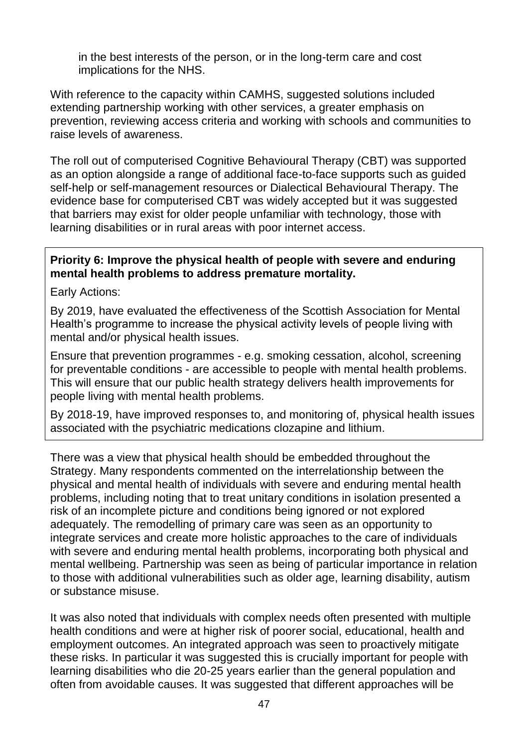in the best interests of the person, or in the long-term care and cost implications for the NHS.

With reference to the capacity within CAMHS, suggested solutions included extending partnership working with other services, a greater emphasis on prevention, reviewing access criteria and working with schools and communities to raise levels of awareness.

The roll out of computerised Cognitive Behavioural Therapy (CBT) was supported as an option alongside a range of additional face-to-face supports such as guided self-help or self-management resources or Dialectical Behavioural Therapy. The evidence base for computerised CBT was widely accepted but it was suggested that barriers may exist for older people unfamiliar with technology, those with learning disabilities or in rural areas with poor internet access.

**Priority 6: Improve the physical health of people with severe and enduring mental health problems to address premature mortality.**

Early Actions:

By 2019, have evaluated the effectiveness of the Scottish Association for Mental Health's programme to increase the physical activity levels of people living with mental and/or physical health issues.

Ensure that prevention programmes - e.g. smoking cessation, alcohol, screening for preventable conditions - are accessible to people with mental health problems. This will ensure that our public health strategy delivers health improvements for people living with mental health problems.

By 2018-19, have improved responses to, and monitoring of, physical health issues associated with the psychiatric medications clozapine and lithium.

There was a view that physical health should be embedded throughout the Strategy. Many respondents commented on the interrelationship between the physical and mental health of individuals with severe and enduring mental health problems, including noting that to treat unitary conditions in isolation presented a risk of an incomplete picture and conditions being ignored or not explored adequately. The remodelling of primary care was seen as an opportunity to integrate services and create more holistic approaches to the care of individuals with severe and enduring mental health problems, incorporating both physical and mental wellbeing. Partnership was seen as being of particular importance in relation to those with additional vulnerabilities such as older age, learning disability, autism or substance misuse.

It was also noted that individuals with complex needs often presented with multiple health conditions and were at higher risk of poorer social, educational, health and employment outcomes. An integrated approach was seen to proactively mitigate these risks. In particular it was suggested this is crucially important for people with learning disabilities who die 20-25 years earlier than the general population and often from avoidable causes. It was suggested that different approaches will be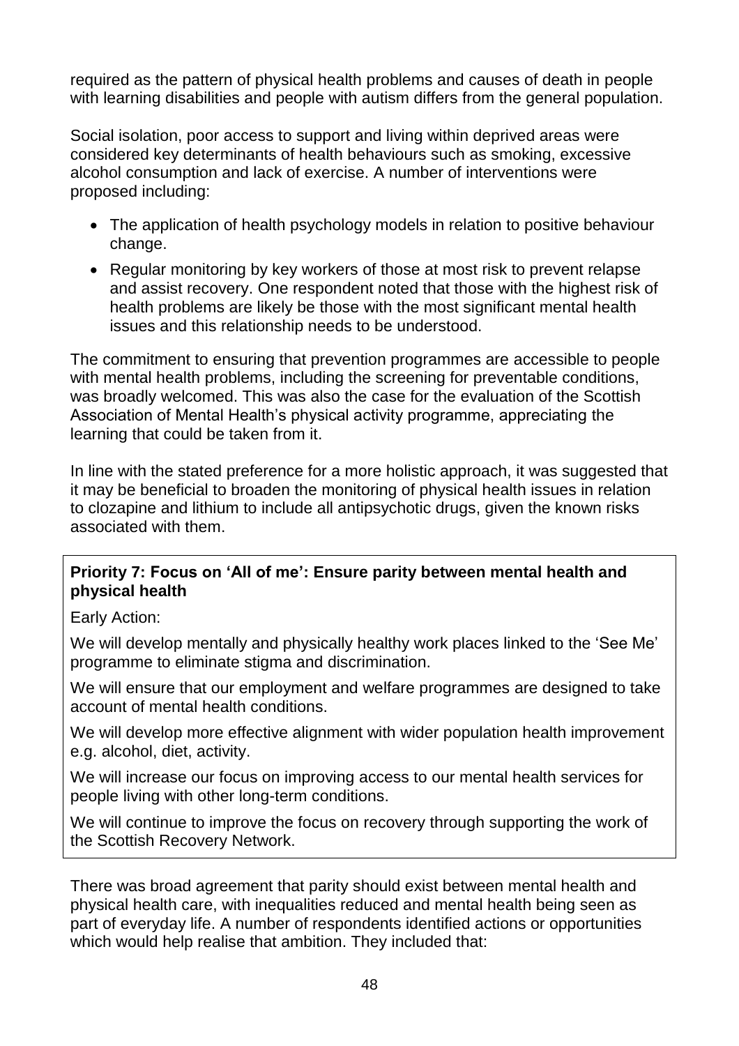required as the pattern of physical health problems and causes of death in people with learning disabilities and people with autism differs from the general population.

Social isolation, poor access to support and living within deprived areas were considered key determinants of health behaviours such as smoking, excessive alcohol consumption and lack of exercise. A number of interventions were proposed including:

- The application of health psychology models in relation to positive behaviour change.
- Regular monitoring by key workers of those at most risk to prevent relapse and assist recovery. One respondent noted that those with the highest risk of health problems are likely be those with the most significant mental health issues and this relationship needs to be understood.

The commitment to ensuring that prevention programmes are accessible to people with mental health problems, including the screening for preventable conditions, was broadly welcomed. This was also the case for the evaluation of the Scottish Association of Mental Health's physical activity programme, appreciating the learning that could be taken from it.

In line with the stated preference for a more holistic approach, it was suggested that it may be beneficial to broaden the monitoring of physical health issues in relation to clozapine and lithium to include all antipsychotic drugs, given the known risks associated with them.

**Priority 7: Focus on 'All of me': Ensure parity between mental health and physical health**

Early Action:

We will develop mentally and physically healthy work places linked to the 'See Me' programme to eliminate stigma and discrimination.

We will ensure that our employment and welfare programmes are designed to take account of mental health conditions.

We will develop more effective alignment with wider population health improvement e.g. alcohol, diet, activity.

We will increase our focus on improving access to our mental health services for people living with other long-term conditions.

We will continue to improve the focus on recovery through supporting the work of the Scottish Recovery Network.

There was broad agreement that parity should exist between mental health and physical health care, with inequalities reduced and mental health being seen as part of everyday life. A number of respondents identified actions or opportunities which would help realise that ambition. They included that: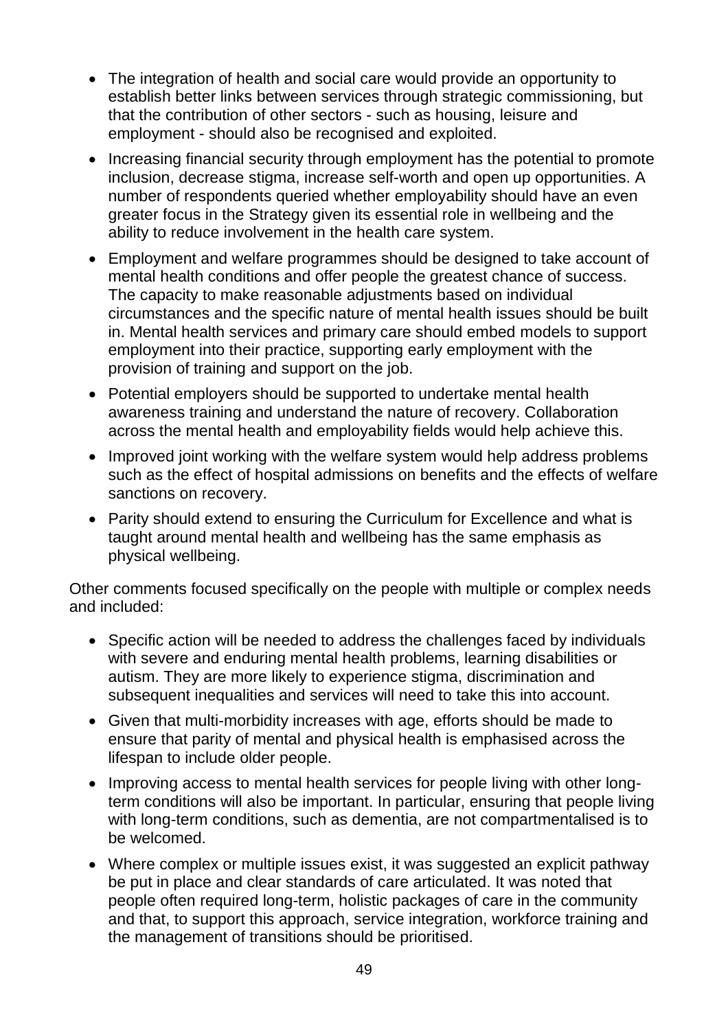- The integration of health and social care would provide an opportunity to establish better links between services through strategic commissioning, but that the contribution of other sectors - such as housing, leisure and employment - should also be recognised and exploited.
- Increasing financial security through employment has the potential to promote inclusion, decrease stigma, increase self-worth and open up opportunities. A number of respondents queried whether employability should have an even greater focus in the Strategy given its essential role in wellbeing and the ability to reduce involvement in the health care system.
- Employment and welfare programmes should be designed to take account of mental health conditions and offer people the greatest chance of success. The capacity to make reasonable adjustments based on individual circumstances and the specific nature of mental health issues should be built in. Mental health services and primary care should embed models to support employment into their practice, supporting early employment with the provision of training and support on the job.
- Potential employers should be supported to undertake mental health awareness training and understand the nature of recovery. Collaboration across the mental health and employability fields would help achieve this.
- Improved joint working with the welfare system would help address problems such as the effect of hospital admissions on benefits and the effects of welfare sanctions on recovery.
- Parity should extend to ensuring the Curriculum for Excellence and what is taught around mental health and wellbeing has the same emphasis as physical wellbeing.

Other comments focused specifically on the people with multiple or complex needs and included:

- Specific action will be needed to address the challenges faced by individuals with severe and enduring mental health problems, learning disabilities or autism. They are more likely to experience stigma, discrimination and subsequent inequalities and services will need to take this into account.
- Given that multi-morbidity increases with age, efforts should be made to ensure that parity of mental and physical health is emphasised across the lifespan to include older people.
- Improving access to mental health services for people living with other long-term conditions will also be important. In particular, ensuring that people living with long-term conditions, such as dementia, are not compartmentalised is to be welcomed.
- Where complex or multiple issues exist, it was suggested an explicit pathway be put in place and clear standards of care articulated. It was noted that people often required long-term, holistic packages of care in the community and that, to support this approach, service integration, workforce training and the management of transitions should be prioritised.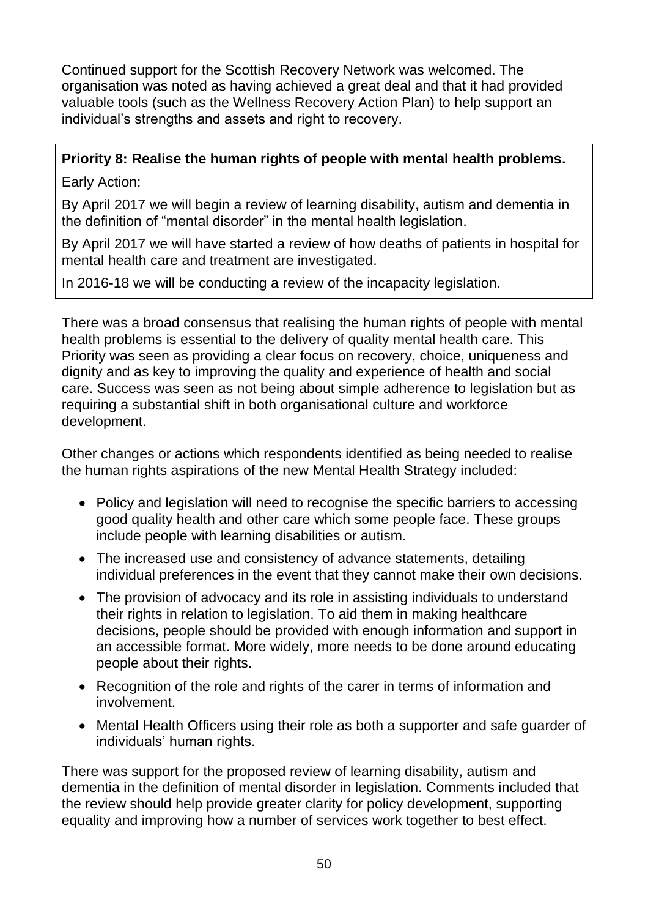Continued support for the Scottish Recovery Network was welcomed. The organisation was noted as having achieved a great deal and that it had provided valuable tools (such as the Wellness Recovery Action Plan) to help support an individual's strengths and assets and right to recovery.

**Priority 8: Realise the human rights of people with mental health problems.**

Early Action:

By April 2017 we will begin a review of learning disability, autism and dementia in the definition of "mental disorder" in the mental health legislation.

By April 2017 we will have started a review of how deaths of patients in hospital for mental health care and treatment are investigated.

In 2016-18 we will be conducting a review of the incapacity legislation.

There was a broad consensus that realising the human rights of people with mental health problems is essential to the delivery of quality mental health care. This Priority was seen as providing a clear focus on recovery, choice, uniqueness and dignity and as key to improving the quality and experience of health and social care. Success was seen as not being about simple adherence to legislation but as requiring a substantial shift in both organisational culture and workforce development.

Other changes or actions which respondents identified as being needed to realise the human rights aspirations of the new Mental Health Strategy included:

- Policy and legislation will need to recognise the specific barriers to accessing good quality health and other care which some people face. These groups include people with learning disabilities or autism.
- The increased use and consistency of advance statements, detailing individual preferences in the event that they cannot make their own decisions.
- The provision of advocacy and its role in assisting individuals to understand their rights in relation to legislation. To aid them in making healthcare decisions, people should be provided with enough information and support in an accessible format. More widely, more needs to be done around educating people about their rights.
- Recognition of the role and rights of the carer in terms of information and involvement.
- Mental Health Officers using their role as both a supporter and safe guarder of individuals' human rights.

There was support for the proposed review of learning disability, autism and dementia in the definition of mental disorder in legislation. Comments included that the review should help provide greater clarity for policy development, supporting equality and improving how a number of services work together to best effect.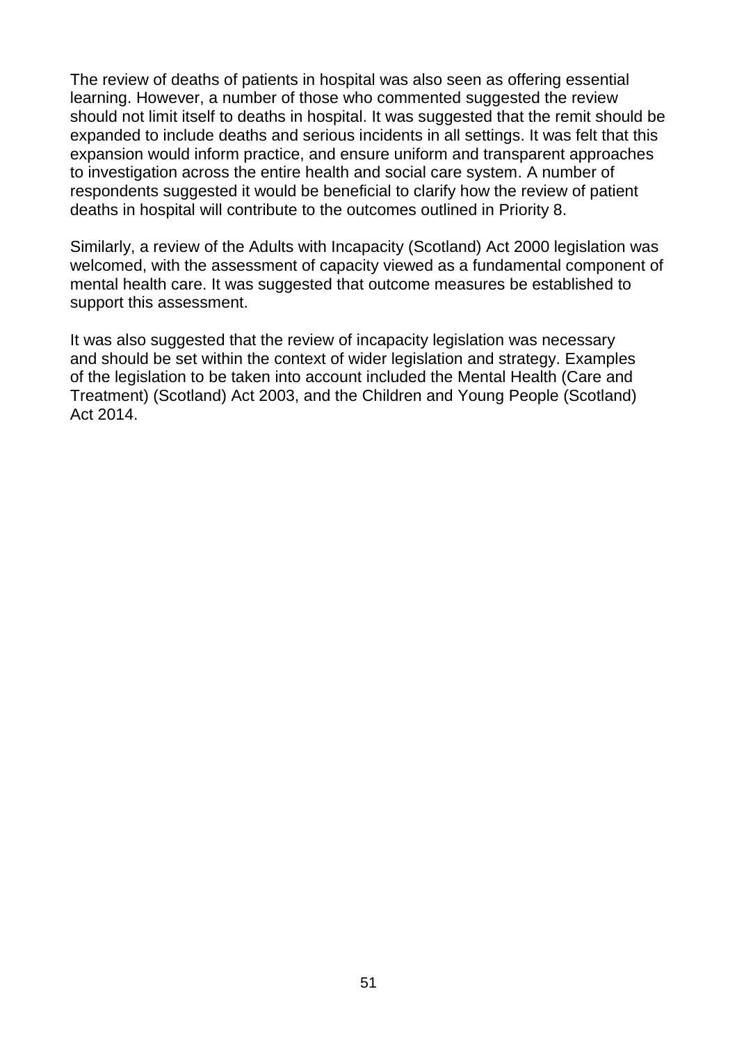The review of deaths of patients in hospital was also seen as offering essential learning. However, a number of those who commented suggested the review should not limit itself to deaths in hospital. It was suggested that the remit should be expanded to include deaths and serious incidents in all settings. It was felt that this expansion would inform practice, and ensure uniform and transparent approaches to investigation across the entire health and social care system. A number of respondents suggested it would be beneficial to clarify how the review of patient deaths in hospital will contribute to the outcomes outlined in Priority 8.

Similarly, a review of the Adults with Incapacity (Scotland) Act 2000 legislation was welcomed, with the assessment of capacity viewed as a fundamental component of mental health care. It was suggested that outcome measures be established to support this assessment.

It was also suggested that the review of incapacity legislation was necessary and should be set within the context of wider legislation and strategy. Examples of the legislation to be taken into account included the Mental Health (Care and Treatment) (Scotland) Act 2003, and the Children and Young People (Scotland) Act 2014.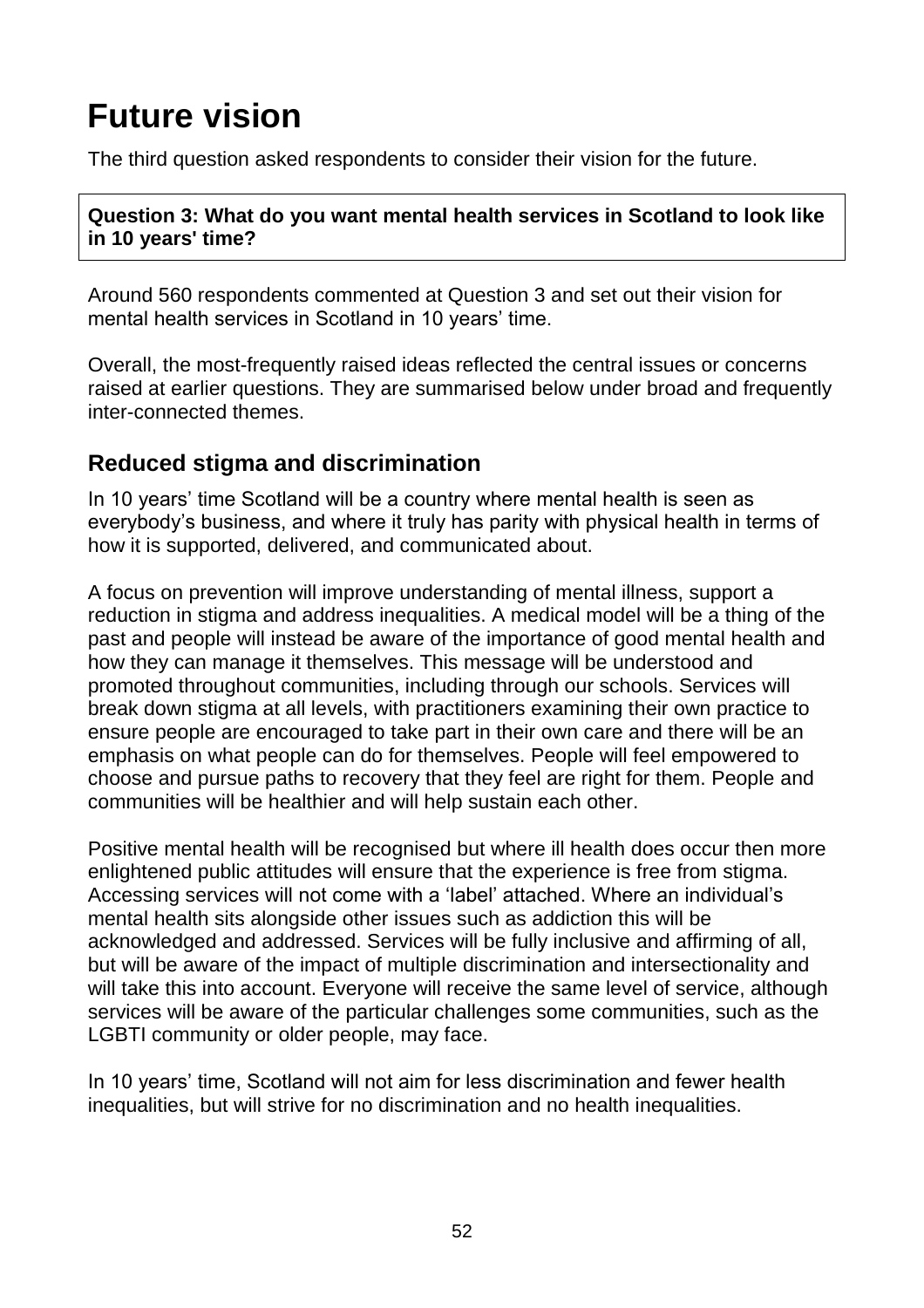# Future vision

The third question asked respondents to consider their vision for the future.

**Question 3: What do you want mental health services in Scotland to look like in 10 years' time?**

Around 560 respondents commented at Question 3 and set out their vision for mental health services in Scotland in 10 years' time.

Overall, the most-frequently raised ideas reflected the central issues or concerns raised at earlier questions. They are summarised below under broad and frequently inter-connected themes.

## Reduced stigma and discrimination

In 10 years' time Scotland will be a country where mental health is seen as everybody's business, and where it truly has parity with physical health in terms of how it is supported, delivered, and communicated about.

A focus on prevention will improve understanding of mental illness, support a reduction in stigma and address inequalities. A medical model will be a thing of the past and people will instead be aware of the importance of good mental health and how they can manage it themselves. This message will be understood and promoted throughout communities, including through our schools. Services will break down stigma at all levels, with practitioners examining their own practice to ensure people are encouraged to take part in their own care and there will be an emphasis on what people can do for themselves. People will feel empowered to choose and pursue paths to recovery that they feel are right for them. People and communities will be healthier and will help sustain each other.

Positive mental health will be recognised but where ill health does occur then more enlightened public attitudes will ensure that the experience is free from stigma. Accessing services will not come with a 'label' attached. Where an individual's mental health sits alongside other issues such as addiction this will be acknowledged and addressed. Services will be fully inclusive and affirming of all, but will be aware of the impact of multiple discrimination and intersectionality and will take this into account. Everyone will receive the same level of service, although services will be aware of the particular challenges some communities, such as the LGBTI community or older people, may face.

In 10 years' time, Scotland will not aim for less discrimination and fewer health inequalities, but will strive for no discrimination and no health inequalities.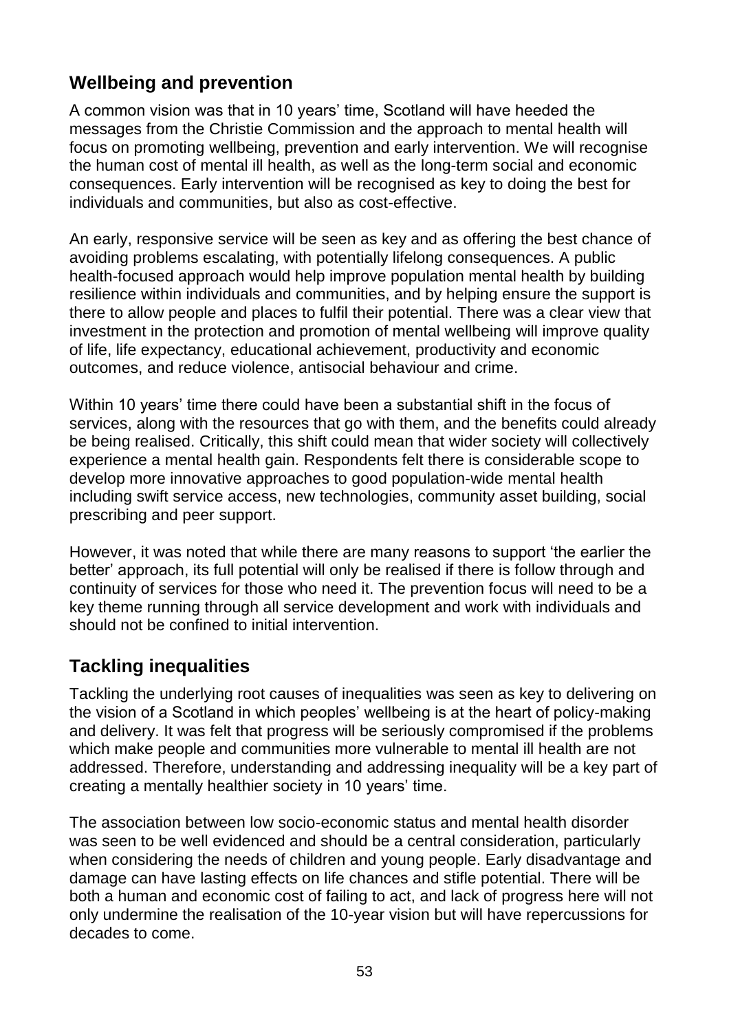## Wellbeing and prevention

A common vision was that in 10 years' time, Scotland will have heeded the messages from the Christie Commission and the approach to mental health will focus on promoting wellbeing, prevention and early intervention. We will recognise the human cost of mental ill health, as well as the long-term social and economic consequences. Early intervention will be recognised as key to doing the best for individuals and communities, but also as cost-effective.

An early, responsive service will be seen as key and as offering the best chance of avoiding problems escalating, with potentially lifelong consequences. A public health-focused approach would help improve population mental health by building resilience within individuals and communities, and by helping ensure the support is there to allow people and places to fulfil their potential. There was a clear view that investment in the protection and promotion of mental wellbeing will improve quality of life, life expectancy, educational achievement, productivity and economic outcomes, and reduce violence, antisocial behaviour and crime.

Within 10 years' time there could have been a substantial shift in the focus of services, along with the resources that go with them, and the benefits could already be being realised. Critically, this shift could mean that wider society will collectively experience a mental health gain. Respondents felt there is considerable scope to develop more innovative approaches to good population-wide mental health including swift service access, new technologies, community asset building, social prescribing and peer support.

However, it was noted that while there are many reasons to support 'the earlier the better' approach, its full potential will only be realised if there is follow through and continuity of services for those who need it. The prevention focus will need to be a key theme running through all service development and work with individuals and should not be confined to initial intervention.

## Tackling inequalities

Tackling the underlying root causes of inequalities was seen as key to delivering on the vision of a Scotland in which peoples' wellbeing is at the heart of policy-making and delivery. It was felt that progress will be seriously compromised if the problems which make people and communities more vulnerable to mental ill health are not addressed. Therefore, understanding and addressing inequality will be a key part of creating a mentally healthier society in 10 years' time.

The association between low socio-economic status and mental health disorder was seen to be well evidenced and should be a central consideration, particularly when considering the needs of children and young people. Early disadvantage and damage can have lasting effects on life chances and stifle potential. There will be both a human and economic cost of failing to act, and lack of progress here will not only undermine the realisation of the 10-year vision but will have repercussions for decades to come.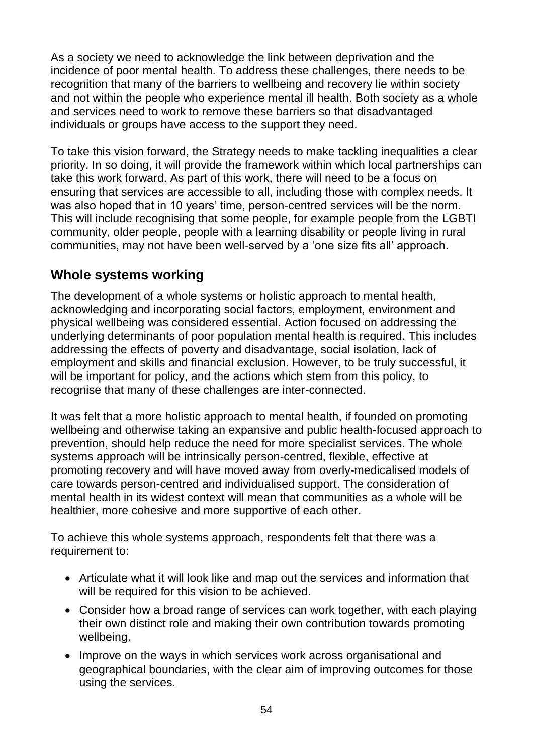As a society we need to acknowledge the link between deprivation and the incidence of poor mental health. To address these challenges, there needs to be recognition that many of the barriers to wellbeing and recovery lie within society and not within the people who experience mental ill health. Both society as a whole and services need to work to remove these barriers so that disadvantaged individuals or groups have access to the support they need.

To take this vision forward, the Strategy needs to make tackling inequalities a clear priority. In so doing, it will provide the framework within which local partnerships can take this work forward. As part of this work, there will need to be a focus on ensuring that services are accessible to all, including those with complex needs. It was also hoped that in 10 years' time, person-centred services will be the norm. This will include recognising that some people, for example people from the LGBTI community, older people, people with a learning disability or people living in rural communities, may not have been well-served by a 'one size fits all' approach.

## Whole systems working

The development of a whole systems or holistic approach to mental health, acknowledging and incorporating social factors, employment, environment and physical wellbeing was considered essential. Action focused on addressing the underlying determinants of poor population mental health is required. This includes addressing the effects of poverty and disadvantage, social isolation, lack of employment and skills and financial exclusion. However, to be truly successful, it will be important for policy, and the actions which stem from this policy, to recognise that many of these challenges are inter-connected.

It was felt that a more holistic approach to mental health, if founded on promoting wellbeing and otherwise taking an expansive and public health-focused approach to prevention, should help reduce the need for more specialist services. The whole systems approach will be intrinsically person-centred, flexible, effective at promoting recovery and will have moved away from overly-medicalised models of care towards person-centred and individualised support. The consideration of mental health in its widest context will mean that communities as a whole will be healthier, more cohesive and more supportive of each other.

To achieve this whole systems approach, respondents felt that there was a requirement to:

- Articulate what it will look like and map out the services and information that will be required for this vision to be achieved.
- Consider how a broad range of services can work together, with each playing their own distinct role and making their own contribution towards promoting wellbeing.
- Improve on the ways in which services work across organisational and geographical boundaries, with the clear aim of improving outcomes for those using the services.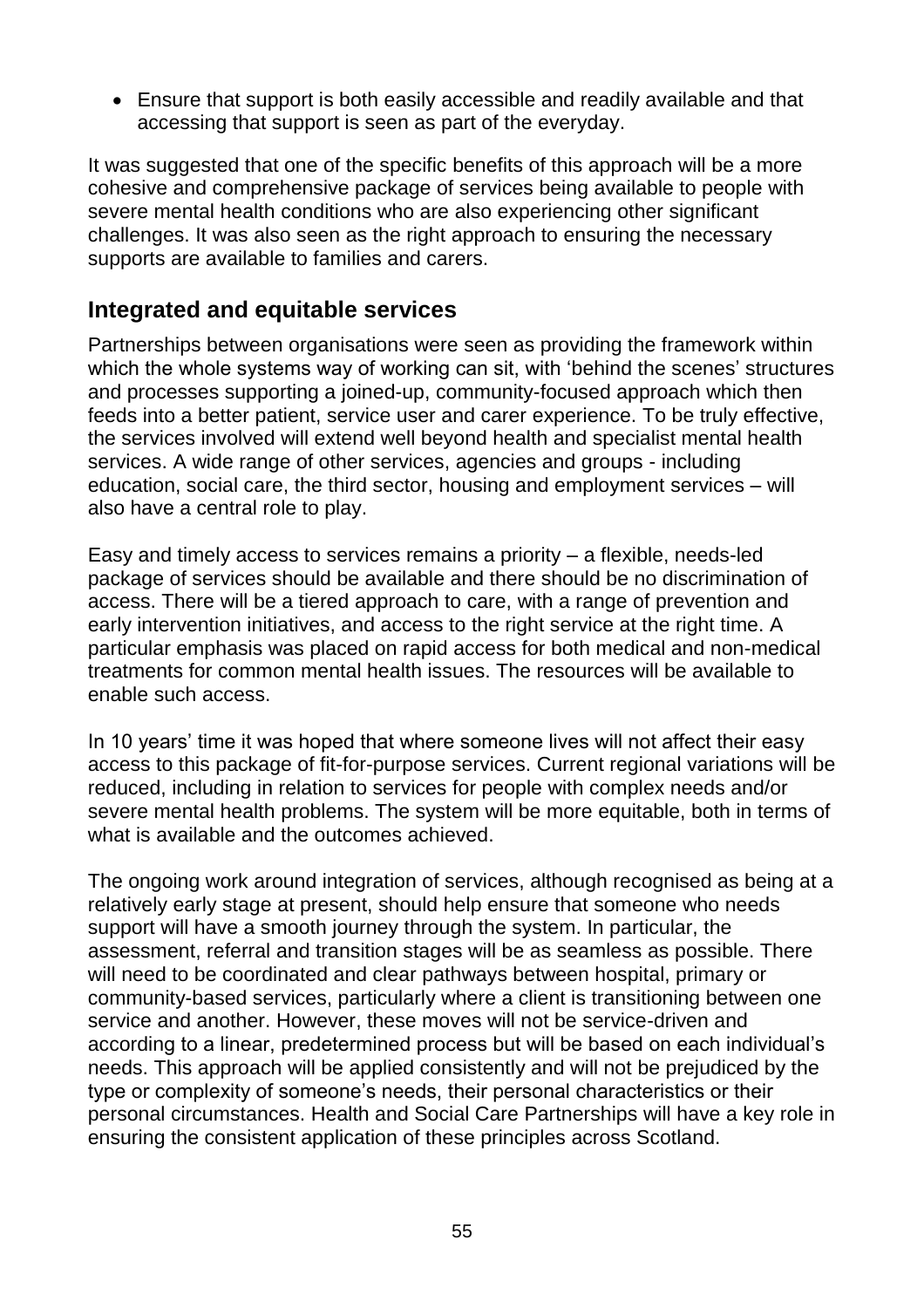- Ensure that support is both easily accessible and readily available and that accessing that support is seen as part of the everyday.

It was suggested that one of the specific benefits of this approach will be a more cohesive and comprehensive package of services being available to people with severe mental health conditions who are also experiencing other significant challenges. It was also seen as the right approach to ensuring the necessary supports are available to families and carers.

## Integrated and equitable services

Partnerships between organisations were seen as providing the framework within which the whole systems way of working can sit, with 'behind the scenes' structures and processes supporting a joined-up, community-focused approach which then feeds into a better patient, service user and carer experience. To be truly effective, the services involved will extend well beyond health and specialist mental health services. A wide range of other services, agencies and groups - including education, social care, the third sector, housing and employment services – will also have a central role to play.

Easy and timely access to services remains a priority – a flexible, needs-led package of services should be available and there should be no discrimination of access. There will be a tiered approach to care, with a range of prevention and early intervention initiatives, and access to the right service at the right time. A particular emphasis was placed on rapid access for both medical and non-medical treatments for common mental health issues. The resources will be available to enable such access.

In 10 years' time it was hoped that where someone lives will not affect their easy access to this package of fit-for-purpose services. Current regional variations will be reduced, including in relation to services for people with complex needs and/or severe mental health problems. The system will be more equitable, both in terms of what is available and the outcomes achieved.

The ongoing work around integration of services, although recognised as being at a relatively early stage at present, should help ensure that someone who needs support will have a smooth journey through the system. In particular, the assessment, referral and transition stages will be as seamless as possible. There will need to be coordinated and clear pathways between hospital, primary or community-based services, particularly where a client is transitioning between one service and another. However, these moves will not be service-driven and according to a linear, predetermined process but will be based on each individual's needs. This approach will be applied consistently and will not be prejudiced by the type or complexity of someone's needs, their personal characteristics or their personal circumstances. Health and Social Care Partnerships will have a key role in ensuring the consistent application of these principles across Scotland.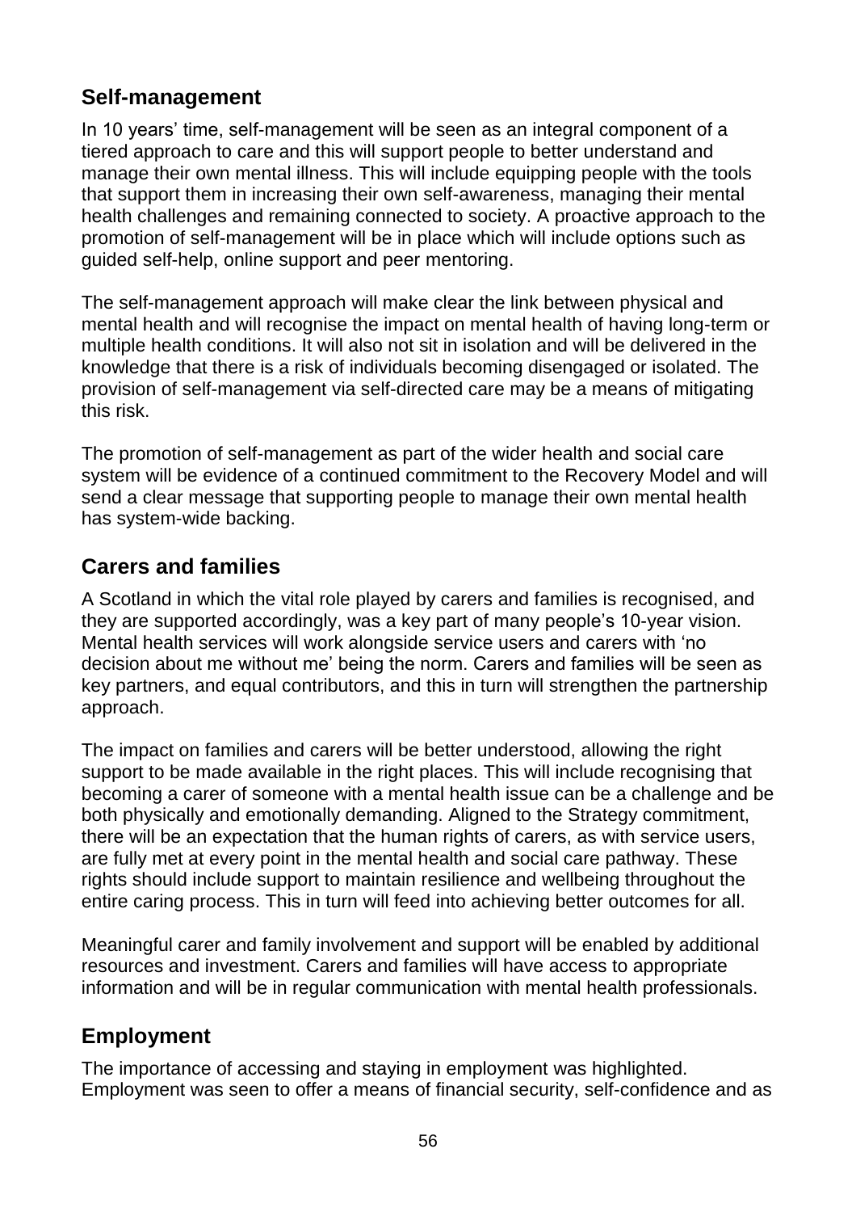## Self-management

In 10 years' time, self-management will be seen as an integral component of a tiered approach to care and this will support people to better understand and manage their own mental illness. This will include equipping people with the tools that support them in increasing their own self-awareness, managing their mental health challenges and remaining connected to society. A proactive approach to the promotion of self-management will be in place which will include options such as guided self-help, online support and peer mentoring.

The self-management approach will make clear the link between physical and mental health and will recognise the impact on mental health of having long-term or multiple health conditions. It will also not sit in isolation and will be delivered in the knowledge that there is a risk of individuals becoming disengaged or isolated. The provision of self-management via self-directed care may be a means of mitigating this risk.

The promotion of self-management as part of the wider health and social care system will be evidence of a continued commitment to the Recovery Model and will send a clear message that supporting people to manage their own mental health has system-wide backing.

## Carers and families

A Scotland in which the vital role played by carers and families is recognised, and they are supported accordingly, was a key part of many people's 10-year vision. Mental health services will work alongside service users and carers with 'no decision about me without me' being the norm. Carers and families will be seen as key partners, and equal contributors, and this in turn will strengthen the partnership approach.

The impact on families and carers will be better understood, allowing the right support to be made available in the right places. This will include recognising that becoming a carer of someone with a mental health issue can be a challenge and be both physically and emotionally demanding. Aligned to the Strategy commitment, there will be an expectation that the human rights of carers, as with service users, are fully met at every point in the mental health and social care pathway. These rights should include support to maintain resilience and wellbeing throughout the entire caring process. This in turn will feed into achieving better outcomes for all.

Meaningful carer and family involvement and support will be enabled by additional resources and investment. Carers and families will have access to appropriate information and will be in regular communication with mental health professionals.

## Employment

The importance of accessing and staying in employment was highlighted. Employment was seen to offer a means of financial security, self-confidence and as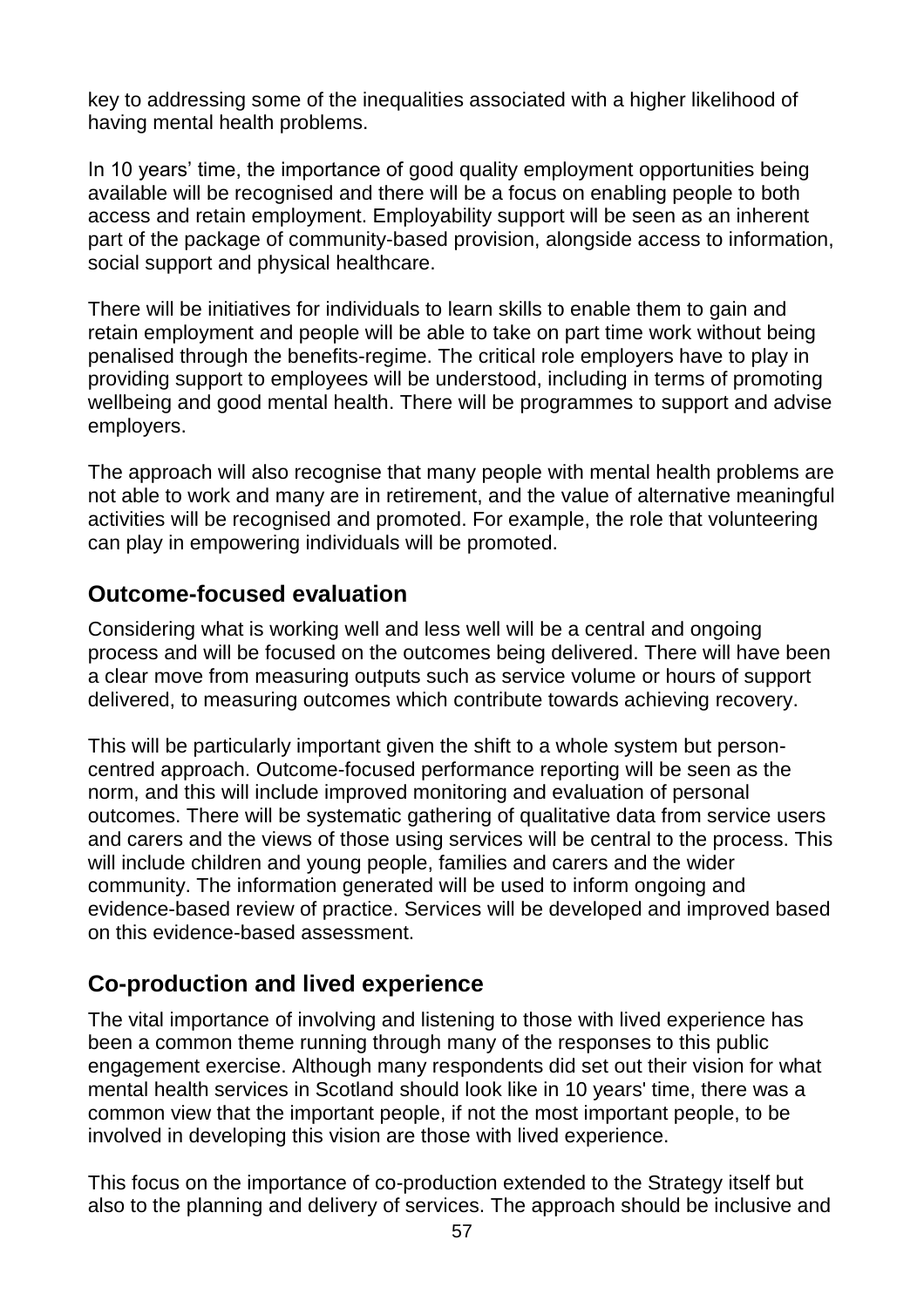key to addressing some of the inequalities associated with a higher likelihood of having mental health problems.

In 10 years' time, the importance of good quality employment opportunities being available will be recognised and there will be a focus on enabling people to both access and retain employment. Employability support will be seen as an inherent part of the package of community-based provision, alongside access to information, social support and physical healthcare.

There will be initiatives for individuals to learn skills to enable them to gain and retain employment and people will be able to take on part time work without being penalised through the benefits-regime. The critical role employers have to play in providing support to employees will be understood, including in terms of promoting wellbeing and good mental health. There will be programmes to support and advise employers.

The approach will also recognise that many people with mental health problems are not able to work and many are in retirement, and the value of alternative meaningful activities will be recognised and promoted. For example, the role that volunteering can play in empowering individuals will be promoted.

## Outcome-focused evaluation

Considering what is working well and less well will be a central and ongoing process and will be focused on the outcomes being delivered. There will have been a clear move from measuring outputs such as service volume or hours of support delivered, to measuring outcomes which contribute towards achieving recovery.

This will be particularly important given the shift to a whole system but person-centred approach. Outcome-focused performance reporting will be seen as the norm, and this will include improved monitoring and evaluation of personal outcomes. There will be systematic gathering of qualitative data from service users and carers and the views of those using services will be central to the process. This will include children and young people, families and carers and the wider community. The information generated will be used to inform ongoing and evidence-based review of practice. Services will be developed and improved based on this evidence-based assessment.

## Co-production and lived experience

The vital importance of involving and listening to those with lived experience has been a common theme running through many of the responses to this public engagement exercise. Although many respondents did set out their vision for what mental health services in Scotland should look like in 10 years' time, there was a common view that the important people, if not the most important people, to be involved in developing this vision are those with lived experience.

This focus on the importance of co-production extended to the Strategy itself but also to the planning and delivery of services. The approach should be inclusive and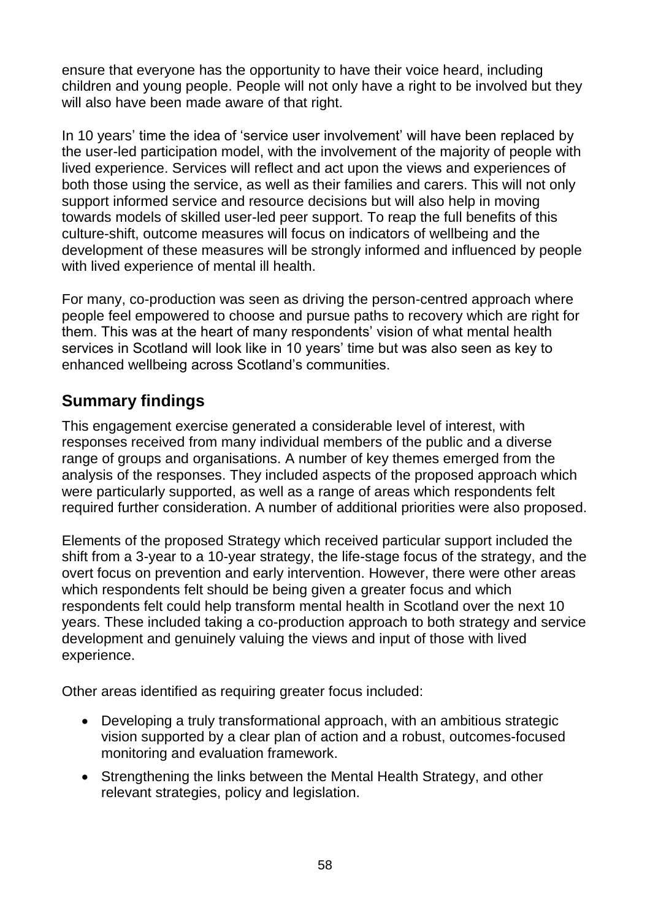ensure that everyone has the opportunity to have their voice heard, including children and young people. People will not only have a right to be involved but they will also have been made aware of that right.

In 10 years' time the idea of 'service user involvement' will have been replaced by the user-led participation model, with the involvement of the majority of people with lived experience. Services will reflect and act upon the views and experiences of both those using the service, as well as their families and carers. This will not only support informed service and resource decisions but will also help in moving towards models of skilled user-led peer support. To reap the full benefits of this culture-shift, outcome measures will focus on indicators of wellbeing and the development of these measures will be strongly informed and influenced by people with lived experience of mental ill health.

For many, co-production was seen as driving the person-centred approach where people feel empowered to choose and pursue paths to recovery which are right for them. This was at the heart of many respondents' vision of what mental health services in Scotland will look like in 10 years' time but was also seen as key to enhanced wellbeing across Scotland's communities.

## Summary findings

This engagement exercise generated a considerable level of interest, with responses received from many individual members of the public and a diverse range of groups and organisations. A number of key themes emerged from the analysis of the responses. They included aspects of the proposed approach which were particularly supported, as well as a range of areas which respondents felt required further consideration. A number of additional priorities were also proposed.

Elements of the proposed Strategy which received particular support included the shift from a 3-year to a 10-year strategy, the life-stage focus of the strategy, and the overt focus on prevention and early intervention. However, there were other areas which respondents felt should be being given a greater focus and which respondents felt could help transform mental health in Scotland over the next 10 years. These included taking a co-production approach to both strategy and service development and genuinely valuing the views and input of those with lived experience.

Other areas identified as requiring greater focus included:

- Developing a truly transformational approach, with an ambitious strategic vision supported by a clear plan of action and a robust, outcomes-focused monitoring and evaluation framework.
- Strengthening the links between the Mental Health Strategy, and other relevant strategies, policy and legislation.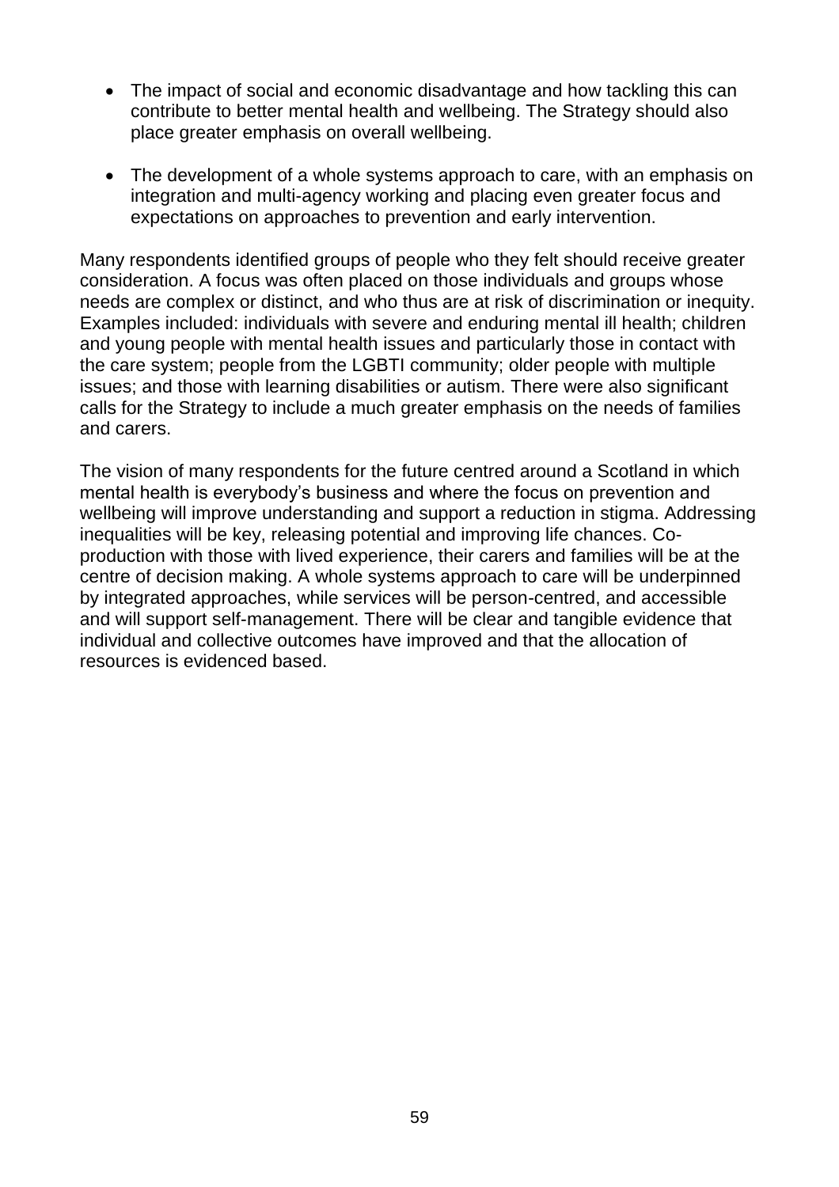- The impact of social and economic disadvantage and how tackling this can contribute to better mental health and wellbeing. The Strategy should also place greater emphasis on overall wellbeing.

- The development of a whole systems approach to care, with an emphasis on integration and multi-agency working and placing even greater focus and expectations on approaches to prevention and early intervention.

Many respondents identified groups of people who they felt should receive greater consideration. A focus was often placed on those individuals and groups whose needs are complex or distinct, and who thus are at risk of discrimination or inequity. Examples included: individuals with severe and enduring mental ill health; children and young people with mental health issues and particularly those in contact with the care system; people from the LGBTI community; older people with multiple issues; and those with learning disabilities or autism. There were also significant calls for the Strategy to include a much greater emphasis on the needs of families and carers.

The vision of many respondents for the future centred around a Scotland in which mental health is everybody's business and where the focus on prevention and wellbeing will improve understanding and support a reduction in stigma. Addressing inequalities will be key, releasing potential and improving life chances. Co-production with those with lived experience, their carers and families will be at the centre of decision making. A whole systems approach to care will be underpinned by integrated approaches, while services will be person-centred, and accessible and will support self-management. There will be clear and tangible evidence that individual and collective outcomes have improved and that the allocation of resources is evidenced based.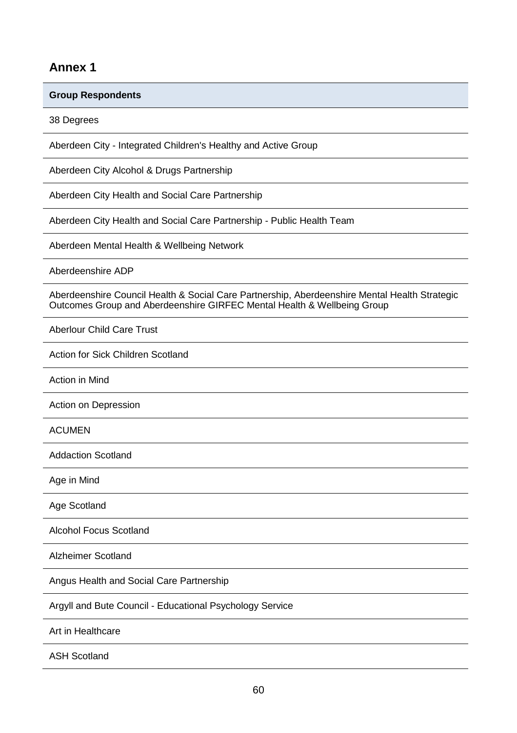## Annex 1

| Group Respondents |
| --- |
| 38 Degrees |
| Aberdeen City - Integrated Children's Healthy and Active Group |
| Aberdeen City Alcohol & Drugs Partnership |
| Aberdeen City Health and Social Care Partnership |
| Aberdeen City Health and Social Care Partnership - Public Health Team |
| Aberdeen Mental Health & Wellbeing Network |
| Aberdeenshire ADP |
| Aberdeenshire Council Health & Social Care Partnership, Aberdeenshire Mental Health Strategic Outcomes Group and Aberdeenshire GIRFEC Mental Health & Wellbeing Group |
| Aberlour Child Care Trust |
| Action for Sick Children Scotland |
| Action in Mind |
| Action on Depression |
| ACUMEN |
| Addaction Scotland |
| Age in Mind |
| Age Scotland |
| Alcohol Focus Scotland |
| Alzheimer Scotland |
| Angus Health and Social Care Partnership |
| Argyll and Bute Council - Educational Psychology Service |
| Art in Healthcare |
| ASH Scotland |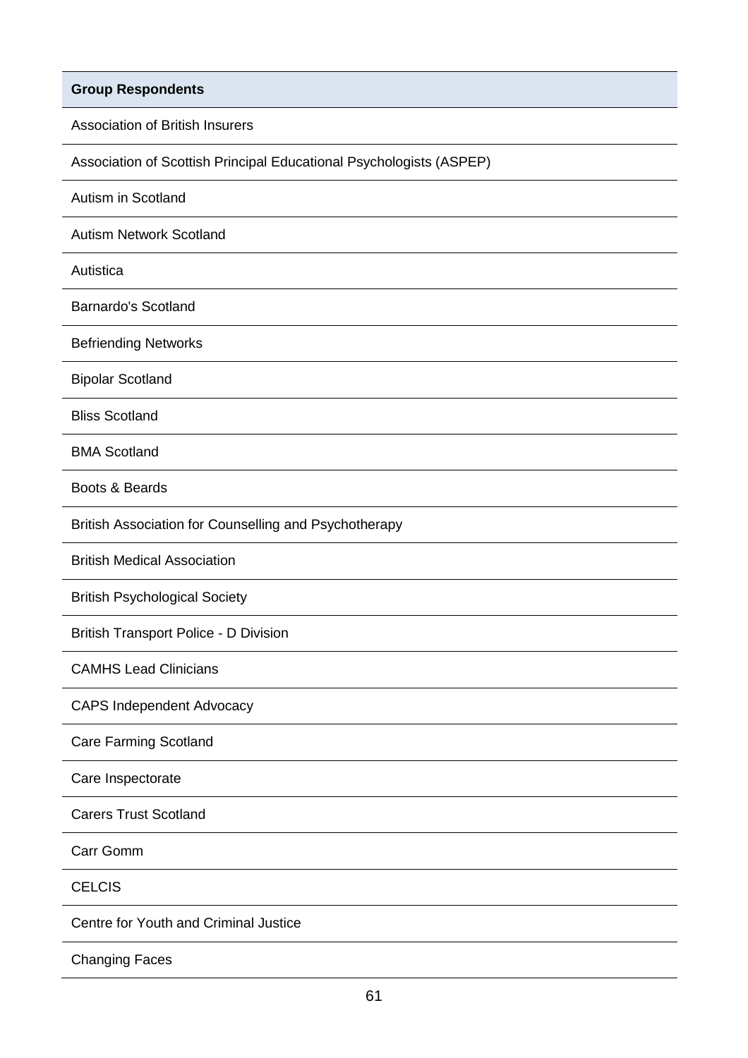| Group Respondents |
| --- |
| Association of British Insurers |
| Association of Scottish Principal Educational Psychologists (ASPEP) |
| Autism in Scotland |
| Autism Network Scotland |
| Autistica |
| Barnardo's Scotland |
| Befriending Networks |
| Bipolar Scotland |
| Bliss Scotland |
| BMA Scotland |
| Boots & Beards |
| British Association for Counselling and Psychotherapy |
| British Medical Association |
| British Psychological Society |
| British Transport Police - D Division |
| CAMHS Lead Clinicians |
| CAPS Independent Advocacy |
| Care Farming Scotland |
| Care Inspectorate |
| Carers Trust Scotland |
| Carr Gomm |
| CELCIS |
| Centre for Youth and Criminal Justice |
| Changing Faces |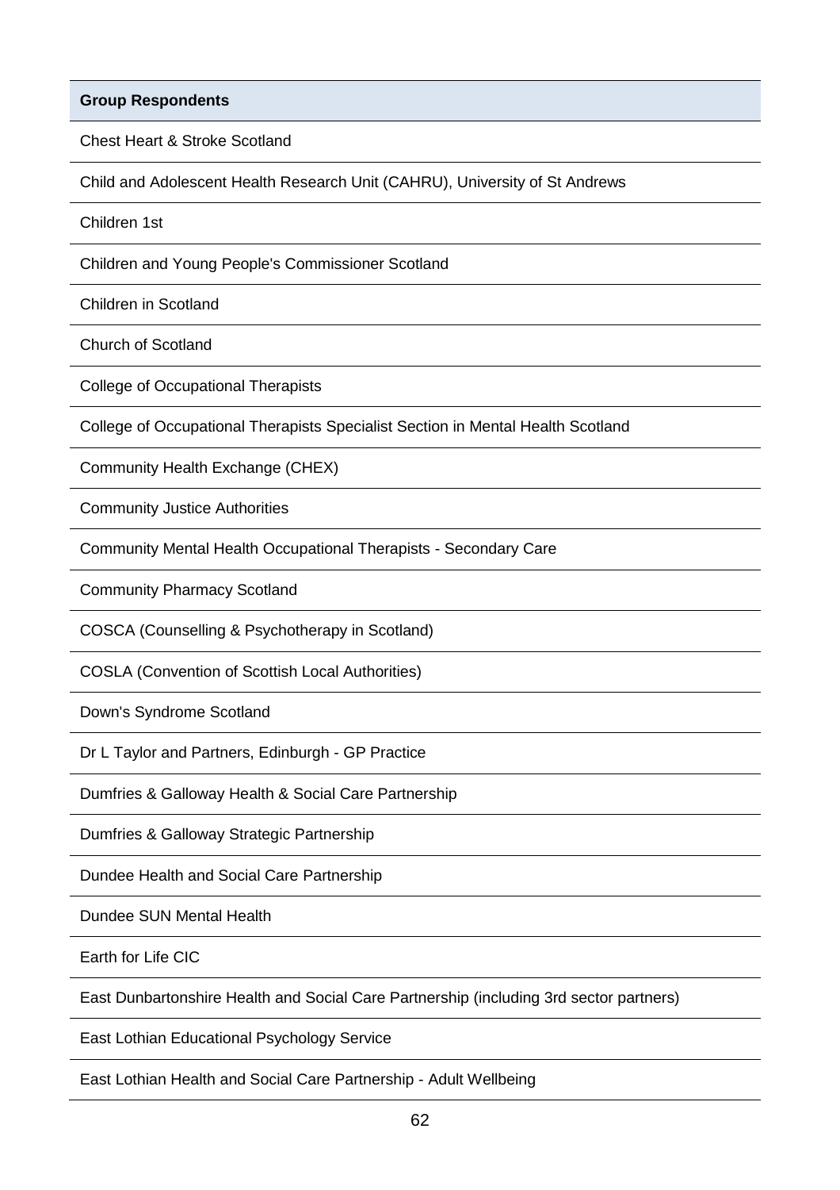| Group Respondents |
| --- |
| Chest Heart & Stroke Scotland |
| Child and Adolescent Health Research Unit (CAHRU), University of St Andrews |
| Children 1st |
| Children and Young People's Commissioner Scotland |
| Children in Scotland |
| Church of Scotland |
| College of Occupational Therapists |
| College of Occupational Therapists Specialist Section in Mental Health Scotland |
| Community Health Exchange (CHEX) |
| Community Justice Authorities |
| Community Mental Health Occupational Therapists - Secondary Care |
| Community Pharmacy Scotland |
| COSCA (Counselling & Psychotherapy in Scotland) |
| COSLA (Convention of Scottish Local Authorities) |
| Down's Syndrome Scotland |
| Dr L Taylor and Partners, Edinburgh - GP Practice |
| Dumfries & Galloway Health & Social Care Partnership |
| Dumfries & Galloway Strategic Partnership |
| Dundee Health and Social Care Partnership |
| Dundee SUN Mental Health |
| Earth for Life CIC |
| East Dunbartonshire Health and Social Care Partnership (including 3rd sector partners) |
| East Lothian Educational Psychology Service |
| East Lothian Health and Social Care Partnership - Adult Wellbeing |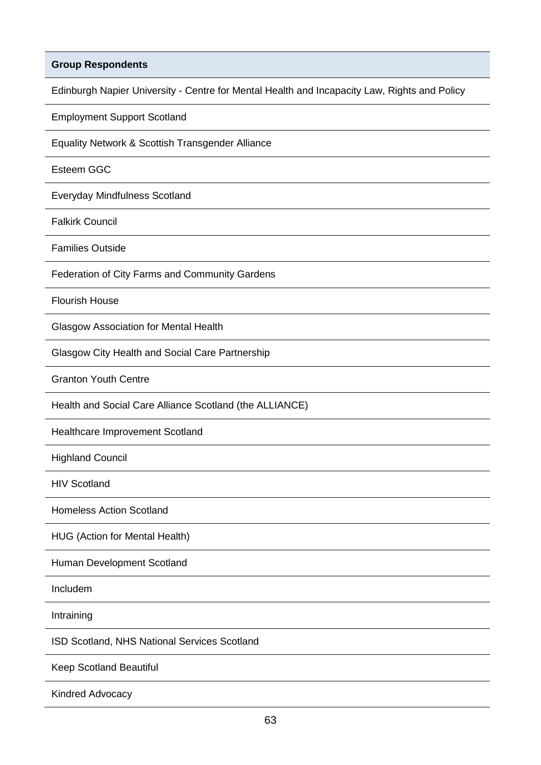| Group Respondents |
| --- |
| Edinburgh Napier University - Centre for Mental Health and Incapacity Law, Rights and Policy |
| Employment Support Scotland |
| Equality Network & Scottish Transgender Alliance |
| Esteem GGC |
| Everyday Mindfulness Scotland |
| Falkirk Council |
| Families Outside |
| Federation of City Farms and Community Gardens |
| Flourish House |
| Glasgow Association for Mental Health |
| Glasgow City Health and Social Care Partnership |
| Granton Youth Centre |
| Health and Social Care Alliance Scotland (the ALLIANCE) |
| Healthcare Improvement Scotland |
| Highland Council |
| HIV Scotland |
| Homeless Action Scotland |
| HUG (Action for Mental Health) |
| Human Development Scotland |
| Includem |
| Intraining |
| ISD Scotland, NHS National Services Scotland |
| Keep Scotland Beautiful |
| Kindred Advocacy |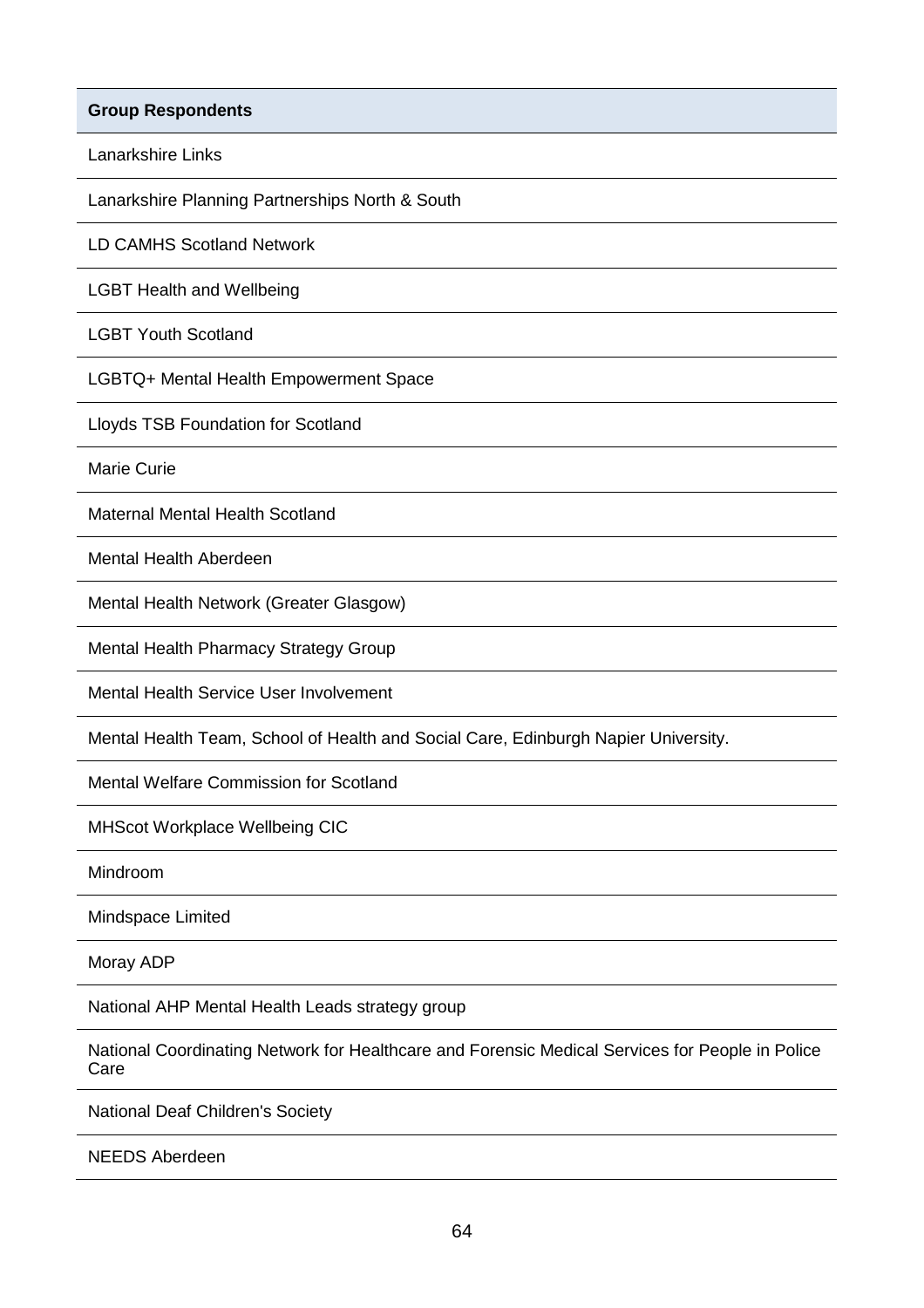| Group Respondents |
| --- |
| Lanarkshire Links |
| Lanarkshire Planning Partnerships North & South |
| LD CAMHS Scotland Network |
| LGBT Health and Wellbeing |
| LGBT Youth Scotland |
| LGBTQ+ Mental Health Empowerment Space |
| Lloyds TSB Foundation for Scotland |
| Marie Curie |
| Maternal Mental Health Scotland |
| Mental Health Aberdeen |
| Mental Health Network (Greater Glasgow) |
| Mental Health Pharmacy Strategy Group |
| Mental Health Service User Involvement |
| Mental Health Team, School of Health and Social Care, Edinburgh Napier University. |
| Mental Welfare Commission for Scotland |
| MHScot Workplace Wellbeing CIC |
| Mindroom |
| Mindspace Limited |
| Moray ADP |
| National AHP Mental Health Leads strategy group |
| National Coordinating Network for Healthcare and Forensic Medical Services for People in Police Care |
| National Deaf Children's Society |
| NEEDS Aberdeen |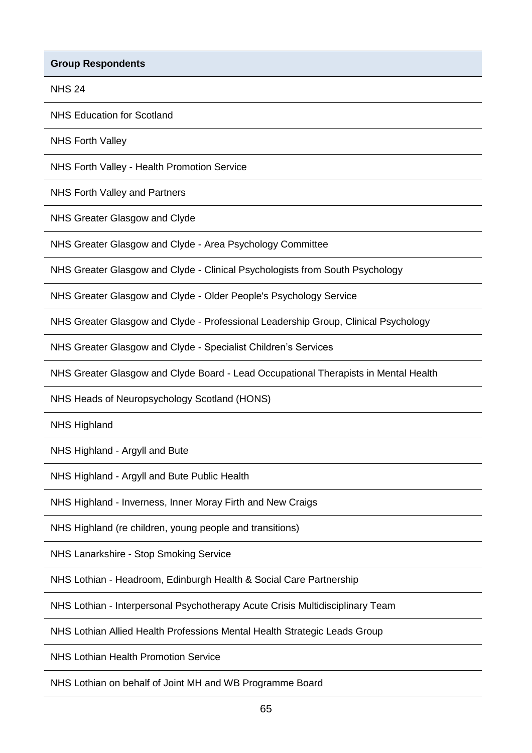| Group Respondents |
| --- |
| NHS 24 |
| NHS Education for Scotland |
| NHS Forth Valley |
| NHS Forth Valley - Health Promotion Service |
| NHS Forth Valley and Partners |
| NHS Greater Glasgow and Clyde |
| NHS Greater Glasgow and Clyde - Area Psychology Committee |
| NHS Greater Glasgow and Clyde - Clinical Psychologists from South Psychology |
| NHS Greater Glasgow and Clyde - Older People's Psychology Service |
| NHS Greater Glasgow and Clyde - Professional Leadership Group, Clinical Psychology |
| NHS Greater Glasgow and Clyde - Specialist Children's Services |
| NHS Greater Glasgow and Clyde Board - Lead Occupational Therapists in Mental Health |
| NHS Heads of Neuropsychology Scotland (HONS) |
| NHS Highland |
| NHS Highland - Argyll and Bute |
| NHS Highland - Argyll and Bute Public Health |
| NHS Highland - Inverness, Inner Moray Firth and New Craigs |
| NHS Highland (re children, young people and transitions) |
| NHS Lanarkshire - Stop Smoking Service |
| NHS Lothian - Headroom, Edinburgh Health & Social Care Partnership |
| NHS Lothian - Interpersonal Psychotherapy Acute Crisis Multidisciplinary Team |
| NHS Lothian Allied Health Professions Mental Health Strategic Leads Group |
| NHS Lothian Health Promotion Service |
| NHS Lothian on behalf of Joint MH and WB Programme Board |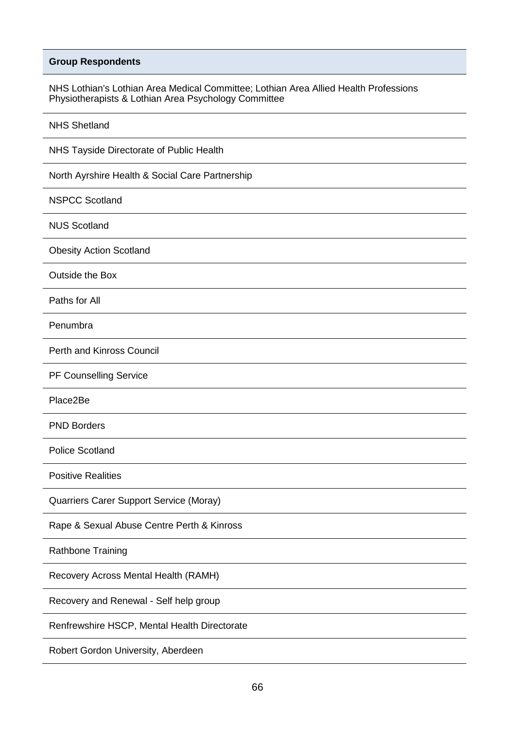| Group Respondents |
| --- |
| NHS Lothian's Lothian Area Medical Committee; Lothian Area Allied Health Professions Physiotherapists & Lothian Area Psychology Committee |
| NHS Shetland |
| NHS Tayside Directorate of Public Health |
| North Ayrshire Health & Social Care Partnership |
| NSPCC Scotland |
| NUS Scotland |
| Obesity Action Scotland |
| Outside the Box |
| Paths for All |
| Penumbra |
| Perth and Kinross Council |
| PF Counselling Service |
| Place2Be |
| PND Borders |
| Police Scotland |
| Positive Realities |
| Quarriers Carer Support Service (Moray) |
| Rape & Sexual Abuse Centre Perth & Kinross |
| Rathbone Training |
| Recovery Across Mental Health (RAMH) |
| Recovery and Renewal - Self help group |
| Renfrewshire HSCP, Mental Health Directorate |
| Robert Gordon University, Aberdeen |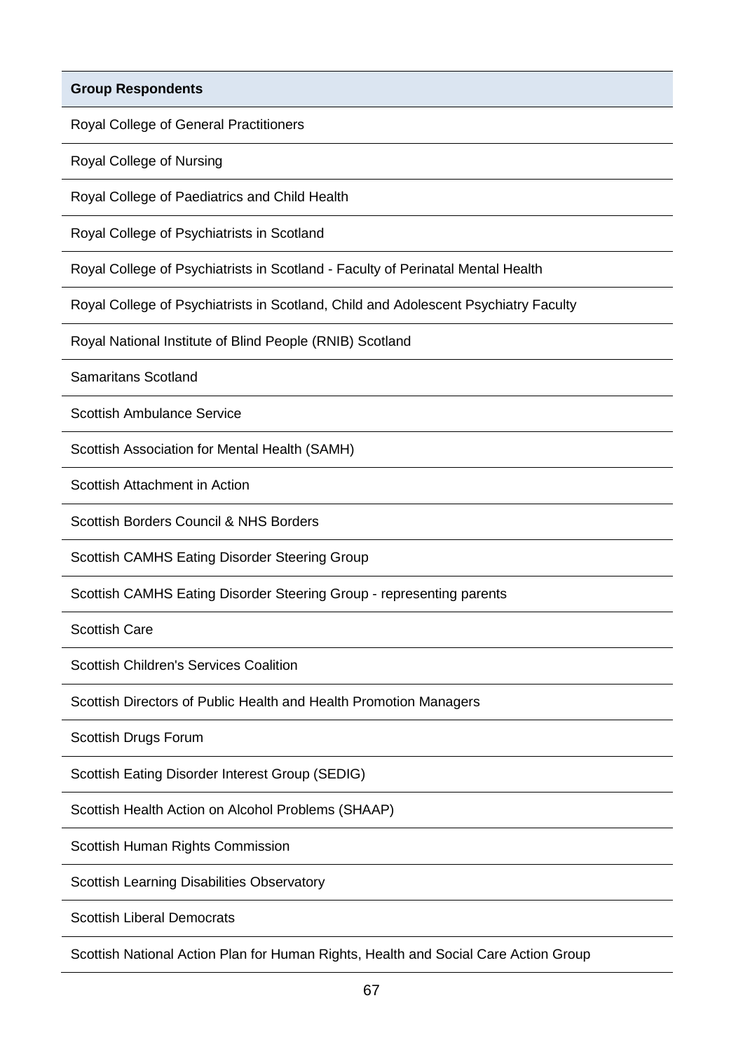| Group Respondents |
| --- |
| Royal College of General Practitioners |
| Royal College of Nursing |
| Royal College of Paediatrics and Child Health |
| Royal College of Psychiatrists in Scotland |
| Royal College of Psychiatrists in Scotland - Faculty of Perinatal Mental Health |
| Royal College of Psychiatrists in Scotland, Child and Adolescent Psychiatry Faculty |
| Royal National Institute of Blind People (RNIB) Scotland |
| Samaritans Scotland |
| Scottish Ambulance Service |
| Scottish Association for Mental Health (SAMH) |
| Scottish Attachment in Action |
| Scottish Borders Council & NHS Borders |
| Scottish CAMHS Eating Disorder Steering Group |
| Scottish CAMHS Eating Disorder Steering Group - representing parents |
| Scottish Care |
| Scottish Children's Services Coalition |
| Scottish Directors of Public Health and Health Promotion Managers |
| Scottish Drugs Forum |
| Scottish Eating Disorder Interest Group (SEDIG) |
| Scottish Health Action on Alcohol Problems (SHAAP) |
| Scottish Human Rights Commission |
| Scottish Learning Disabilities Observatory |
| Scottish Liberal Democrats |
| Scottish National Action Plan for Human Rights, Health and Social Care Action Group |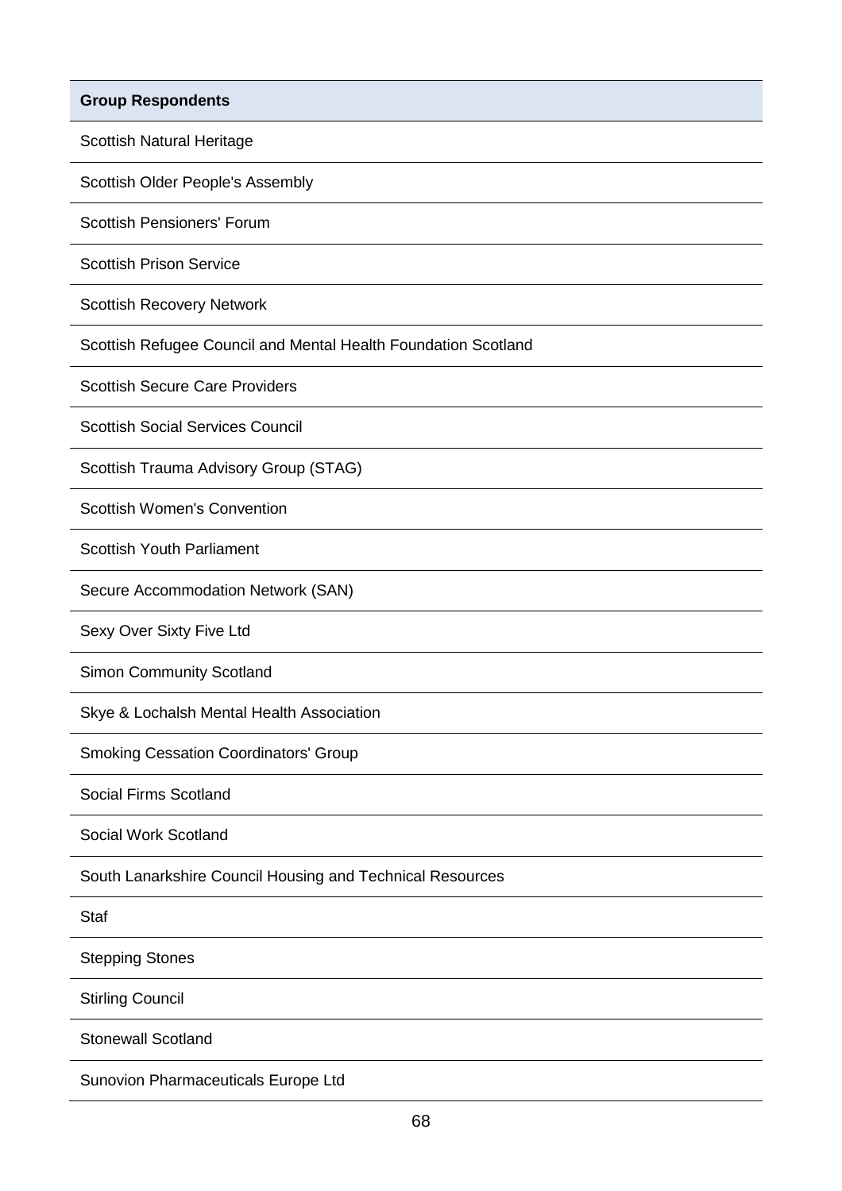| Group Respondents |
| --- |
| Scottish Natural Heritage |
| Scottish Older People's Assembly |
| Scottish Pensioners' Forum |
| Scottish Prison Service |
| Scottish Recovery Network |
| Scottish Refugee Council and Mental Health Foundation Scotland |
| Scottish Secure Care Providers |
| Scottish Social Services Council |
| Scottish Trauma Advisory Group (STAG) |
| Scottish Women's Convention |
| Scottish Youth Parliament |
| Secure Accommodation Network (SAN) |
| Sexy Over Sixty Five Ltd |
| Simon Community Scotland |
| Skye & Lochalsh Mental Health Association |
| Smoking Cessation Coordinators' Group |
| Social Firms Scotland |
| Social Work Scotland |
| South Lanarkshire Council Housing and Technical Resources |
| Staf |
| Stepping Stones |
| Stirling Council |
| Stonewall Scotland |
| Sunovion Pharmaceuticals Europe Ltd |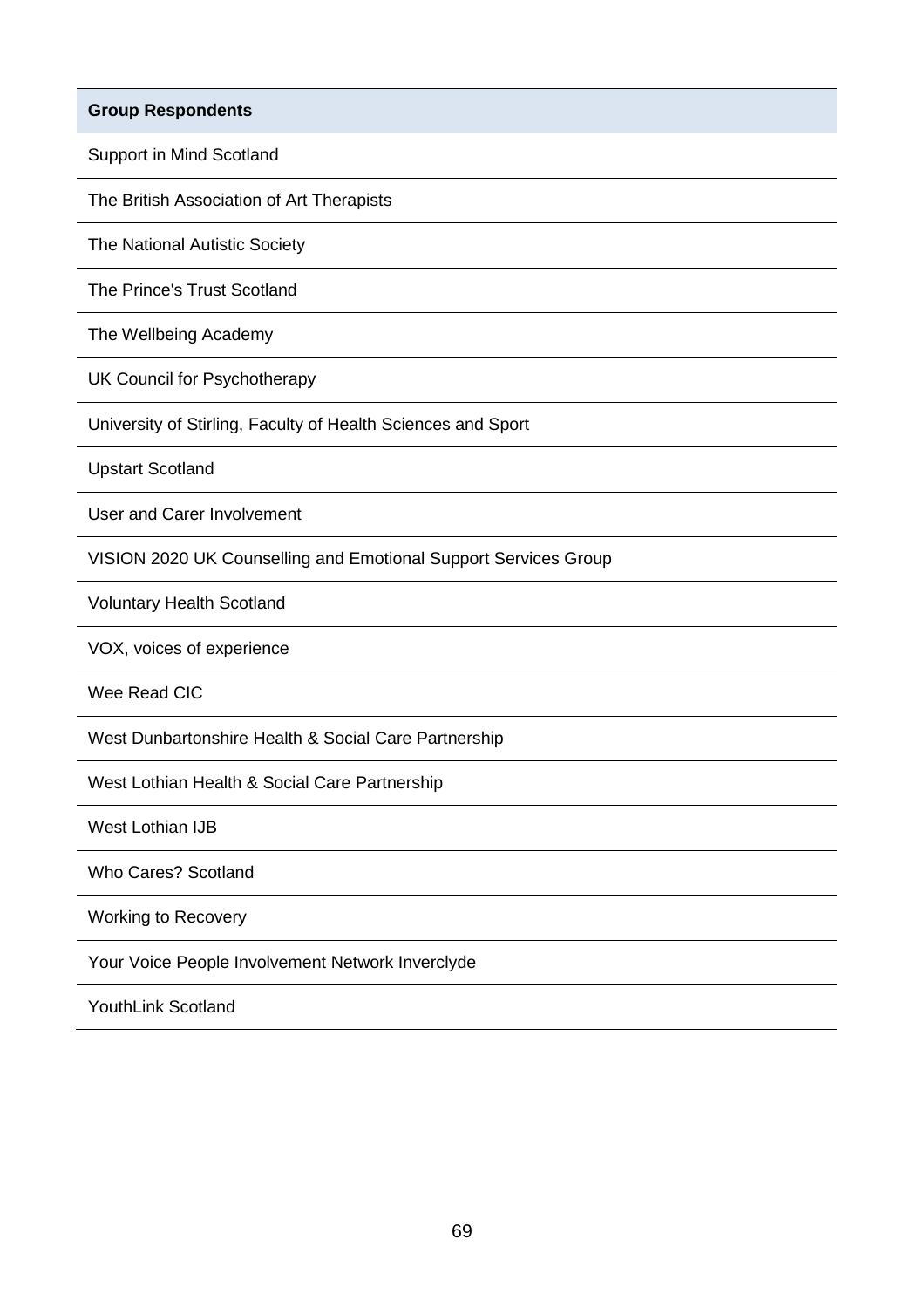| Group Respondents |
| --- |
| Support in Mind Scotland |
| The British Association of Art Therapists |
| The National Autistic Society |
| The Prince's Trust Scotland |
| The Wellbeing Academy |
| UK Council for Psychotherapy |
| University of Stirling, Faculty of Health Sciences and Sport |
| Upstart Scotland |
| User and Carer Involvement |
| VISION 2020 UK Counselling and Emotional Support Services Group |
| Voluntary Health Scotland |
| VOX, voices of experience |
| Wee Read CIC |
| West Dunbartonshire Health & Social Care Partnership |
| West Lothian Health & Social Care Partnership |
| West Lothian IJB |
| Who Cares? Scotland |
| Working to Recovery |
| Your Voice People Involvement Network Inverclyde |
| YouthLink Scotland |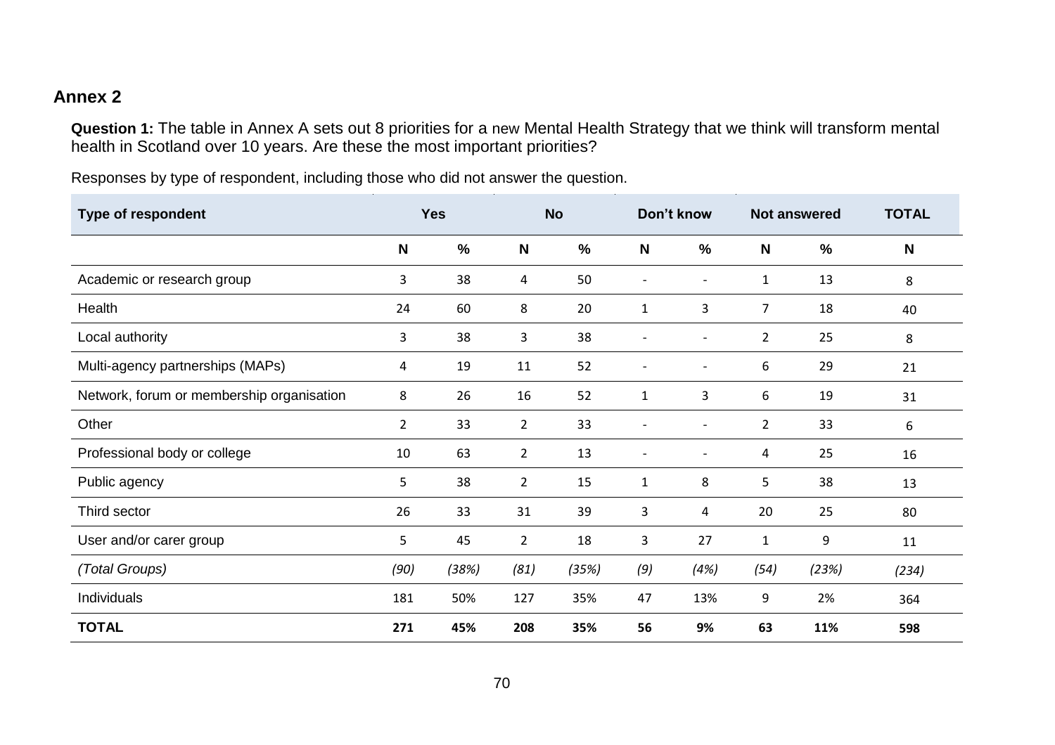## Annex 2

**Question 1:** The table in Annex A sets out 8 priorities for a new Mental Health Strategy that we think will transform mental health in Scotland over 10 years. Are these the most important priorities?

Responses by type of respondent, including those who did not answer the question.

| Type of respondent | Yes | | No | | Don't know | | Not answered | | TOTAL |
|---|---|---|---|---|---|---|---|---|---|
| | N | % | N | % | N | % | N | % | N |
| Academic or research group | 3 | 38 | 4 | 50 | - | - | 1 | 13 | 8 |
| Health | 24 | 60 | 8 | 20 | 1 | 3 | 7 | 18 | 40 |
| Local authority | 3 | 38 | 3 | 38 | - | - | 2 | 25 | 8 |
| Multi-agency partnerships (MAPs) | 4 | 19 | 11 | 52 | - | - | 6 | 29 | 21 |
| Network, forum or membership organisation | 8 | 26 | 16 | 52 | 1 | 3 | 6 | 19 | 31 |
| Other | 2 | 33 | 2 | 33 | - | - | 2 | 33 | 6 |
| Professional body or college | 10 | 63 | 2 | 13 | - | - | 4 | 25 | 16 |
| Public agency | 5 | 38 | 2 | 15 | 1 | 8 | 5 | 38 | 13 |
| Third sector | 26 | 33 | 31 | 39 | 3 | 4 | 20 | 25 | 80 |
| User and/or carer group | 5 | 45 | 2 | 18 | 3 | 27 | 1 | 9 | 11 |
| *(Total Groups)* | *(90)* | *(38%)* | *(81)* | *(35%)* | *(9)* | *(4%)* | *(54)* | *(23%)* | *(234)* |
| Individuals | 181 | 50% | 127 | 35% | 47 | 13% | 9 | 2% | 364 |
| **TOTAL** | **271** | **45%** | **208** | **35%** | **56** | **9%** | **63** | **11%** | **598** |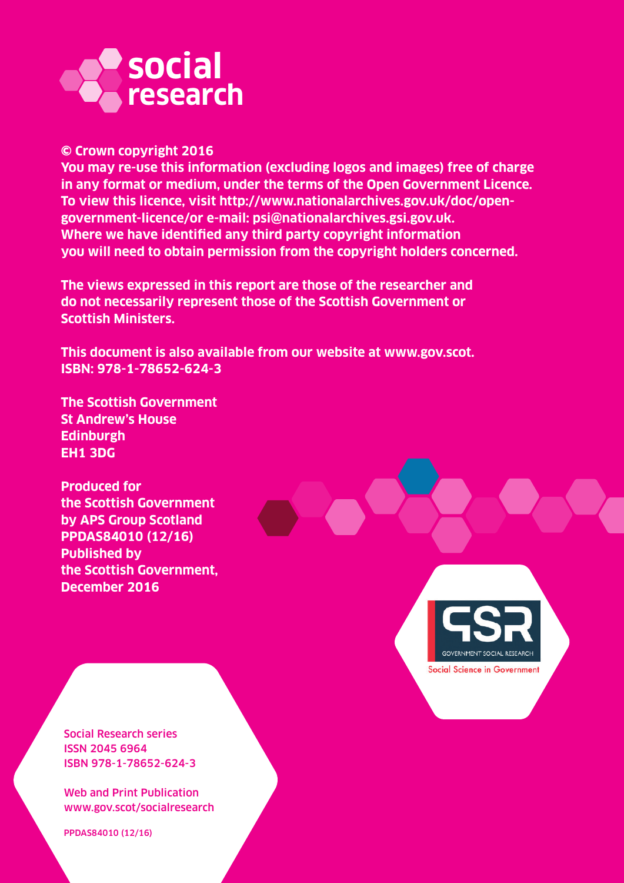**social research**

**© Crown copyright 2016**
**You may re-use this information (excluding logos and images) free of charge in any format or medium, under the terms of the Open Government Licence. To view this licence, visit http://www.nationalarchives.gov.uk/doc/open-government-licence/or e-mail: psi@nationalarchives.gsi.gov.uk. Where we have identified any third party copyright information you will need to obtain permission from the copyright holders concerned.**

**The views expressed in this report are those of the researcher and do not necessarily represent those of the Scottish Government or Scottish Ministers.**

**This document is also available from our website at www.gov.scot.**
**ISBN: 978-1-78652-624-3**

**The Scottish Government**
**St Andrew's House**
**Edinburgh**
**EH1 3DG**

**Produced for the Scottish Government by APS Group Scotland**
**PPDAS84010 (12/16)**
**Published by the Scottish Government, December 2016**

GSR
GOVERNMENT SOCIAL RESEARCH
Social Science in Government

Social Research series
ISSN 2045 6964
ISBN 978-1-78652-624-3

Web and Print Publication
www.gov.scot/socialresearch

PPDAS84010 (12/16)